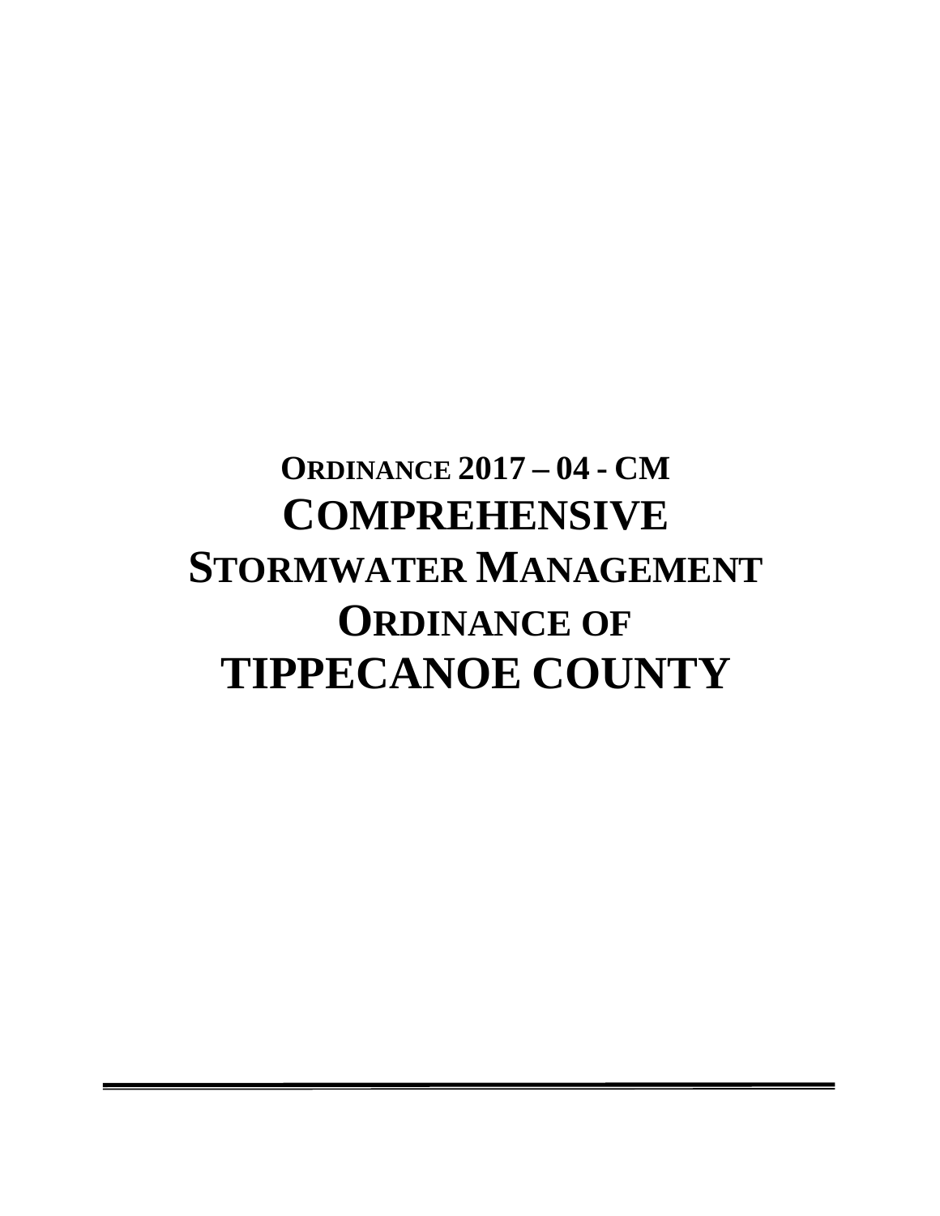# ORDINANCE 2017 – 04 - CM

# COMPREHENSIVE STORMWATER MANAGEMENT ORDINANCE OF TIPPECANOE COUNTY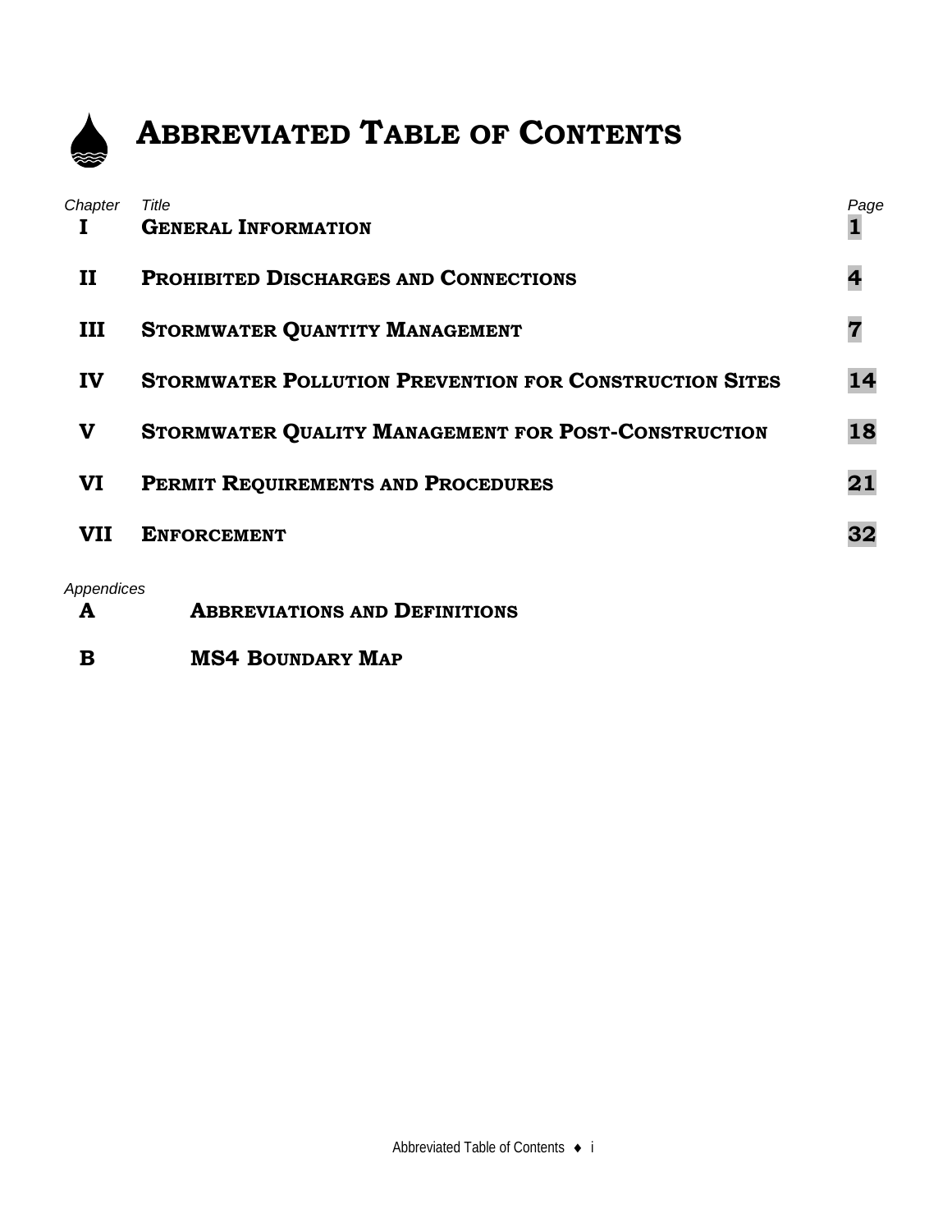# Abbreviated Table of Contents

| Chapter | Title | Page |
| --- | --- | --- |
| I | General Information | 1 |
| II | Prohibited Discharges and Connections | 4 |
| III | Stormwater Quantity Management | 7 |
| IV | Stormwater Pollution Prevention for Construction Sites | 14 |
| V | Stormwater Quality Management for Post-Construction | 18 |
| VI | Permit Requirements and Procedures | 21 |
| VII | Enforcement | 32 |

*Appendices*

| | |
| --- | --- |
| A | Abbreviations and Definitions |
| B | MS4 Boundary Map |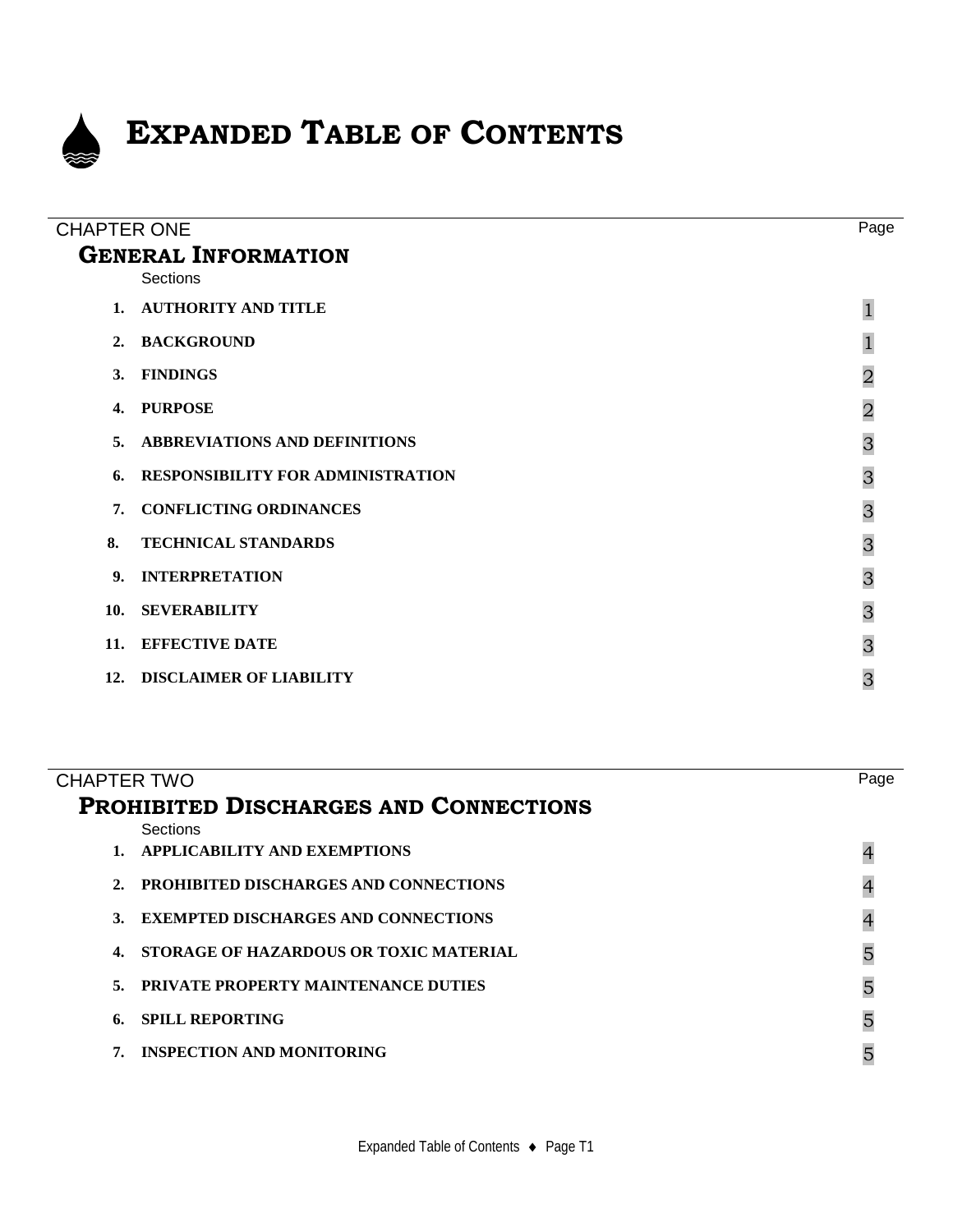# Expanded Table of Contents

CHAPTER ONE

## General Information

| Sections | | Page |
|---|---|---|
| 1. | AUTHORITY AND TITLE | 1 |
| 2. | BACKGROUND | 1 |
| 3. | FINDINGS | 2 |
| 4. | PURPOSE | 2 |
| 5. | ABBREVIATIONS AND DEFINITIONS | 3 |
| 6. | RESPONSIBILITY FOR ADMINISTRATION | 3 |
| 7. | CONFLICTING ORDINANCES | 3 |
| 8. | TECHNICAL STANDARDS | 3 |
| 9. | INTERPRETATION | 3 |
| 10. | SEVERABILITY | 3 |
| 11. | EFFECTIVE DATE | 3 |
| 12. | DISCLAIMER OF LIABILITY | 3 |

CHAPTER TWO

## Prohibited Discharges and Connections

| Sections | | Page |
|---|---|---|
| 1. | APPLICABILITY AND EXEMPTIONS | 4 |
| 2. | PROHIBITED DISCHARGES AND CONNECTIONS | 4 |
| 3. | EXEMPTED DISCHARGES AND CONNECTIONS | 4 |
| 4. | STORAGE OF HAZARDOUS OR TOXIC MATERIAL | 5 |
| 5. | PRIVATE PROPERTY MAINTENANCE DUTIES | 5 |
| 6. | SPILL REPORTING | 5 |
| 7. | INSPECTION AND MONITORING | 5 |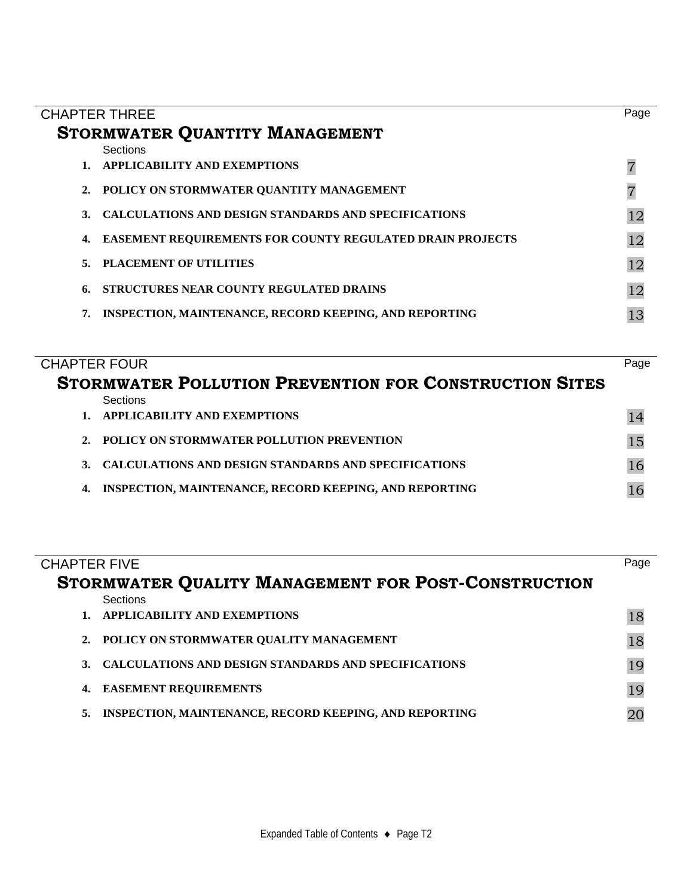## CHAPTER THREE

## STORMWATER QUANTITY MANAGEMENT

| Sections | | Page |
|---|---|---|
| 1. | **APPLICABILITY AND EXEMPTIONS** | 7 |
| 2. | **POLICY ON STORMWATER QUANTITY MANAGEMENT** | 7 |
| 3. | **CALCULATIONS AND DESIGN STANDARDS AND SPECIFICATIONS** | 12 |
| 4. | **EASEMENT REQUIREMENTS FOR COUNTY REGULATED DRAIN PROJECTS** | 12 |
| 5. | **PLACEMENT OF UTILITIES** | 12 |
| 6. | **STRUCTURES NEAR COUNTY REGULATED DRAINS** | 12 |
| 7. | **INSPECTION, MAINTENANCE, RECORD KEEPING, AND REPORTING** | 13 |

## CHAPTER FOUR

## STORMWATER POLLUTION PREVENTION FOR CONSTRUCTION SITES

| Sections | | Page |
|---|---|---|
| 1. | **APPLICABILITY AND EXEMPTIONS** | 14 |
| 2. | **POLICY ON STORMWATER POLLUTION PREVENTION** | 15 |
| 3. | **CALCULATIONS AND DESIGN STANDARDS AND SPECIFICATIONS** | 16 |
| 4. | **INSPECTION, MAINTENANCE, RECORD KEEPING, AND REPORTING** | 16 |

## CHAPTER FIVE

## STORMWATER QUALITY MANAGEMENT FOR POST-CONSTRUCTION

| Sections | | Page |
|---|---|---|
| 1. | **APPLICABILITY AND EXEMPTIONS** | 18 |
| 2. | **POLICY ON STORMWATER QUALITY MANAGEMENT** | 18 |
| 3. | **CALCULATIONS AND DESIGN STANDARDS AND SPECIFICATIONS** | 19 |
| 4. | **EASEMENT REQUIREMENTS** | 19 |
| 5. | **INSPECTION, MAINTENANCE, RECORD KEEPING, AND REPORTING** | 20 |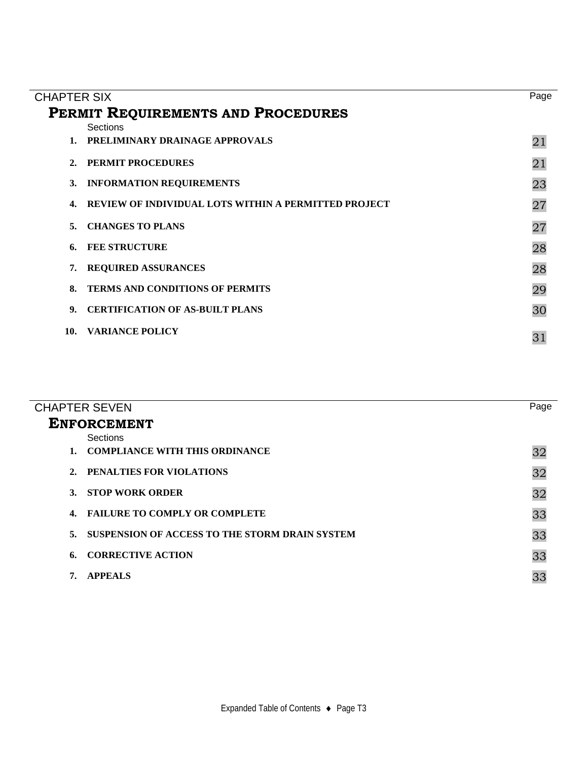CHAPTER SIX

## PERMIT REQUIREMENTS AND PROCEDURES

| Sections | | Page |
| --- | --- | --- |
| 1. | PRELIMINARY DRAINAGE APPROVALS | 21 |
| 2. | PERMIT PROCEDURES | 21 |
| 3. | INFORMATION REQUIREMENTS | 23 |
| 4. | REVIEW OF INDIVIDUAL LOTS WITHIN A PERMITTED PROJECT | 27 |
| 5. | CHANGES TO PLANS | 27 |
| 6. | FEE STRUCTURE | 28 |
| 7. | REQUIRED ASSURANCES | 28 |
| 8. | TERMS AND CONDITIONS OF PERMITS | 29 |
| 9. | CERTIFICATION OF AS-BUILT PLANS | 30 |
| 10. | VARIANCE POLICY | 31 |

CHAPTER SEVEN

## ENFORCEMENT

| Sections | | Page |
| --- | --- | --- |
| 1. | COMPLIANCE WITH THIS ORDINANCE | 32 |
| 2. | PENALTIES FOR VIOLATIONS | 32 |
| 3. | STOP WORK ORDER | 32 |
| 4. | FAILURE TO COMPLY OR COMPLETE | 33 |
| 5. | SUSPENSION OF ACCESS TO THE STORM DRAIN SYSTEM | 33 |
| 6. | CORRECTIVE ACTION | 33 |
| 7. | APPEALS | 33 |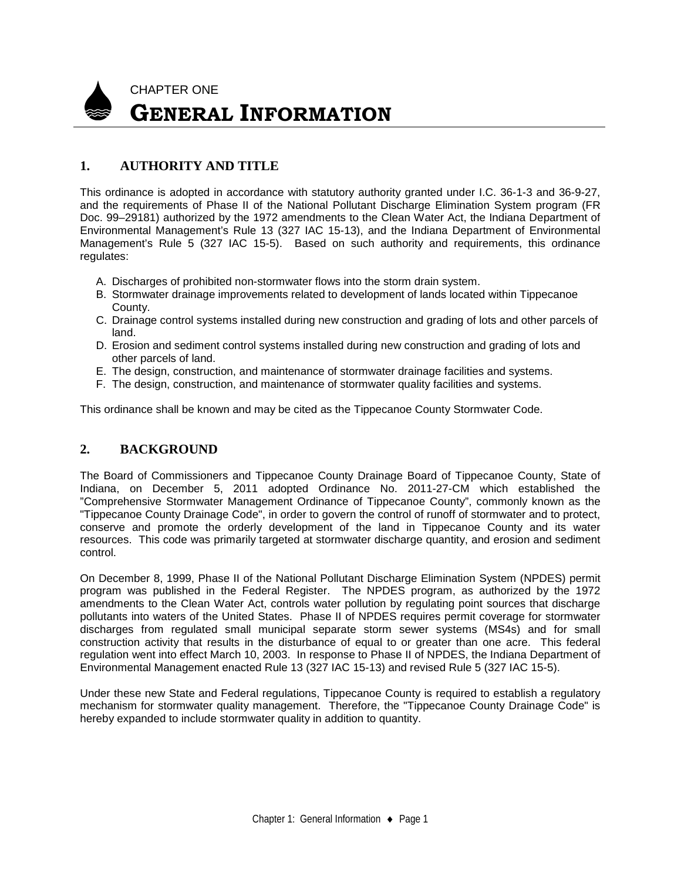CHAPTER ONE

# GENERAL INFORMATION

## 1. AUTHORITY AND TITLE

This ordinance is adopted in accordance with statutory authority granted under I.C. 36-1-3 and 36-9-27, and the requirements of Phase II of the National Pollutant Discharge Elimination System program (FR Doc. 99–29181) authorized by the 1972 amendments to the Clean Water Act, the Indiana Department of Environmental Management's Rule 13 (327 IAC 15-13), and the Indiana Department of Environmental Management's Rule 5 (327 IAC 15-5). Based on such authority and requirements, this ordinance regulates:

A. Discharges of prohibited non-stormwater flows into the storm drain system.
B. Stormwater drainage improvements related to development of lands located within Tippecanoe County.
C. Drainage control systems installed during new construction and grading of lots and other parcels of land.
D. Erosion and sediment control systems installed during new construction and grading of lots and other parcels of land.
E. The design, construction, and maintenance of stormwater drainage facilities and systems.
F. The design, construction, and maintenance of stormwater quality facilities and systems.

This ordinance shall be known and may be cited as the Tippecanoe County Stormwater Code.

## 2. BACKGROUND

The Board of Commissioners and Tippecanoe County Drainage Board of Tippecanoe County, State of Indiana, on December 5, 2011 adopted Ordinance No. 2011-27-CM which established the "Comprehensive Stormwater Management Ordinance of Tippecanoe County", commonly known as the "Tippecanoe County Drainage Code", in order to govern the control of runoff of stormwater and to protect, conserve and promote the orderly development of the land in Tippecanoe County and its water resources. This code was primarily targeted at stormwater discharge quantity, and erosion and sediment control.

On December 8, 1999, Phase II of the National Pollutant Discharge Elimination System (NPDES) permit program was published in the Federal Register. The NPDES program, as authorized by the 1972 amendments to the Clean Water Act, controls water pollution by regulating point sources that discharge pollutants into waters of the United States. Phase II of NPDES requires permit coverage for stormwater discharges from regulated small municipal separate storm sewer systems (MS4s) and for small construction activity that results in the disturbance of equal to or greater than one acre. This federal regulation went into effect March 10, 2003. In response to Phase II of NPDES, the Indiana Department of Environmental Management enacted Rule 13 (327 IAC 15-13) and revised Rule 5 (327 IAC 15-5).

Under these new State and Federal regulations, Tippecanoe County is required to establish a regulatory mechanism for stormwater quality management. Therefore, the "Tippecanoe County Drainage Code" is hereby expanded to include stormwater quality in addition to quantity.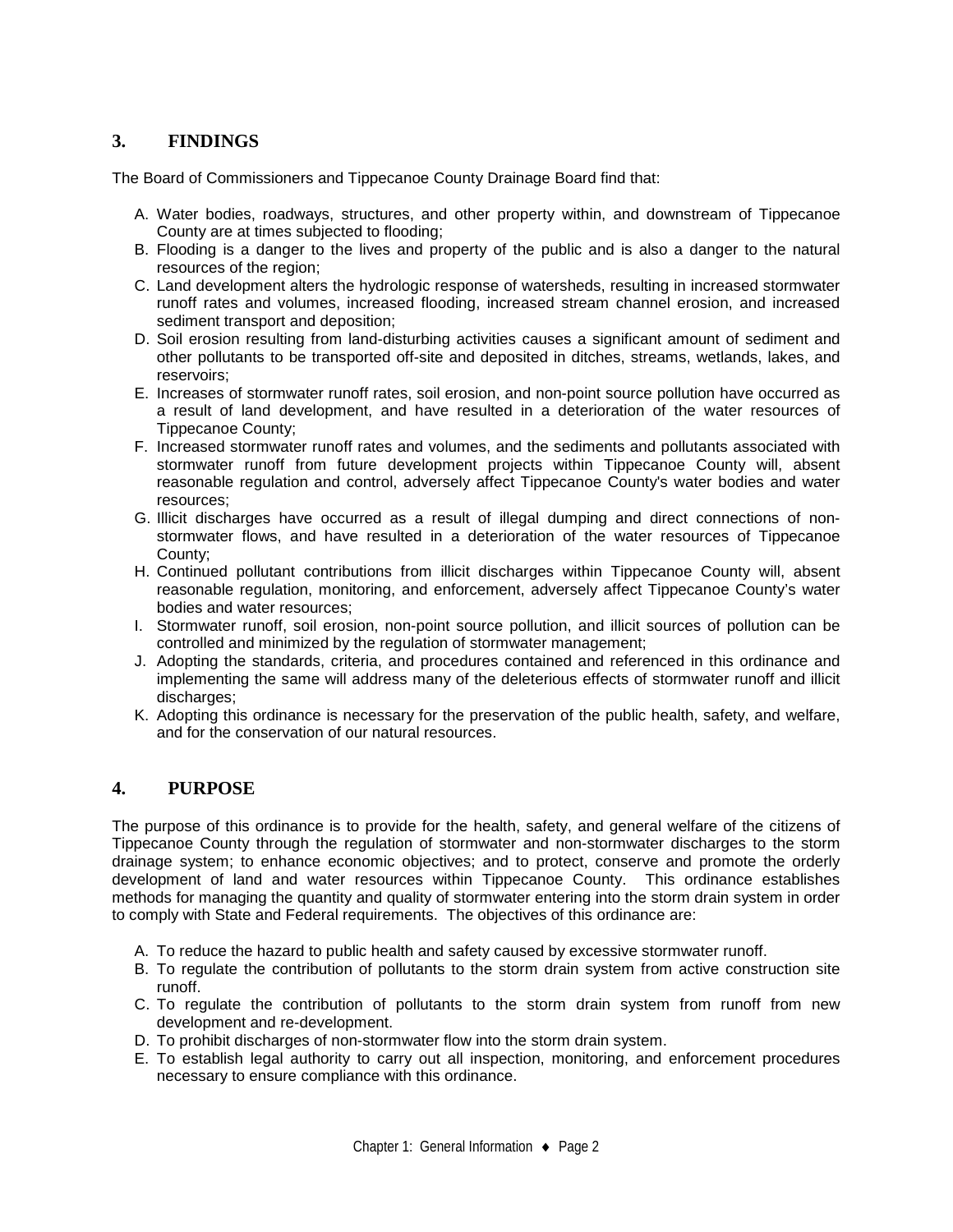## 3. FINDINGS

The Board of Commissioners and Tippecanoe County Drainage Board find that:

A. Water bodies, roadways, structures, and other property within, and downstream of Tippecanoe County are at times subjected to flooding;
B. Flooding is a danger to the lives and property of the public and is also a danger to the natural resources of the region;
C. Land development alters the hydrologic response of watersheds, resulting in increased stormwater runoff rates and volumes, increased flooding, increased stream channel erosion, and increased sediment transport and deposition;
D. Soil erosion resulting from land-disturbing activities causes a significant amount of sediment and other pollutants to be transported off-site and deposited in ditches, streams, wetlands, lakes, and reservoirs;
E. Increases of stormwater runoff rates, soil erosion, and non-point source pollution have occurred as a result of land development, and have resulted in a deterioration of the water resources of Tippecanoe County;
F. Increased stormwater runoff rates and volumes, and the sediments and pollutants associated with stormwater runoff from future development projects within Tippecanoe County will, absent reasonable regulation and control, adversely affect Tippecanoe County's water bodies and water resources;
G. Illicit discharges have occurred as a result of illegal dumping and direct connections of non-stormwater flows, and have resulted in a deterioration of the water resources of Tippecanoe County;
H. Continued pollutant contributions from illicit discharges within Tippecanoe County will, absent reasonable regulation, monitoring, and enforcement, adversely affect Tippecanoe County's water bodies and water resources;
I. Stormwater runoff, soil erosion, non-point source pollution, and illicit sources of pollution can be controlled and minimized by the regulation of stormwater management;
J. Adopting the standards, criteria, and procedures contained and referenced in this ordinance and implementing the same will address many of the deleterious effects of stormwater runoff and illicit discharges;
K. Adopting this ordinance is necessary for the preservation of the public health, safety, and welfare, and for the conservation of our natural resources.

## 4. PURPOSE

The purpose of this ordinance is to provide for the health, safety, and general welfare of the citizens of Tippecanoe County through the regulation of stormwater and non-stormwater discharges to the storm drainage system; to enhance economic objectives; and to protect, conserve and promote the orderly development of land and water resources within Tippecanoe County. This ordinance establishes methods for managing the quantity and quality of stormwater entering into the storm drain system in order to comply with State and Federal requirements. The objectives of this ordinance are:

A. To reduce the hazard to public health and safety caused by excessive stormwater runoff.
B. To regulate the contribution of pollutants to the storm drain system from active construction site runoff.
C. To regulate the contribution of pollutants to the storm drain system from runoff from new development and re-development.
D. To prohibit discharges of non-stormwater flow into the storm drain system.
E. To establish legal authority to carry out all inspection, monitoring, and enforcement procedures necessary to ensure compliance with this ordinance.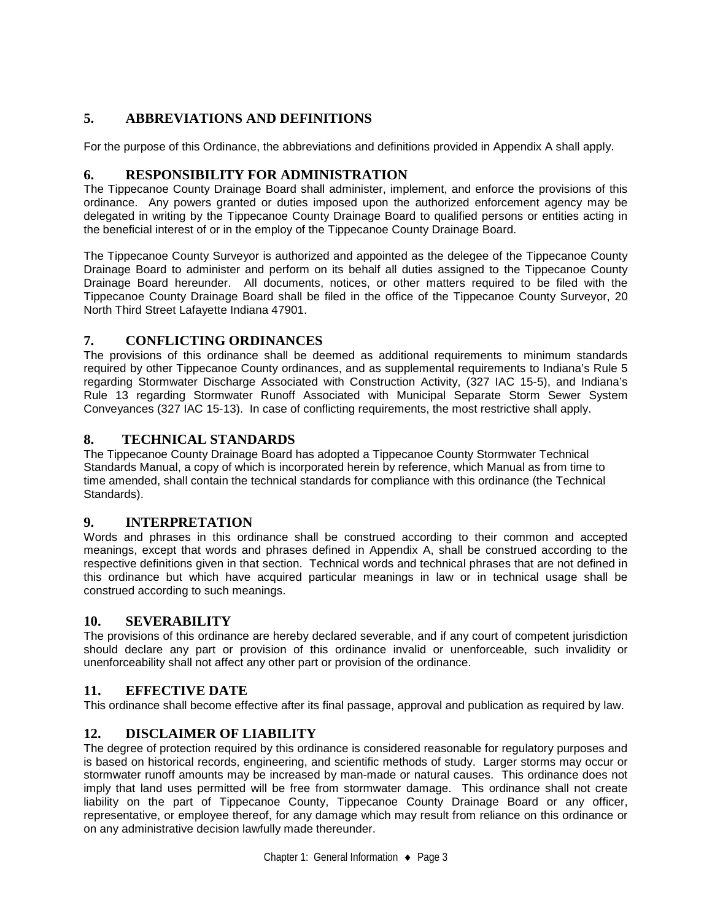## 5. ABBREVIATIONS AND DEFINITIONS

For the purpose of this Ordinance, the abbreviations and definitions provided in Appendix A shall apply.

## 6. RESPONSIBILITY FOR ADMINISTRATION

The Tippecanoe County Drainage Board shall administer, implement, and enforce the provisions of this ordinance. Any powers granted or duties imposed upon the authorized enforcement agency may be delegated in writing by the Tippecanoe County Drainage Board to qualified persons or entities acting in the beneficial interest of or in the employ of the Tippecanoe County Drainage Board.

The Tippecanoe County Surveyor is authorized and appointed as the delegee of the Tippecanoe County Drainage Board to administer and perform on its behalf all duties assigned to the Tippecanoe County Drainage Board hereunder. All documents, notices, or other matters required to be filed with the Tippecanoe County Drainage Board shall be filed in the office of the Tippecanoe County Surveyor, 20 North Third Street Lafayette Indiana 47901.

## 7. CONFLICTING ORDINANCES

The provisions of this ordinance shall be deemed as additional requirements to minimum standards required by other Tippecanoe County ordinances, and as supplemental requirements to Indiana's Rule 5 regarding Stormwater Discharge Associated with Construction Activity, (327 IAC 15-5), and Indiana's Rule 13 regarding Stormwater Runoff Associated with Municipal Separate Storm Sewer System Conveyances (327 IAC 15-13). In case of conflicting requirements, the most restrictive shall apply.

## 8. TECHNICAL STANDARDS

The Tippecanoe County Drainage Board has adopted a Tippecanoe County Stormwater Technical Standards Manual, a copy of which is incorporated herein by reference, which Manual as from time to time amended, shall contain the technical standards for compliance with this ordinance (the Technical Standards).

## 9. INTERPRETATION

Words and phrases in this ordinance shall be construed according to their common and accepted meanings, except that words and phrases defined in Appendix A, shall be construed according to the respective definitions given in that section. Technical words and technical phrases that are not defined in this ordinance but which have acquired particular meanings in law or in technical usage shall be construed according to such meanings.

## 10. SEVERABILITY

The provisions of this ordinance are hereby declared severable, and if any court of competent jurisdiction should declare any part or provision of this ordinance invalid or unenforceable, such invalidity or unenforceability shall not affect any other part or provision of the ordinance.

## 11. EFFECTIVE DATE

This ordinance shall become effective after its final passage, approval and publication as required by law.

## 12. DISCLAIMER OF LIABILITY

The degree of protection required by this ordinance is considered reasonable for regulatory purposes and is based on historical records, engineering, and scientific methods of study. Larger storms may occur or stormwater runoff amounts may be increased by man-made or natural causes. This ordinance does not imply that land uses permitted will be free from stormwater damage. This ordinance shall not create liability on the part of Tippecanoe County, Tippecanoe County Drainage Board or any officer, representative, or employee thereof, for any damage which may result from reliance on this ordinance or on any administrative decision lawfully made thereunder.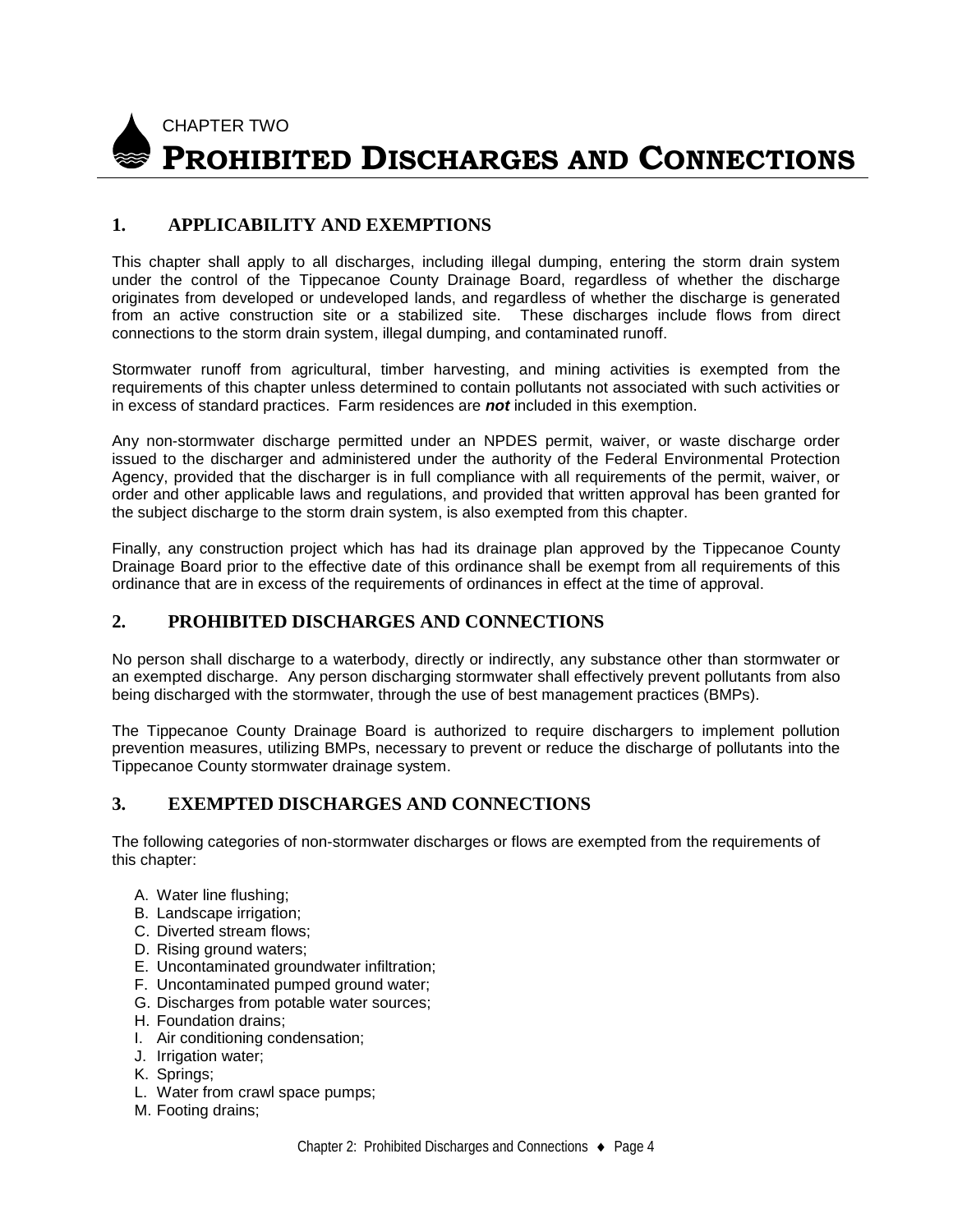CHAPTER TWO

# PROHIBITED DISCHARGES AND CONNECTIONS

## 1. APPLICABILITY AND EXEMPTIONS

This chapter shall apply to all discharges, including illegal dumping, entering the storm drain system under the control of the Tippecanoe County Drainage Board, regardless of whether the discharge originates from developed or undeveloped lands, and regardless of whether the discharge is generated from an active construction site or a stabilized site. These discharges include flows from direct connections to the storm drain system, illegal dumping, and contaminated runoff.

Stormwater runoff from agricultural, timber harvesting, and mining activities is exempted from the requirements of this chapter unless determined to contain pollutants not associated with such activities or in excess of standard practices. Farm residences are ***not*** included in this exemption.

Any non-stormwater discharge permitted under an NPDES permit, waiver, or waste discharge order issued to the discharger and administered under the authority of the Federal Environmental Protection Agency, provided that the discharger is in full compliance with all requirements of the permit, waiver, or order and other applicable laws and regulations, and provided that written approval has been granted for the subject discharge to the storm drain system, is also exempted from this chapter.

Finally, any construction project which has had its drainage plan approved by the Tippecanoe County Drainage Board prior to the effective date of this ordinance shall be exempt from all requirements of this ordinance that are in excess of the requirements of ordinances in effect at the time of approval.

## 2. PROHIBITED DISCHARGES AND CONNECTIONS

No person shall discharge to a waterbody, directly or indirectly, any substance other than stormwater or an exempted discharge. Any person discharging stormwater shall effectively prevent pollutants from also being discharged with the stormwater, through the use of best management practices (BMPs).

The Tippecanoe County Drainage Board is authorized to require dischargers to implement pollution prevention measures, utilizing BMPs, necessary to prevent or reduce the discharge of pollutants into the Tippecanoe County stormwater drainage system.

## 3. EXEMPTED DISCHARGES AND CONNECTIONS

The following categories of non-stormwater discharges or flows are exempted from the requirements of this chapter:

A. Water line flushing;
B. Landscape irrigation;
C. Diverted stream flows;
D. Rising ground waters;
E. Uncontaminated groundwater infiltration;
F. Uncontaminated pumped ground water;
G. Discharges from potable water sources;
H. Foundation drains;
I. Air conditioning condensation;
J. Irrigation water;
K. Springs;
L. Water from crawl space pumps;
M. Footing drains;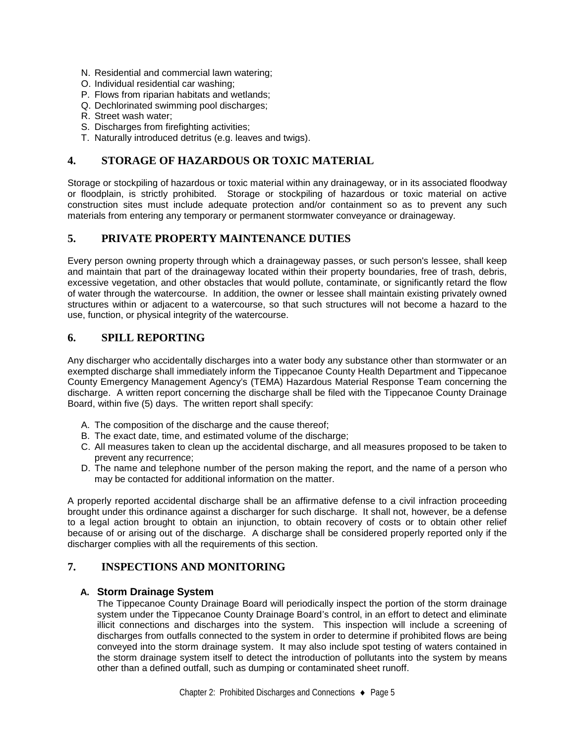N. Residential and commercial lawn watering;
O. Individual residential car washing;
P. Flows from riparian habitats and wetlands;
Q. Dechlorinated swimming pool discharges;
R. Street wash water;
S. Discharges from firefighting activities;
T. Naturally introduced detritus (e.g. leaves and twigs).

## 4. STORAGE OF HAZARDOUS OR TOXIC MATERIAL

Storage or stockpiling of hazardous or toxic material within any drainageway, or in its associated floodway or floodplain, is strictly prohibited. Storage or stockpiling of hazardous or toxic material on active construction sites must include adequate protection and/or containment so as to prevent any such materials from entering any temporary or permanent stormwater conveyance or drainageway.

## 5. PRIVATE PROPERTY MAINTENANCE DUTIES

Every person owning property through which a drainageway passes, or such person's lessee, shall keep and maintain that part of the drainageway located within their property boundaries, free of trash, debris, excessive vegetation, and other obstacles that would pollute, contaminate, or significantly retard the flow of water through the watercourse. In addition, the owner or lessee shall maintain existing privately owned structures within or adjacent to a watercourse, so that such structures will not become a hazard to the use, function, or physical integrity of the watercourse.

## 6. SPILL REPORTING

Any discharger who accidentally discharges into a water body any substance other than stormwater or an exempted discharge shall immediately inform the Tippecanoe County Health Department and Tippecanoe County Emergency Management Agency's (TEMA) Hazardous Material Response Team concerning the discharge. A written report concerning the discharge shall be filed with the Tippecanoe County Drainage Board, within five (5) days. The written report shall specify:

A. The composition of the discharge and the cause thereof;
B. The exact date, time, and estimated volume of the discharge;
C. All measures taken to clean up the accidental discharge, and all measures proposed to be taken to prevent any recurrence;
D. The name and telephone number of the person making the report, and the name of a person who may be contacted for additional information on the matter.

A properly reported accidental discharge shall be an affirmative defense to a civil infraction proceeding brought under this ordinance against a discharger for such discharge. It shall not, however, be a defense to a legal action brought to obtain an injunction, to obtain recovery of costs or to obtain other relief because of or arising out of the discharge. A discharge shall be considered properly reported only if the discharger complies with all the requirements of this section.

## 7. INSPECTIONS AND MONITORING

### A. Storm Drainage System

The Tippecanoe County Drainage Board will periodically inspect the portion of the storm drainage system under the Tippecanoe County Drainage Board's control, in an effort to detect and eliminate illicit connections and discharges into the system. This inspection will include a screening of discharges from outfalls connected to the system in order to determine if prohibited flows are being conveyed into the storm drainage system. It may also include spot testing of waters contained in the storm drainage system itself to detect the introduction of pollutants into the system by means other than a defined outfall, such as dumping or contaminated sheet runoff.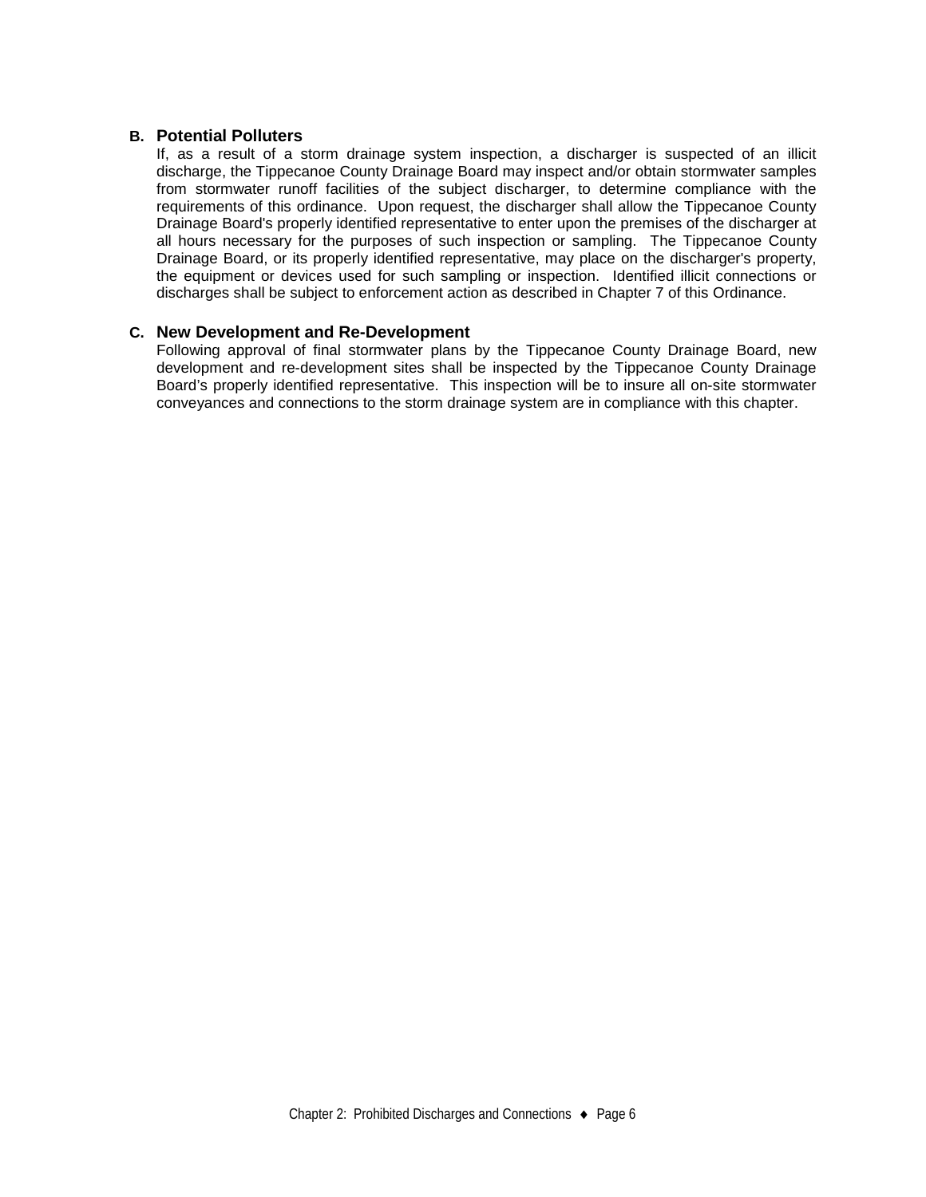### B. Potential Polluters

If, as a result of a storm drainage system inspection, a discharger is suspected of an illicit discharge, the Tippecanoe County Drainage Board may inspect and/or obtain stormwater samples from stormwater runoff facilities of the subject discharger, to determine compliance with the requirements of this ordinance. Upon request, the discharger shall allow the Tippecanoe County Drainage Board's properly identified representative to enter upon the premises of the discharger at all hours necessary for the purposes of such inspection or sampling. The Tippecanoe County Drainage Board, or its properly identified representative, may place on the discharger's property, the equipment or devices used for such sampling or inspection. Identified illicit connections or discharges shall be subject to enforcement action as described in Chapter 7 of this Ordinance.

### C. New Development and Re-Development

Following approval of final stormwater plans by the Tippecanoe County Drainage Board, new development and re-development sites shall be inspected by the Tippecanoe County Drainage Board's properly identified representative. This inspection will be to insure all on-site stormwater conveyances and connections to the storm drainage system are in compliance with this chapter.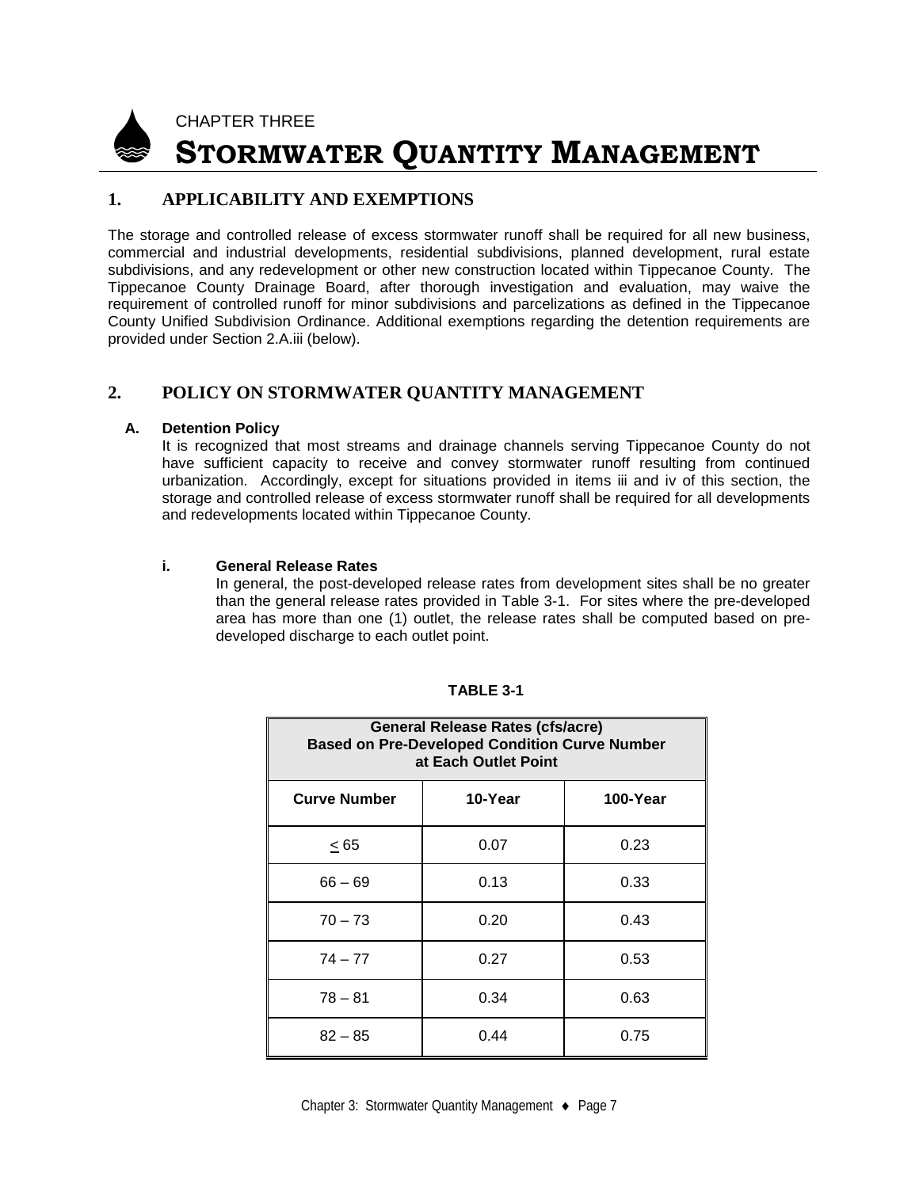CHAPTER THREE

# Stormwater Quantity Management

## 1. APPLICABILITY AND EXEMPTIONS

The storage and controlled release of excess stormwater runoff shall be required for all new business, commercial and industrial developments, residential subdivisions, planned development, rural estate subdivisions, and any redevelopment or other new construction located within Tippecanoe County. The Tippecanoe County Drainage Board, after thorough investigation and evaluation, may waive the requirement of controlled runoff for minor subdivisions and parcelizations as defined in the Tippecanoe County Unified Subdivision Ordinance. Additional exemptions regarding the detention requirements are provided under Section 2.A.iii (below).

## 2. POLICY ON STORMWATER QUANTITY MANAGEMENT

### A. Detention Policy

It is recognized that most streams and drainage channels serving Tippecanoe County do not have sufficient capacity to receive and convey stormwater runoff resulting from continued urbanization. Accordingly, except for situations provided in items iii and iv of this section, the storage and controlled release of excess stormwater runoff shall be required for all developments and redevelopments located within Tippecanoe County.

#### i. General Release Rates

In general, the post-developed release rates from development sites shall be no greater than the general release rates provided in Table 3-1. For sites where the pre-developed area has more than one (1) outlet, the release rates shall be computed based on pre-developed discharge to each outlet point.

**TABLE 3-1**

| General Release Rates (cfs/acre) Based on Pre-Developed Condition Curve Number at Each Outlet Point | | |
|---|---|---|
| **Curve Number** | **10-Year** | **100-Year** |
| ≤ 65 | 0.07 | 0.23 |
| 66 – 69 | 0.13 | 0.33 |
| 70 – 73 | 0.20 | 0.43 |
| 74 – 77 | 0.27 | 0.53 |
| 78 – 81 | 0.34 | 0.63 |
| 82 – 85 | 0.44 | 0.75 |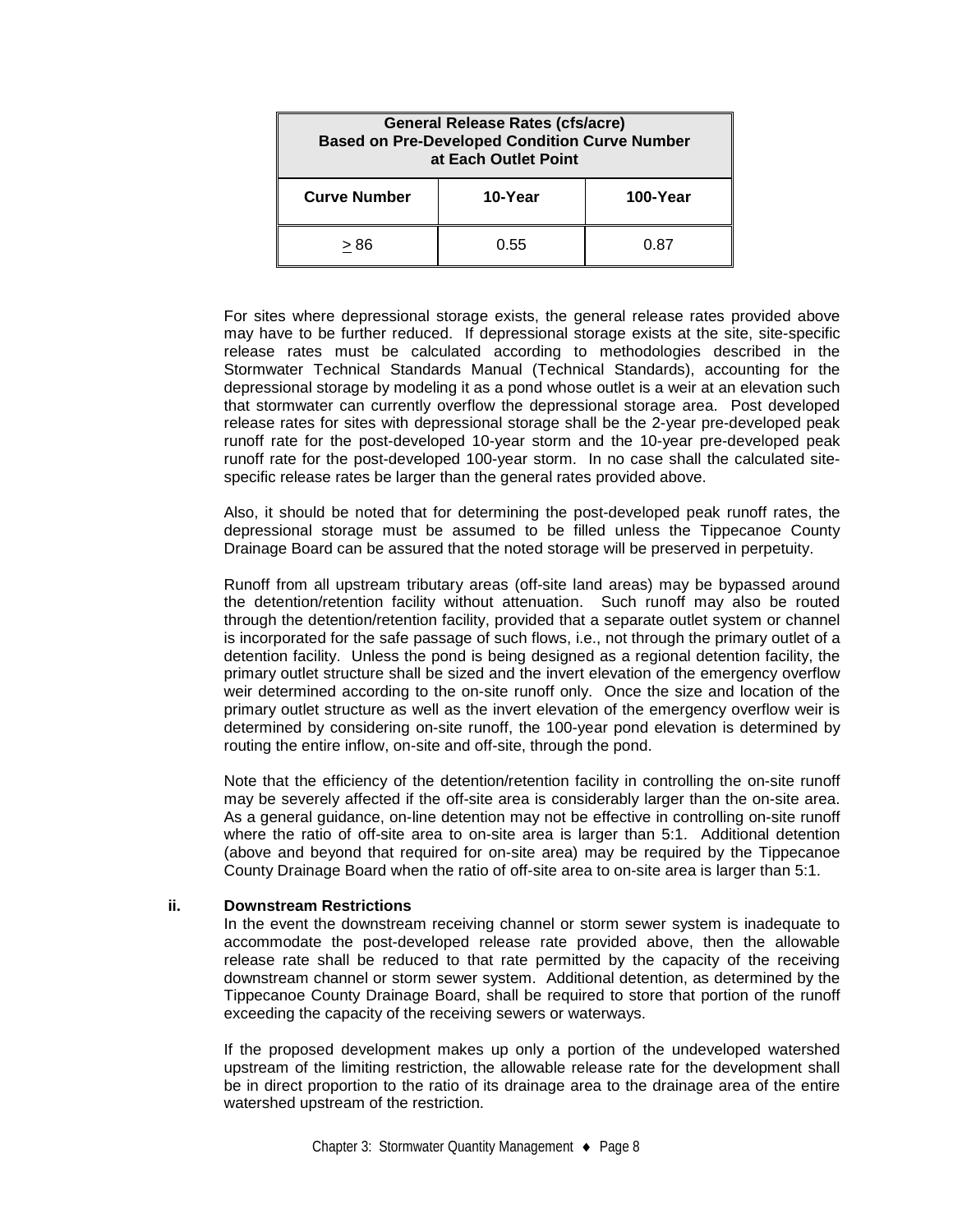| General Release Rates (cfs/acre) Based on Pre-Developed Condition Curve Number at Each Outlet Point | | |
|---|---|---|
| **Curve Number** | **10-Year** | **100-Year** |
| $\geq$ 86 | 0.55 | 0.87 |

For sites where depressional storage exists, the general release rates provided above may have to be further reduced. If depressional storage exists at the site, site-specific release rates must be calculated according to methodologies described in the Stormwater Technical Standards Manual (Technical Standards), accounting for the depressional storage by modeling it as a pond whose outlet is a weir at an elevation such that stormwater can currently overflow the depressional storage area. Post developed release rates for sites with depressional storage shall be the 2-year pre-developed peak runoff rate for the post-developed 10-year storm and the 10-year pre-developed peak runoff rate for the post-developed 100-year storm. In no case shall the calculated site-specific release rates be larger than the general rates provided above.

Also, it should be noted that for determining the post-developed peak runoff rates, the depressional storage must be assumed to be filled unless the Tippecanoe County Drainage Board can be assured that the noted storage will be preserved in perpetuity.

Runoff from all upstream tributary areas (off-site land areas) may be bypassed around the detention/retention facility without attenuation. Such runoff may also be routed through the detention/retention facility, provided that a separate outlet system or channel is incorporated for the safe passage of such flows, i.e., not through the primary outlet of a detention facility. Unless the pond is being designed as a regional detention facility, the primary outlet structure shall be sized and the invert elevation of the emergency overflow weir determined according to the on-site runoff only. Once the size and location of the primary outlet structure as well as the invert elevation of the emergency overflow weir is determined by considering on-site runoff, the 100-year pond elevation is determined by routing the entire inflow, on-site and off-site, through the pond.

Note that the efficiency of the detention/retention facility in controlling the on-site runoff may be severely affected if the off-site area is considerably larger than the on-site area. As a general guidance, on-line detention may not be effective in controlling on-site runoff where the ratio of off-site area to on-site area is larger than 5:1. Additional detention (above and beyond that required for on-site area) may be required by the Tippecanoe County Drainage Board when the ratio of off-site area to on-site area is larger than 5:1.

#### ii. Downstream Restrictions

In the event the downstream receiving channel or storm sewer system is inadequate to accommodate the post-developed release rate provided above, then the allowable release rate shall be reduced to that rate permitted by the capacity of the receiving downstream channel or storm sewer system. Additional detention, as determined by the Tippecanoe County Drainage Board, shall be required to store that portion of the runoff exceeding the capacity of the receiving sewers or waterways.

If the proposed development makes up only a portion of the undeveloped watershed upstream of the limiting restriction, the allowable release rate for the development shall be in direct proportion to the ratio of its drainage area to the drainage area of the entire watershed upstream of the restriction.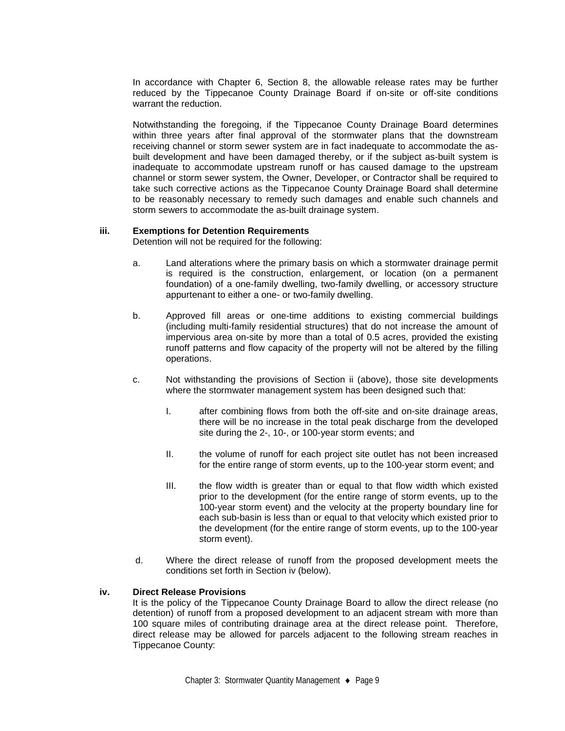In accordance with Chapter 6, Section 8, the allowable release rates may be further reduced by the Tippecanoe County Drainage Board if on-site or off-site conditions warrant the reduction.

Notwithstanding the foregoing, if the Tippecanoe County Drainage Board determines within three years after final approval of the stormwater plans that the downstream receiving channel or storm sewer system are in fact inadequate to accommodate the as-built development and have been damaged thereby, or if the subject as-built system is inadequate to accommodate upstream runoff or has caused damage to the upstream channel or storm sewer system, the Owner, Developer, or Contractor shall be required to take such corrective actions as the Tippecanoe County Drainage Board shall determine to be reasonably necessary to remedy such damages and enable such channels and storm sewers to accommodate the as-built drainage system.

**iii. Exemptions for Detention Requirements**

Detention will not be required for the following:

a. Land alterations where the primary basis on which a stormwater drainage permit is required is the construction, enlargement, or location (on a permanent foundation) of a one-family dwelling, two-family dwelling, or accessory structure appurtenant to either a one- or two-family dwelling.

b. Approved fill areas or one-time additions to existing commercial buildings (including multi-family residential structures) that do not increase the amount of impervious area on-site by more than a total of 0.5 acres, provided the existing runoff patterns and flow capacity of the property will not be altered by the filling operations.

c. Not withstanding the provisions of Section ii (above), those site developments where the stormwater management system has been designed such that:

   I. after combining flows from both the off-site and on-site drainage areas, there will be no increase in the total peak discharge from the developed site during the 2-, 10-, or 100-year storm events; and

   II. the volume of runoff for each project site outlet has not been increased for the entire range of storm events, up to the 100-year storm event; and

   III. the flow width is greater than or equal to that flow width which existed prior to the development (for the entire range of storm events, up to the 100-year storm event) and the velocity at the property boundary line for each sub-basin is less than or equal to that velocity which existed prior to the development (for the entire range of storm events, up to the 100-year storm event).

d. Where the direct release of runoff from the proposed development meets the conditions set forth in Section iv (below).

**iv. Direct Release Provisions**

It is the policy of the Tippecanoe County Drainage Board to allow the direct release (no detention) of runoff from a proposed development to an adjacent stream with more than 100 square miles of contributing drainage area at the direct release point. Therefore, direct release may be allowed for parcels adjacent to the following stream reaches in Tippecanoe County: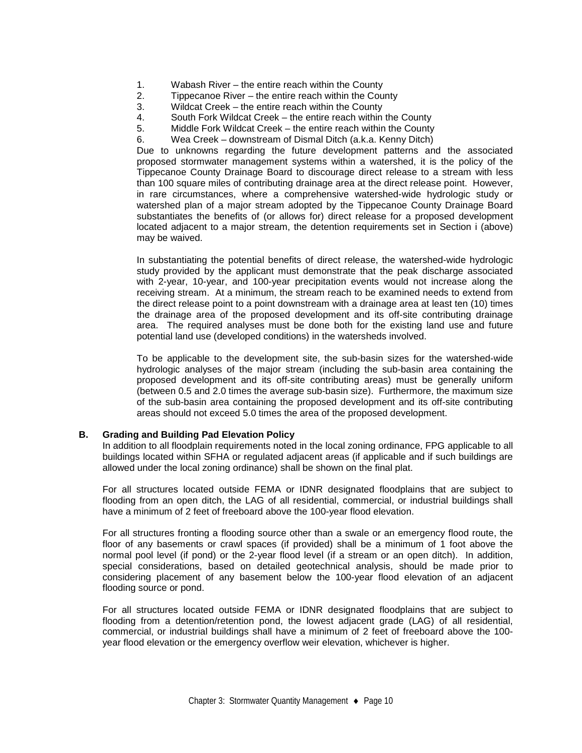1. Wabash River – the entire reach within the County
2. Tippecanoe River – the entire reach within the County
3. Wildcat Creek – the entire reach within the County
4. South Fork Wildcat Creek – the entire reach within the County
5. Middle Fork Wildcat Creek – the entire reach within the County
6. Wea Creek – downstream of Dismal Ditch (a.k.a. Kenny Ditch)

Due to unknowns regarding the future development patterns and the associated proposed stormwater management systems within a watershed, it is the policy of the Tippecanoe County Drainage Board to discourage direct release to a stream with less than 100 square miles of contributing drainage area at the direct release point. However, in rare circumstances, where a comprehensive watershed-wide hydrologic study or watershed plan of a major stream adopted by the Tippecanoe County Drainage Board substantiates the benefits of (or allows for) direct release for a proposed development located adjacent to a major stream, the detention requirements set in Section i (above) may be waived.

In substantiating the potential benefits of direct release, the watershed-wide hydrologic study provided by the applicant must demonstrate that the peak discharge associated with 2-year, 10-year, and 100-year precipitation events would not increase along the receiving stream. At a minimum, the stream reach to be examined needs to extend from the direct release point to a point downstream with a drainage area at least ten (10) times the drainage area of the proposed development and its off-site contributing drainage area. The required analyses must be done both for the existing land use and future potential land use (developed conditions) in the watersheds involved.

To be applicable to the development site, the sub-basin sizes for the watershed-wide hydrologic analyses of the major stream (including the sub-basin area containing the proposed development and its off-site contributing areas) must be generally uniform (between 0.5 and 2.0 times the average sub-basin size). Furthermore, the maximum size of the sub-basin area containing the proposed development and its off-site contributing areas should not exceed 5.0 times the area of the proposed development.

### B. Grading and Building Pad Elevation Policy

In addition to all floodplain requirements noted in the local zoning ordinance, FPG applicable to all buildings located within SFHA or regulated adjacent areas (if applicable and if such buildings are allowed under the local zoning ordinance) shall be shown on the final plat.

For all structures located outside FEMA or IDNR designated floodplains that are subject to flooding from an open ditch, the LAG of all residential, commercial, or industrial buildings shall have a minimum of 2 feet of freeboard above the 100-year flood elevation.

For all structures fronting a flooding source other than a swale or an emergency flood route, the floor of any basements or crawl spaces (if provided) shall be a minimum of 1 foot above the normal pool level (if pond) or the 2-year flood level (if a stream or an open ditch). In addition, special considerations, based on detailed geotechnical analysis, should be made prior to considering placement of any basement below the 100-year flood elevation of an adjacent flooding source or pond.

For all structures located outside FEMA or IDNR designated floodplains that are subject to flooding from a detention/retention pond, the lowest adjacent grade (LAG) of all residential, commercial, or industrial buildings shall have a minimum of 2 feet of freeboard above the 100-year flood elevation or the emergency overflow weir elevation, whichever is higher.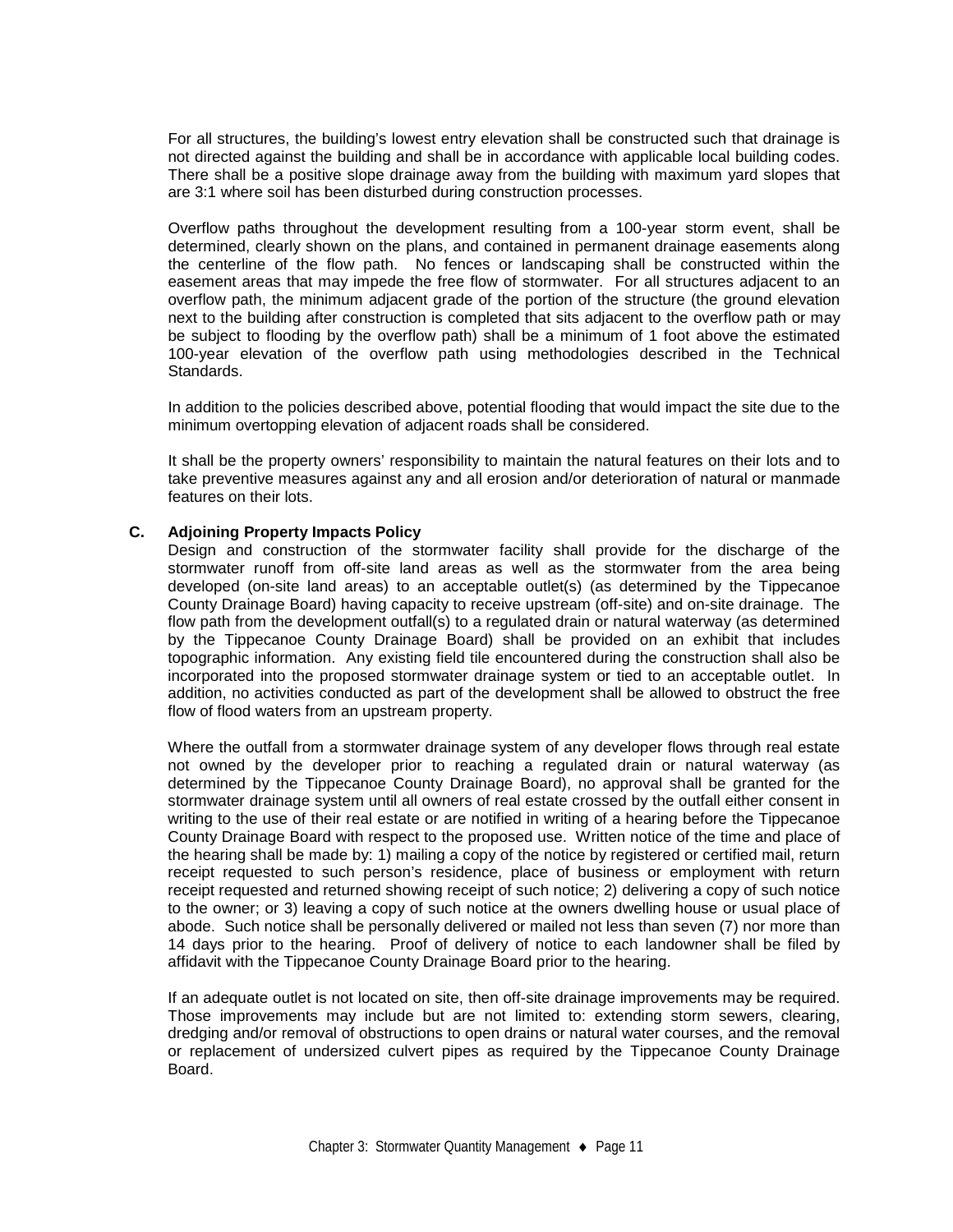For all structures, the building's lowest entry elevation shall be constructed such that drainage is not directed against the building and shall be in accordance with applicable local building codes. There shall be a positive slope drainage away from the building with maximum yard slopes that are 3:1 where soil has been disturbed during construction processes.

Overflow paths throughout the development resulting from a 100-year storm event, shall be determined, clearly shown on the plans, and contained in permanent drainage easements along the centerline of the flow path. No fences or landscaping shall be constructed within the easement areas that may impede the free flow of stormwater. For all structures adjacent to an overflow path, the minimum adjacent grade of the portion of the structure (the ground elevation next to the building after construction is completed that sits adjacent to the overflow path or may be subject to flooding by the overflow path) shall be a minimum of 1 foot above the estimated 100-year elevation of the overflow path using methodologies described in the Technical Standards.

In addition to the policies described above, potential flooding that would impact the site due to the minimum overtopping elevation of adjacent roads shall be considered.

It shall be the property owners' responsibility to maintain the natural features on their lots and to take preventive measures against any and all erosion and/or deterioration of natural or manmade features on their lots.

### C. Adjoining Property Impacts Policy

Design and construction of the stormwater facility shall provide for the discharge of the stormwater runoff from off-site land areas as well as the stormwater from the area being developed (on-site land areas) to an acceptable outlet(s) (as determined by the Tippecanoe County Drainage Board) having capacity to receive upstream (off-site) and on-site drainage. The flow path from the development outfall(s) to a regulated drain or natural waterway (as determined by the Tippecanoe County Drainage Board) shall be provided on an exhibit that includes topographic information. Any existing field tile encountered during the construction shall also be incorporated into the proposed stormwater drainage system or tied to an acceptable outlet. In addition, no activities conducted as part of the development shall be allowed to obstruct the free flow of flood waters from an upstream property.

Where the outfall from a stormwater drainage system of any developer flows through real estate not owned by the developer prior to reaching a regulated drain or natural waterway (as determined by the Tippecanoe County Drainage Board), no approval shall be granted for the stormwater drainage system until all owners of real estate crossed by the outfall either consent in writing to the use of their real estate or are notified in writing of a hearing before the Tippecanoe County Drainage Board with respect to the proposed use. Written notice of the time and place of the hearing shall be made by: 1) mailing a copy of the notice by registered or certified mail, return receipt requested to such person's residence, place of business or employment with return receipt requested and returned showing receipt of such notice; 2) delivering a copy of such notice to the owner; or 3) leaving a copy of such notice at the owners dwelling house or usual place of abode. Such notice shall be personally delivered or mailed not less than seven (7) nor more than 14 days prior to the hearing. Proof of delivery of notice to each landowner shall be filed by affidavit with the Tippecanoe County Drainage Board prior to the hearing.

If an adequate outlet is not located on site, then off-site drainage improvements may be required. Those improvements may include but are not limited to: extending storm sewers, clearing, dredging and/or removal of obstructions to open drains or natural water courses, and the removal or replacement of undersized culvert pipes as required by the Tippecanoe County Drainage Board.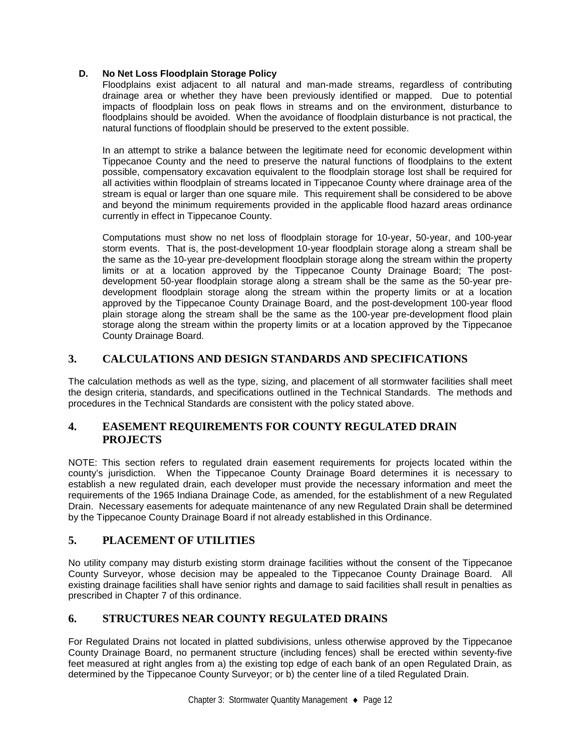**D. No Net Loss Floodplain Storage Policy**

Floodplains exist adjacent to all natural and man-made streams, regardless of contributing drainage area or whether they have been previously identified or mapped. Due to potential impacts of floodplain loss on peak flows in streams and on the environment, disturbance to floodplains should be avoided. When the avoidance of floodplain disturbance is not practical, the natural functions of floodplain should be preserved to the extent possible.

In an attempt to strike a balance between the legitimate need for economic development within Tippecanoe County and the need to preserve the natural functions of floodplains to the extent possible, compensatory excavation equivalent to the floodplain storage lost shall be required for all activities within floodplain of streams located in Tippecanoe County where drainage area of the stream is equal or larger than one square mile. This requirement shall be considered to be above and beyond the minimum requirements provided in the applicable flood hazard areas ordinance currently in effect in Tippecanoe County.

Computations must show no net loss of floodplain storage for 10-year, 50-year, and 100-year storm events. That is, the post-development 10-year floodplain storage along a stream shall be the same as the 10-year pre-development floodplain storage along the stream within the property limits or at a location approved by the Tippecanoe County Drainage Board; The post-development 50-year floodplain storage along a stream shall be the same as the 50-year pre-development floodplain storage along the stream within the property limits or at a location approved by the Tippecanoe County Drainage Board, and the post-development 100-year flood plain storage along the stream shall be the same as the 100-year pre-development flood plain storage along the stream within the property limits or at a location approved by the Tippecanoe County Drainage Board.

## 3. CALCULATIONS AND DESIGN STANDARDS AND SPECIFICATIONS

The calculation methods as well as the type, sizing, and placement of all stormwater facilities shall meet the design criteria, standards, and specifications outlined in the Technical Standards. The methods and procedures in the Technical Standards are consistent with the policy stated above.

## 4. EASEMENT REQUIREMENTS FOR COUNTY REGULATED DRAIN PROJECTS

NOTE: This section refers to regulated drain easement requirements for projects located within the county's jurisdiction. When the Tippecanoe County Drainage Board determines it is necessary to establish a new regulated drain, each developer must provide the necessary information and meet the requirements of the 1965 Indiana Drainage Code, as amended, for the establishment of a new Regulated Drain. Necessary easements for adequate maintenance of any new Regulated Drain shall be determined by the Tippecanoe County Drainage Board if not already established in this Ordinance.

## 5. PLACEMENT OF UTILITIES

No utility company may disturb existing storm drainage facilities without the consent of the Tippecanoe County Surveyor, whose decision may be appealed to the Tippecanoe County Drainage Board. All existing drainage facilities shall have senior rights and damage to said facilities shall result in penalties as prescribed in Chapter 7 of this ordinance.

## 6. STRUCTURES NEAR COUNTY REGULATED DRAINS

For Regulated Drains not located in platted subdivisions, unless otherwise approved by the Tippecanoe County Drainage Board, no permanent structure (including fences) shall be erected within seventy-five feet measured at right angles from a) the existing top edge of each bank of an open Regulated Drain, as determined by the Tippecanoe County Surveyor; or b) the center line of a tiled Regulated Drain.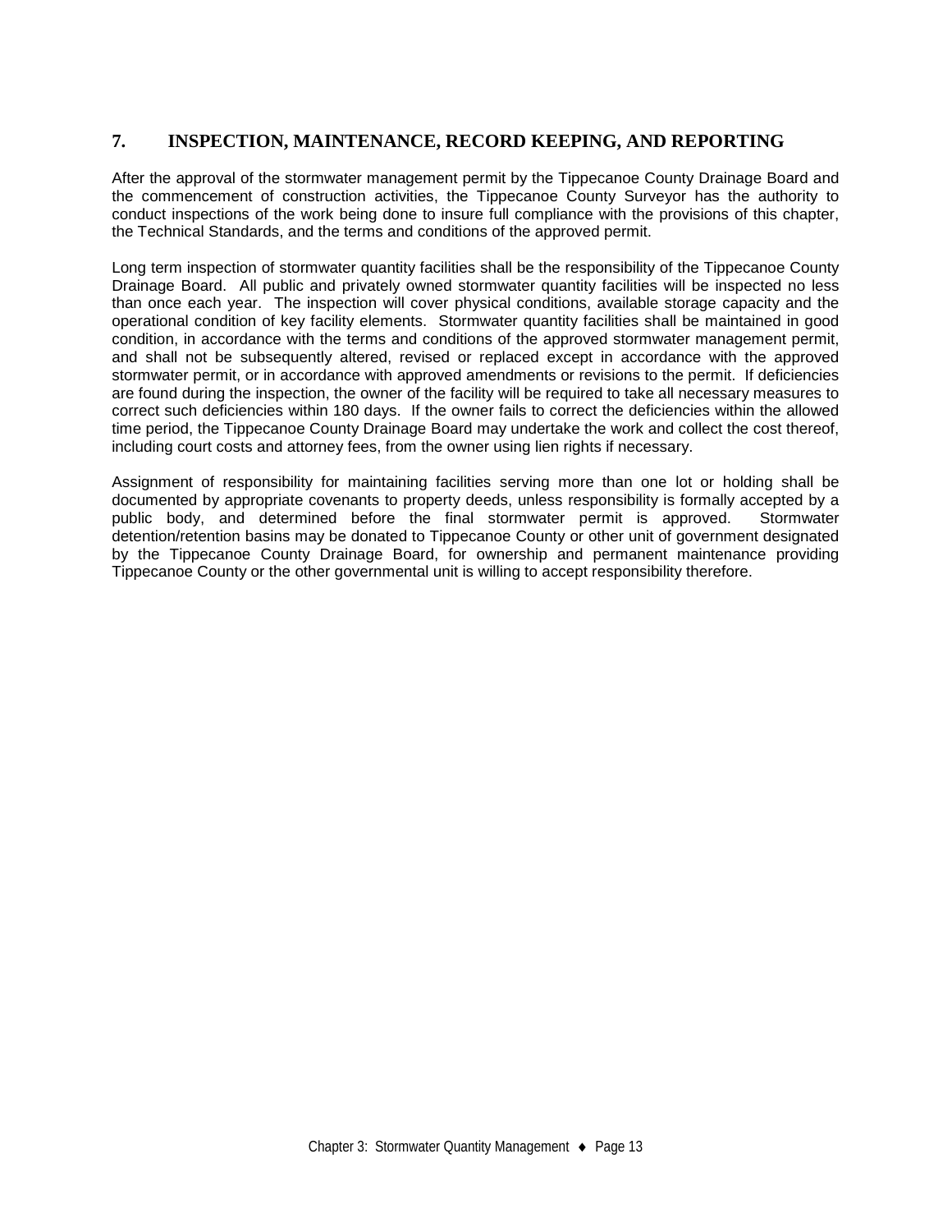## 7. INSPECTION, MAINTENANCE, RECORD KEEPING, AND REPORTING

After the approval of the stormwater management permit by the Tippecanoe County Drainage Board and the commencement of construction activities, the Tippecanoe County Surveyor has the authority to conduct inspections of the work being done to insure full compliance with the provisions of this chapter, the Technical Standards, and the terms and conditions of the approved permit.

Long term inspection of stormwater quantity facilities shall be the responsibility of the Tippecanoe County Drainage Board. All public and privately owned stormwater quantity facilities will be inspected no less than once each year. The inspection will cover physical conditions, available storage capacity and the operational condition of key facility elements. Stormwater quantity facilities shall be maintained in good condition, in accordance with the terms and conditions of the approved stormwater management permit, and shall not be subsequently altered, revised or replaced except in accordance with the approved stormwater permit, or in accordance with approved amendments or revisions to the permit. If deficiencies are found during the inspection, the owner of the facility will be required to take all necessary measures to correct such deficiencies within 180 days. If the owner fails to correct the deficiencies within the allowed time period, the Tippecanoe County Drainage Board may undertake the work and collect the cost thereof, including court costs and attorney fees, from the owner using lien rights if necessary.

Assignment of responsibility for maintaining facilities serving more than one lot or holding shall be documented by appropriate covenants to property deeds, unless responsibility is formally accepted by a public body, and determined before the final stormwater permit is approved. Stormwater detention/retention basins may be donated to Tippecanoe County or other unit of government designated by the Tippecanoe County Drainage Board, for ownership and permanent maintenance providing Tippecanoe County or the other governmental unit is willing to accept responsibility therefore.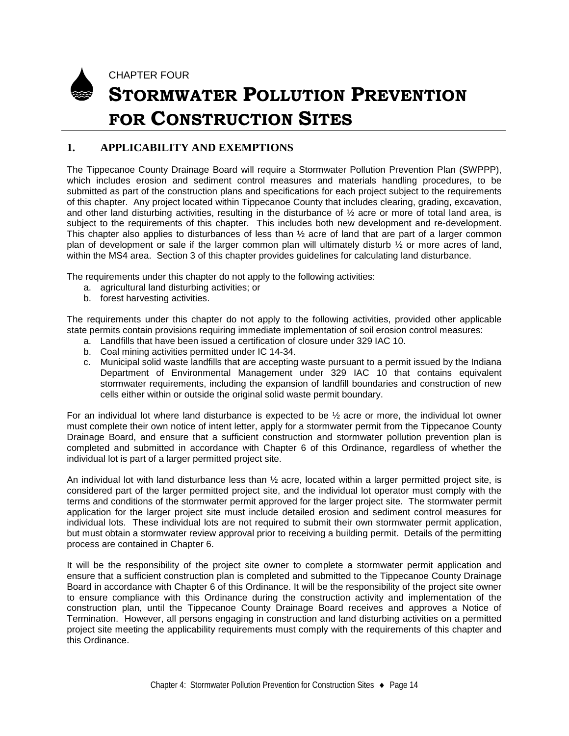CHAPTER FOUR

# STORMWATER POLLUTION PREVENTION FOR CONSTRUCTION SITES

## 1. APPLICABILITY AND EXEMPTIONS

The Tippecanoe County Drainage Board will require a Stormwater Pollution Prevention Plan (SWPPP), which includes erosion and sediment control measures and materials handling procedures, to be submitted as part of the construction plans and specifications for each project subject to the requirements of this chapter. Any project located within Tippecanoe County that includes clearing, grading, excavation, and other land disturbing activities, resulting in the disturbance of ½ acre or more of total land area, is subject to the requirements of this chapter. This includes both new development and re-development. This chapter also applies to disturbances of less than ½ acre of land that are part of a larger common plan of development or sale if the larger common plan will ultimately disturb ½ or more acres of land, within the MS4 area. Section 3 of this chapter provides guidelines for calculating land disturbance.

The requirements under this chapter do not apply to the following activities:

a. agricultural land disturbing activities; or
b. forest harvesting activities.

The requirements under this chapter do not apply to the following activities, provided other applicable state permits contain provisions requiring immediate implementation of soil erosion control measures:

a. Landfills that have been issued a certification of closure under 329 IAC 10.
b. Coal mining activities permitted under IC 14-34.
c. Municipal solid waste landfills that are accepting waste pursuant to a permit issued by the Indiana Department of Environmental Management under 329 IAC 10 that contains equivalent stormwater requirements, including the expansion of landfill boundaries and construction of new cells either within or outside the original solid waste permit boundary.

For an individual lot where land disturbance is expected to be ½ acre or more, the individual lot owner must complete their own notice of intent letter, apply for a stormwater permit from the Tippecanoe County Drainage Board, and ensure that a sufficient construction and stormwater pollution prevention plan is completed and submitted in accordance with Chapter 6 of this Ordinance, regardless of whether the individual lot is part of a larger permitted project site.

An individual lot with land disturbance less than ½ acre, located within a larger permitted project site, is considered part of the larger permitted project site, and the individual lot operator must comply with the terms and conditions of the stormwater permit approved for the larger project site. The stormwater permit application for the larger project site must include detailed erosion and sediment control measures for individual lots. These individual lots are not required to submit their own stormwater permit application, but must obtain a stormwater review approval prior to receiving a building permit. Details of the permitting process are contained in Chapter 6.

It will be the responsibility of the project site owner to complete a stormwater permit application and ensure that a sufficient construction plan is completed and submitted to the Tippecanoe County Drainage Board in accordance with Chapter 6 of this Ordinance. It will be the responsibility of the project site owner to ensure compliance with this Ordinance during the construction activity and implementation of the construction plan, until the Tippecanoe County Drainage Board receives and approves a Notice of Termination. However, all persons engaging in construction and land disturbing activities on a permitted project site meeting the applicability requirements must comply with the requirements of this chapter and this Ordinance.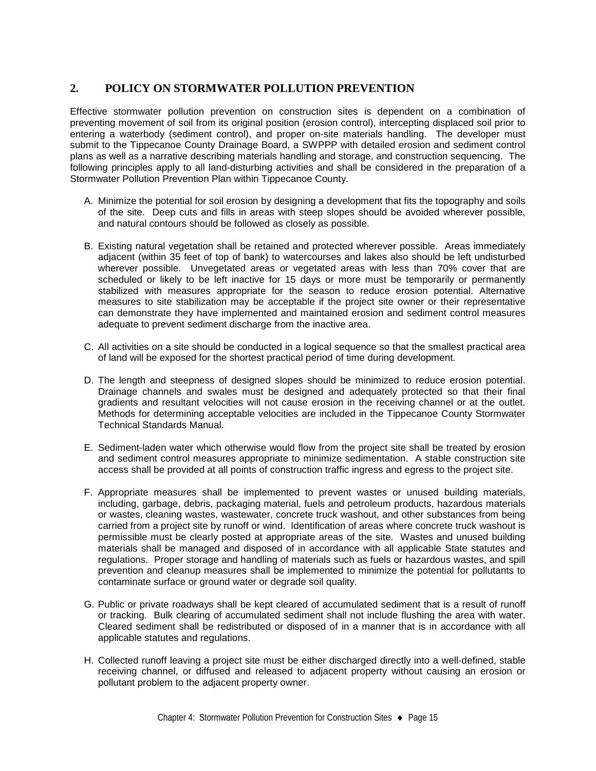## 2. POLICY ON STORMWATER POLLUTION PREVENTION

Effective stormwater pollution prevention on construction sites is dependent on a combination of preventing movement of soil from its original position (erosion control), intercepting displaced soil prior to entering a waterbody (sediment control), and proper on-site materials handling. The developer must submit to the Tippecanoe County Drainage Board, a SWPPP with detailed erosion and sediment control plans as well as a narrative describing materials handling and storage, and construction sequencing. The following principles apply to all land-disturbing activities and shall be considered in the preparation of a Stormwater Pollution Prevention Plan within Tippecanoe County.

A. Minimize the potential for soil erosion by designing a development that fits the topography and soils of the site. Deep cuts and fills in areas with steep slopes should be avoided wherever possible, and natural contours should be followed as closely as possible.

B. Existing natural vegetation shall be retained and protected wherever possible. Areas immediately adjacent (within 35 feet of top of bank) to watercourses and lakes also should be left undisturbed wherever possible. Unvegetated areas or vegetated areas with less than 70% cover that are scheduled or likely to be left inactive for 15 days or more must be temporarily or permanently stabilized with measures appropriate for the season to reduce erosion potential. Alternative measures to site stabilization may be acceptable if the project site owner or their representative can demonstrate they have implemented and maintained erosion and sediment control measures adequate to prevent sediment discharge from the inactive area.

C. All activities on a site should be conducted in a logical sequence so that the smallest practical area of land will be exposed for the shortest practical period of time during development.

D. The length and steepness of designed slopes should be minimized to reduce erosion potential. Drainage channels and swales must be designed and adequately protected so that their final gradients and resultant velocities will not cause erosion in the receiving channel or at the outlet. Methods for determining acceptable velocities are included in the Tippecanoe County Stormwater Technical Standards Manual.

E. Sediment-laden water which otherwise would flow from the project site shall be treated by erosion and sediment control measures appropriate to minimize sedimentation. A stable construction site access shall be provided at all points of construction traffic ingress and egress to the project site.

F. Appropriate measures shall be implemented to prevent wastes or unused building materials, including, garbage, debris, packaging material, fuels and petroleum products, hazardous materials or wastes, cleaning wastes, wastewater, concrete truck washout, and other substances from being carried from a project site by runoff or wind. Identification of areas where concrete truck washout is permissible must be clearly posted at appropriate areas of the site. Wastes and unused building materials shall be managed and disposed of in accordance with all applicable State statutes and regulations. Proper storage and handling of materials such as fuels or hazardous wastes, and spill prevention and cleanup measures shall be implemented to minimize the potential for pollutants to contaminate surface or ground water or degrade soil quality.

G. Public or private roadways shall be kept cleared of accumulated sediment that is a result of runoff or tracking. Bulk clearing of accumulated sediment shall not include flushing the area with water. Cleared sediment shall be redistributed or disposed of in a manner that is in accordance with all applicable statutes and regulations.

H. Collected runoff leaving a project site must be either discharged directly into a well-defined, stable receiving channel, or diffused and released to adjacent property without causing an erosion or pollutant problem to the adjacent property owner.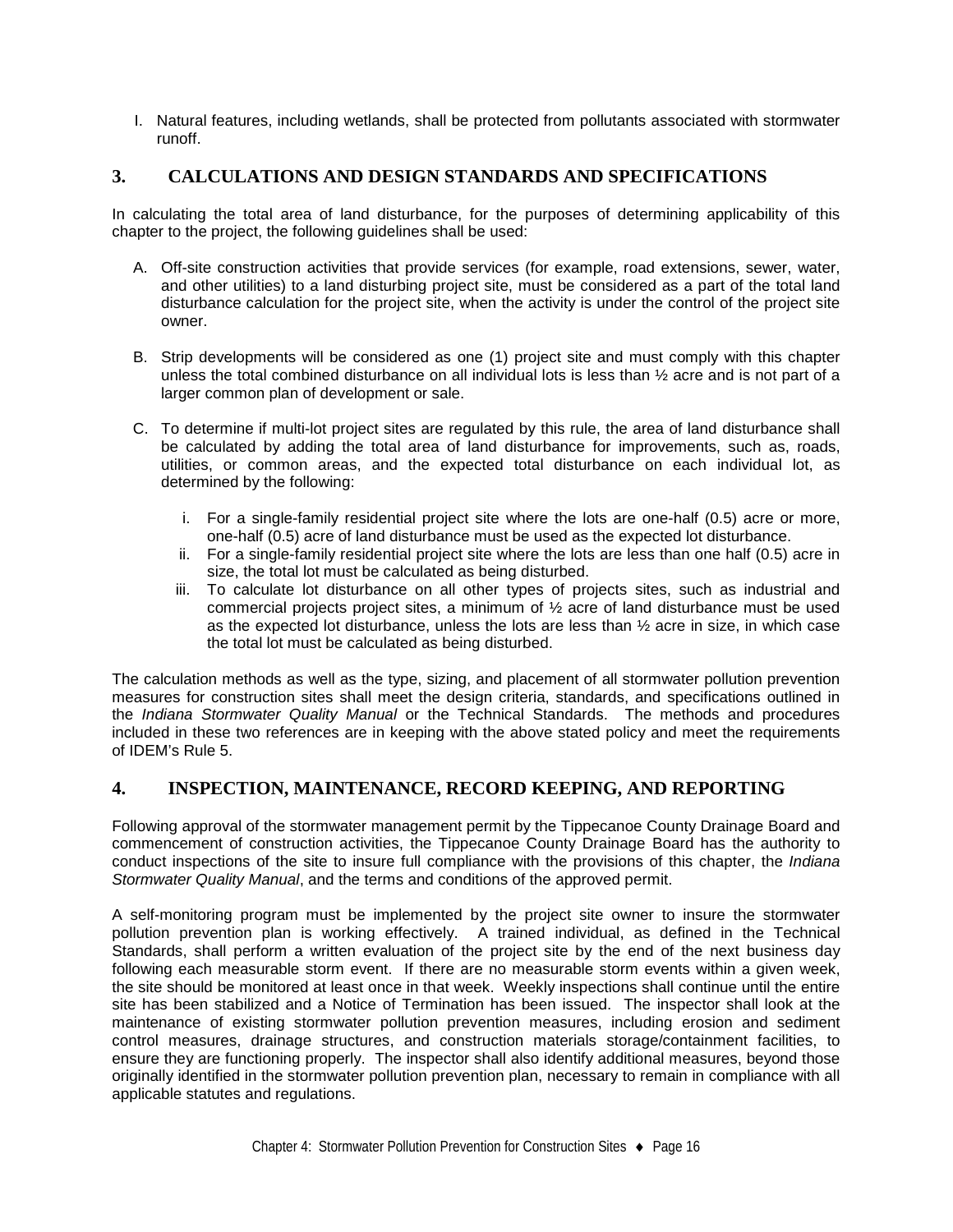I. Natural features, including wetlands, shall be protected from pollutants associated with stormwater runoff.

## 3. CALCULATIONS AND DESIGN STANDARDS AND SPECIFICATIONS

In calculating the total area of land disturbance, for the purposes of determining applicability of this chapter to the project, the following guidelines shall be used:

A. Off-site construction activities that provide services (for example, road extensions, sewer, water, and other utilities) to a land disturbing project site, must be considered as a part of the total land disturbance calculation for the project site, when the activity is under the control of the project site owner.

B. Strip developments will be considered as one (1) project site and must comply with this chapter unless the total combined disturbance on all individual lots is less than ½ acre and is not part of a larger common plan of development or sale.

C. To determine if multi-lot project sites are regulated by this rule, the area of land disturbance shall be calculated by adding the total area of land disturbance for improvements, such as, roads, utilities, or common areas, and the expected total disturbance on each individual lot, as determined by the following:

   i. For a single-family residential project site where the lots are one-half (0.5) acre or more, one-half (0.5) acre of land disturbance must be used as the expected lot disturbance.
   ii. For a single-family residential project site where the lots are less than one half (0.5) acre in size, the total lot must be calculated as being disturbed.
   iii. To calculate lot disturbance on all other types of projects sites, such as industrial and commercial projects project sites, a minimum of ½ acre of land disturbance must be used as the expected lot disturbance, unless the lots are less than ½ acre in size, in which case the total lot must be calculated as being disturbed.

The calculation methods as well as the type, sizing, and placement of all stormwater pollution prevention measures for construction sites shall meet the design criteria, standards, and specifications outlined in the *Indiana Stormwater Quality Manual* or the Technical Standards. The methods and procedures included in these two references are in keeping with the above stated policy and meet the requirements of IDEM's Rule 5.

## 4. INSPECTION, MAINTENANCE, RECORD KEEPING, AND REPORTING

Following approval of the stormwater management permit by the Tippecanoe County Drainage Board and commencement of construction activities, the Tippecanoe County Drainage Board has the authority to conduct inspections of the site to insure full compliance with the provisions of this chapter, the *Indiana Stormwater Quality Manual*, and the terms and conditions of the approved permit.

A self-monitoring program must be implemented by the project site owner to insure the stormwater pollution prevention plan is working effectively. A trained individual, as defined in the Technical Standards, shall perform a written evaluation of the project site by the end of the next business day following each measurable storm event. If there are no measurable storm events within a given week, the site should be monitored at least once in that week. Weekly inspections shall continue until the entire site has been stabilized and a Notice of Termination has been issued. The inspector shall look at the maintenance of existing stormwater pollution prevention measures, including erosion and sediment control measures, drainage structures, and construction materials storage/containment facilities, to ensure they are functioning properly. The inspector shall also identify additional measures, beyond those originally identified in the stormwater pollution prevention plan, necessary to remain in compliance with all applicable statutes and regulations.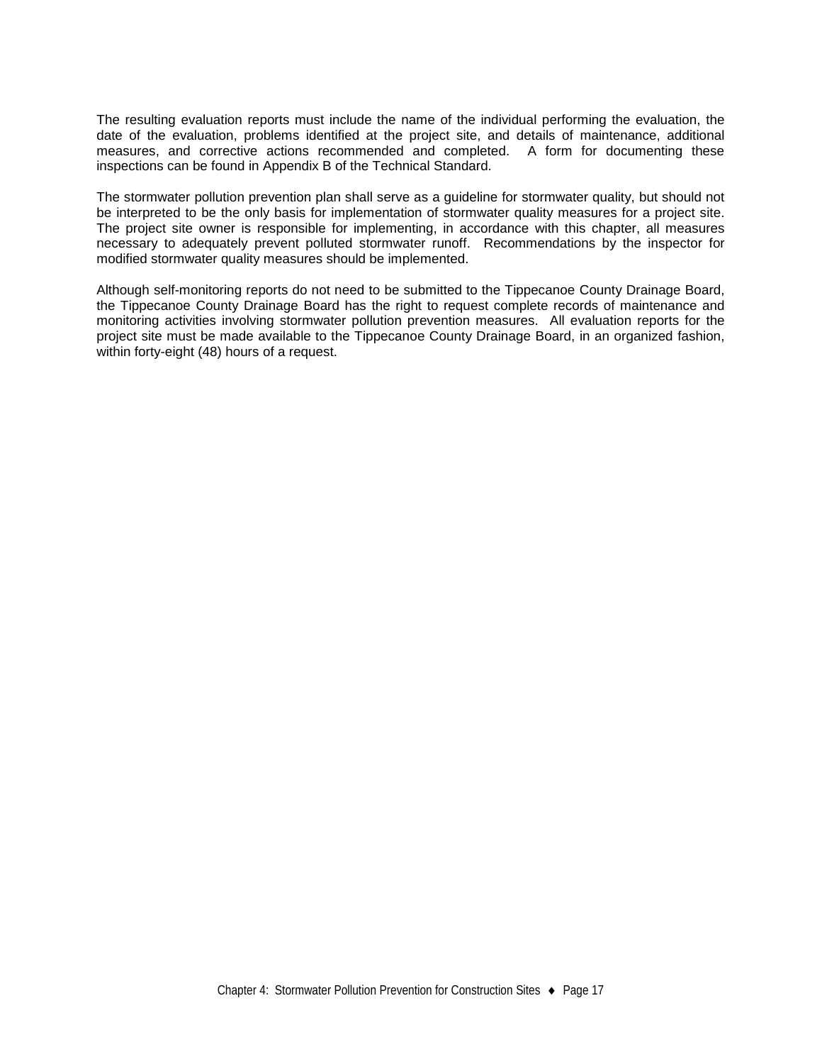The resulting evaluation reports must include the name of the individual performing the evaluation, the date of the evaluation, problems identified at the project site, and details of maintenance, additional measures, and corrective actions recommended and completed. A form for documenting these inspections can be found in Appendix B of the Technical Standard.

The stormwater pollution prevention plan shall serve as a guideline for stormwater quality, but should not be interpreted to be the only basis for implementation of stormwater quality measures for a project site. The project site owner is responsible for implementing, in accordance with this chapter, all measures necessary to adequately prevent polluted stormwater runoff. Recommendations by the inspector for modified stormwater quality measures should be implemented.

Although self-monitoring reports do not need to be submitted to the Tippecanoe County Drainage Board, the Tippecanoe County Drainage Board has the right to request complete records of maintenance and monitoring activities involving stormwater pollution prevention measures. All evaluation reports for the project site must be made available to the Tippecanoe County Drainage Board, in an organized fashion, within forty-eight (48) hours of a request.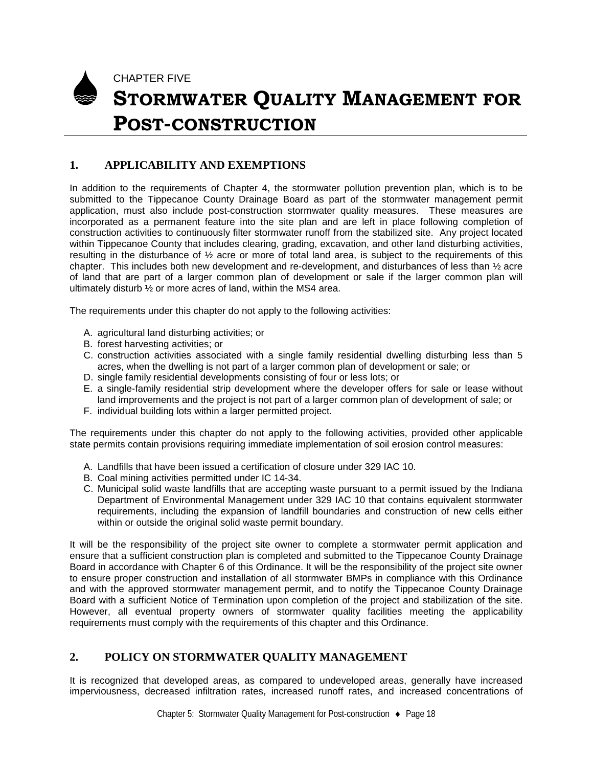CHAPTER FIVE

# STORMWATER QUALITY MANAGEMENT FOR POST-CONSTRUCTION

## 1. APPLICABILITY AND EXEMPTIONS

In addition to the requirements of Chapter 4, the stormwater pollution prevention plan, which is to be submitted to the Tippecanoe County Drainage Board as part of the stormwater management permit application, must also include post-construction stormwater quality measures. These measures are incorporated as a permanent feature into the site plan and are left in place following completion of construction activities to continuously filter stormwater runoff from the stabilized site. Any project located within Tippecanoe County that includes clearing, grading, excavation, and other land disturbing activities, resulting in the disturbance of ½ acre or more of total land area, is subject to the requirements of this chapter. This includes both new development and re-development, and disturbances of less than ½ acre of land that are part of a larger common plan of development or sale if the larger common plan will ultimately disturb ½ or more acres of land, within the MS4 area.

The requirements under this chapter do not apply to the following activities:

A. agricultural land disturbing activities; or
B. forest harvesting activities; or
C. construction activities associated with a single family residential dwelling disturbing less than 5 acres, when the dwelling is not part of a larger common plan of development or sale; or
D. single family residential developments consisting of four or less lots; or
E. a single-family residential strip development where the developer offers for sale or lease without land improvements and the project is not part of a larger common plan of development of sale; or
F. individual building lots within a larger permitted project.

The requirements under this chapter do not apply to the following activities, provided other applicable state permits contain provisions requiring immediate implementation of soil erosion control measures:

A. Landfills that have been issued a certification of closure under 329 IAC 10.
B. Coal mining activities permitted under IC 14-34.
C. Municipal solid waste landfills that are accepting waste pursuant to a permit issued by the Indiana Department of Environmental Management under 329 IAC 10 that contains equivalent stormwater requirements, including the expansion of landfill boundaries and construction of new cells either within or outside the original solid waste permit boundary.

It will be the responsibility of the project site owner to complete a stormwater permit application and ensure that a sufficient construction plan is completed and submitted to the Tippecanoe County Drainage Board in accordance with Chapter 6 of this Ordinance. It will be the responsibility of the project site owner to ensure proper construction and installation of all stormwater BMPs in compliance with this Ordinance and with the approved stormwater management permit, and to notify the Tippecanoe County Drainage Board with a sufficient Notice of Termination upon completion of the project and stabilization of the site. However, all eventual property owners of stormwater quality facilities meeting the applicability requirements must comply with the requirements of this chapter and this Ordinance.

## 2. POLICY ON STORMWATER QUALITY MANAGEMENT

It is recognized that developed areas, as compared to undeveloped areas, generally have increased imperviousness, decreased infiltration rates, increased runoff rates, and increased concentrations of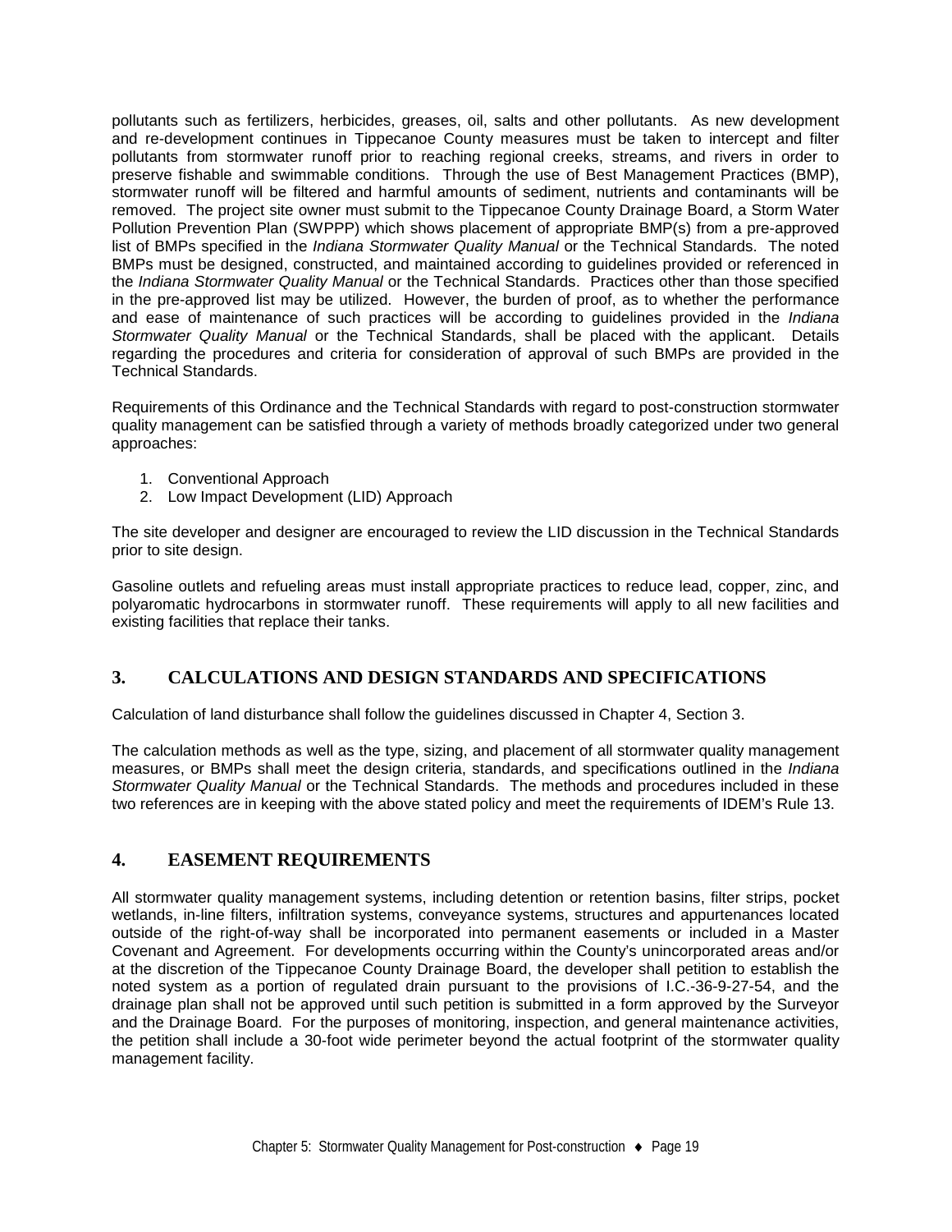pollutants such as fertilizers, herbicides, greases, oil, salts and other pollutants. As new development and re-development continues in Tippecanoe County measures must be taken to intercept and filter pollutants from stormwater runoff prior to reaching regional creeks, streams, and rivers in order to preserve fishable and swimmable conditions. Through the use of Best Management Practices (BMP), stormwater runoff will be filtered and harmful amounts of sediment, nutrients and contaminants will be removed. The project site owner must submit to the Tippecanoe County Drainage Board, a Storm Water Pollution Prevention Plan (SWPPP) which shows placement of appropriate BMP(s) from a pre-approved list of BMPs specified in the *Indiana Stormwater Quality Manual* or the Technical Standards. The noted BMPs must be designed, constructed, and maintained according to guidelines provided or referenced in the *Indiana Stormwater Quality Manual* or the Technical Standards. Practices other than those specified in the pre-approved list may be utilized. However, the burden of proof, as to whether the performance and ease of maintenance of such practices will be according to guidelines provided in the *Indiana Stormwater Quality Manual* or the Technical Standards, shall be placed with the applicant. Details regarding the procedures and criteria for consideration of approval of such BMPs are provided in the Technical Standards.

Requirements of this Ordinance and the Technical Standards with regard to post-construction stormwater quality management can be satisfied through a variety of methods broadly categorized under two general approaches:

1. Conventional Approach
2. Low Impact Development (LID) Approach

The site developer and designer are encouraged to review the LID discussion in the Technical Standards prior to site design.

Gasoline outlets and refueling areas must install appropriate practices to reduce lead, copper, zinc, and polyaromatic hydrocarbons in stormwater runoff. These requirements will apply to all new facilities and existing facilities that replace their tanks.

## 3. CALCULATIONS AND DESIGN STANDARDS AND SPECIFICATIONS

Calculation of land disturbance shall follow the guidelines discussed in Chapter 4, Section 3.

The calculation methods as well as the type, sizing, and placement of all stormwater quality management measures, or BMPs shall meet the design criteria, standards, and specifications outlined in the *Indiana Stormwater Quality Manual* or the Technical Standards. The methods and procedures included in these two references are in keeping with the above stated policy and meet the requirements of IDEM's Rule 13.

## 4. EASEMENT REQUIREMENTS

All stormwater quality management systems, including detention or retention basins, filter strips, pocket wetlands, in-line filters, infiltration systems, conveyance systems, structures and appurtenances located outside of the right-of-way shall be incorporated into permanent easements or included in a Master Covenant and Agreement. For developments occurring within the County's unincorporated areas and/or at the discretion of the Tippecanoe County Drainage Board, the developer shall petition to establish the noted system as a portion of regulated drain pursuant to the provisions of I.C.-36-9-27-54, and the drainage plan shall not be approved until such petition is submitted in a form approved by the Surveyor and the Drainage Board. For the purposes of monitoring, inspection, and general maintenance activities, the petition shall include a 30-foot wide perimeter beyond the actual footprint of the stormwater quality management facility.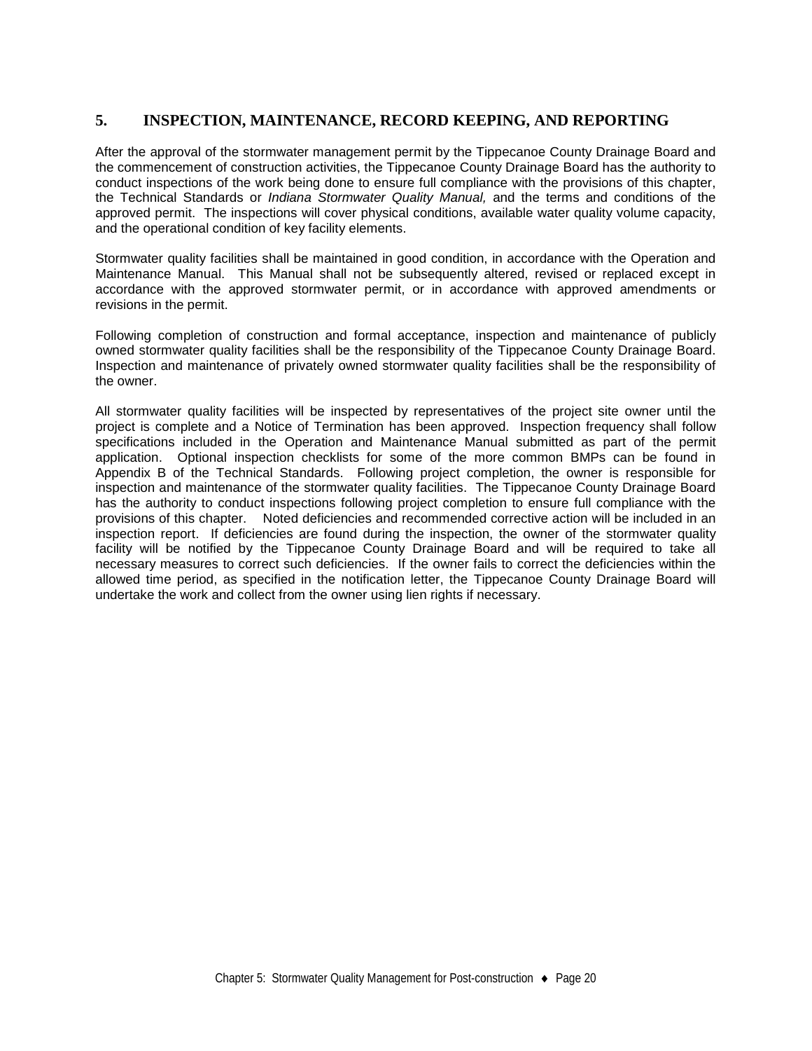## 5. INSPECTION, MAINTENANCE, RECORD KEEPING, AND REPORTING

After the approval of the stormwater management permit by the Tippecanoe County Drainage Board and the commencement of construction activities, the Tippecanoe County Drainage Board has the authority to conduct inspections of the work being done to ensure full compliance with the provisions of this chapter, the Technical Standards or *Indiana Stormwater Quality Manual,* and the terms and conditions of the approved permit. The inspections will cover physical conditions, available water quality volume capacity, and the operational condition of key facility elements.

Stormwater quality facilities shall be maintained in good condition, in accordance with the Operation and Maintenance Manual. This Manual shall not be subsequently altered, revised or replaced except in accordance with the approved stormwater permit, or in accordance with approved amendments or revisions in the permit.

Following completion of construction and formal acceptance, inspection and maintenance of publicly owned stormwater quality facilities shall be the responsibility of the Tippecanoe County Drainage Board. Inspection and maintenance of privately owned stormwater quality facilities shall be the responsibility of the owner.

All stormwater quality facilities will be inspected by representatives of the project site owner until the project is complete and a Notice of Termination has been approved. Inspection frequency shall follow specifications included in the Operation and Maintenance Manual submitted as part of the permit application. Optional inspection checklists for some of the more common BMPs can be found in Appendix B of the Technical Standards. Following project completion, the owner is responsible for inspection and maintenance of the stormwater quality facilities. The Tippecanoe County Drainage Board has the authority to conduct inspections following project completion to ensure full compliance with the provisions of this chapter. Noted deficiencies and recommended corrective action will be included in an inspection report. If deficiencies are found during the inspection, the owner of the stormwater quality facility will be notified by the Tippecanoe County Drainage Board and will be required to take all necessary measures to correct such deficiencies. If the owner fails to correct the deficiencies within the allowed time period, as specified in the notification letter, the Tippecanoe County Drainage Board will undertake the work and collect from the owner using lien rights if necessary.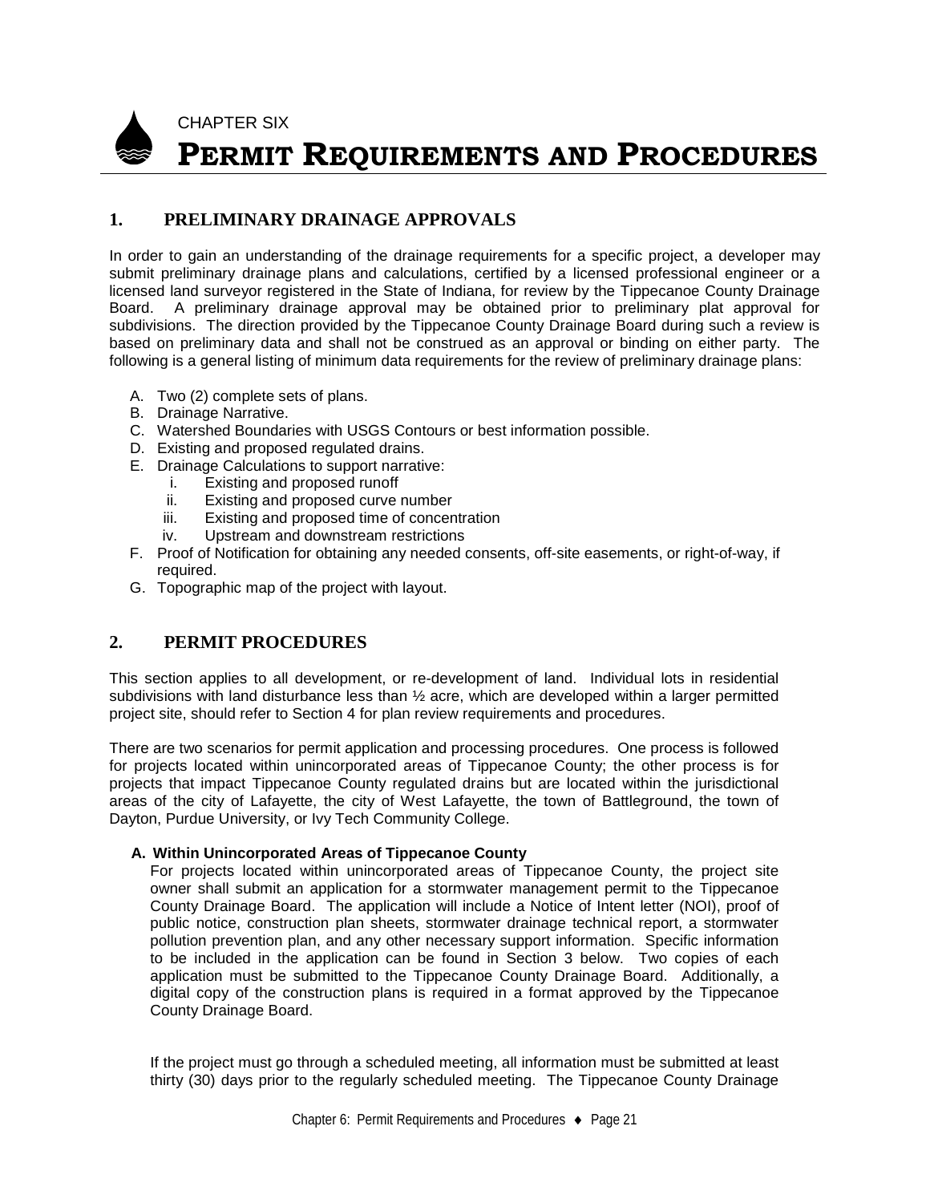CHAPTER SIX

# PERMIT REQUIREMENTS AND PROCEDURES

## 1. PRELIMINARY DRAINAGE APPROVALS

In order to gain an understanding of the drainage requirements for a specific project, a developer may submit preliminary drainage plans and calculations, certified by a licensed professional engineer or a licensed land surveyor registered in the State of Indiana, for review by the Tippecanoe County Drainage Board. A preliminary drainage approval may be obtained prior to preliminary plat approval for subdivisions. The direction provided by the Tippecanoe County Drainage Board during such a review is based on preliminary data and shall not be construed as an approval or binding on either party. The following is a general listing of minimum data requirements for the review of preliminary drainage plans:

A. Two (2) complete sets of plans.
B. Drainage Narrative.
C. Watershed Boundaries with USGS Contours or best information possible.
D. Existing and proposed regulated drains.
E. Drainage Calculations to support narrative:
   i. Existing and proposed runoff
   ii. Existing and proposed curve number
   iii. Existing and proposed time of concentration
   iv. Upstream and downstream restrictions
F. Proof of Notification for obtaining any needed consents, off-site easements, or right-of-way, if required.
G. Topographic map of the project with layout.

## 2. PERMIT PROCEDURES

This section applies to all development, or re-development of land. Individual lots in residential subdivisions with land disturbance less than ½ acre, which are developed within a larger permitted project site, should refer to Section 4 for plan review requirements and procedures.

There are two scenarios for permit application and processing procedures. One process is followed for projects located within unincorporated areas of Tippecanoe County; the other process is for projects that impact Tippecanoe County regulated drains but are located within the jurisdictional areas of the city of Lafayette, the city of West Lafayette, the town of Battleground, the town of Dayton, Purdue University, or Ivy Tech Community College.

### A. Within Unincorporated Areas of Tippecanoe County

For projects located within unincorporated areas of Tippecanoe County, the project site owner shall submit an application for a stormwater management permit to the Tippecanoe County Drainage Board. The application will include a Notice of Intent letter (NOI), proof of public notice, construction plan sheets, stormwater drainage technical report, a stormwater pollution prevention plan, and any other necessary support information. Specific information to be included in the application can be found in Section 3 below. Two copies of each application must be submitted to the Tippecanoe County Drainage Board. Additionally, a digital copy of the construction plans is required in a format approved by the Tippecanoe County Drainage Board.

If the project must go through a scheduled meeting, all information must be submitted at least thirty (30) days prior to the regularly scheduled meeting. The Tippecanoe County Drainage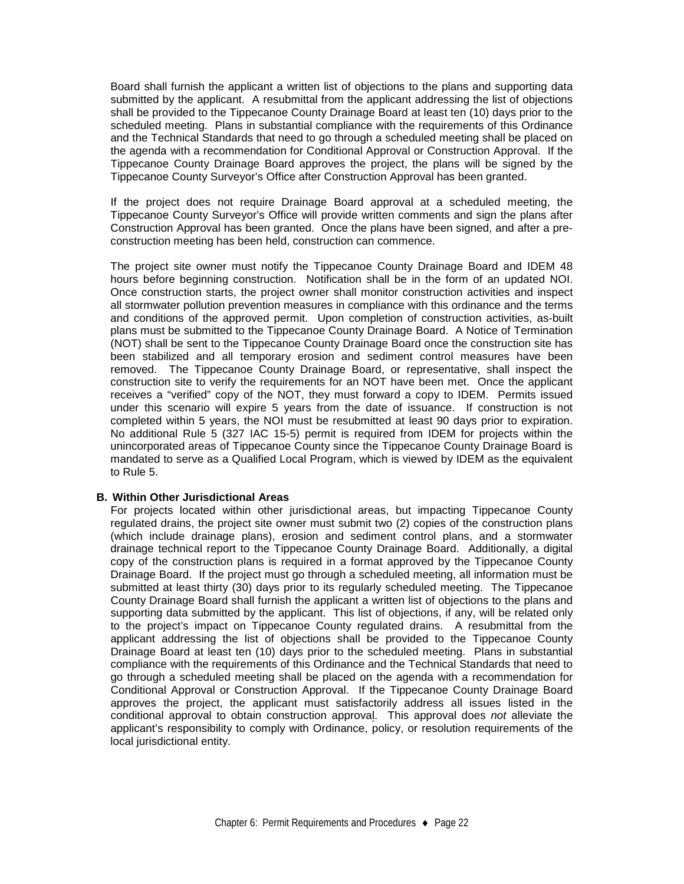Board shall furnish the applicant a written list of objections to the plans and supporting data submitted by the applicant. A resubmittal from the applicant addressing the list of objections shall be provided to the Tippecanoe County Drainage Board at least ten (10) days prior to the scheduled meeting. Plans in substantial compliance with the requirements of this Ordinance and the Technical Standards that need to go through a scheduled meeting shall be placed on the agenda with a recommendation for Conditional Approval or Construction Approval. If the Tippecanoe County Drainage Board approves the project, the plans will be signed by the Tippecanoe County Surveyor's Office after Construction Approval has been granted.

If the project does not require Drainage Board approval at a scheduled meeting, the Tippecanoe County Surveyor's Office will provide written comments and sign the plans after Construction Approval has been granted. Once the plans have been signed, and after a pre-construction meeting has been held, construction can commence.

The project site owner must notify the Tippecanoe County Drainage Board and IDEM 48 hours before beginning construction. Notification shall be in the form of an updated NOI. Once construction starts, the project owner shall monitor construction activities and inspect all stormwater pollution prevention measures in compliance with this ordinance and the terms and conditions of the approved permit. Upon completion of construction activities, as-built plans must be submitted to the Tippecanoe County Drainage Board. A Notice of Termination (NOT) shall be sent to the Tippecanoe County Drainage Board once the construction site has been stabilized and all temporary erosion and sediment control measures have been removed. The Tippecanoe County Drainage Board, or representative, shall inspect the construction site to verify the requirements for an NOT have been met. Once the applicant receives a "verified" copy of the NOT, they must forward a copy to IDEM. Permits issued under this scenario will expire 5 years from the date of issuance. If construction is not completed within 5 years, the NOI must be resubmitted at least 90 days prior to expiration. No additional Rule 5 (327 IAC 15-5) permit is required from IDEM for projects within the unincorporated areas of Tippecanoe County since the Tippecanoe County Drainage Board is mandated to serve as a Qualified Local Program, which is viewed by IDEM as the equivalent to Rule 5.

**B. Within Other Jurisdictional Areas**

For projects located within other jurisdictional areas, but impacting Tippecanoe County regulated drains, the project site owner must submit two (2) copies of the construction plans (which include drainage plans), erosion and sediment control plans, and a stormwater drainage technical report to the Tippecanoe County Drainage Board. Additionally, a digital copy of the construction plans is required in a format approved by the Tippecanoe County Drainage Board. If the project must go through a scheduled meeting, all information must be submitted at least thirty (30) days prior to its regularly scheduled meeting. The Tippecanoe County Drainage Board shall furnish the applicant a written list of objections to the plans and supporting data submitted by the applicant. This list of objections, if any, will be related only to the project's impact on Tippecanoe County regulated drains. A resubmittal from the applicant addressing the list of objections shall be provided to the Tippecanoe County Drainage Board at least ten (10) days prior to the scheduled meeting. Plans in substantial compliance with the requirements of this Ordinance and the Technical Standards that need to go through a scheduled meeting shall be placed on the agenda with a recommendation for Conditional Approval or Construction Approval. If the Tippecanoe County Drainage Board approves the project, the applicant must satisfactorily address all issues listed in the conditional approval to obtain construction approval. This approval does *not* alleviate the applicant's responsibility to comply with Ordinance, policy, or resolution requirements of the local jurisdictional entity.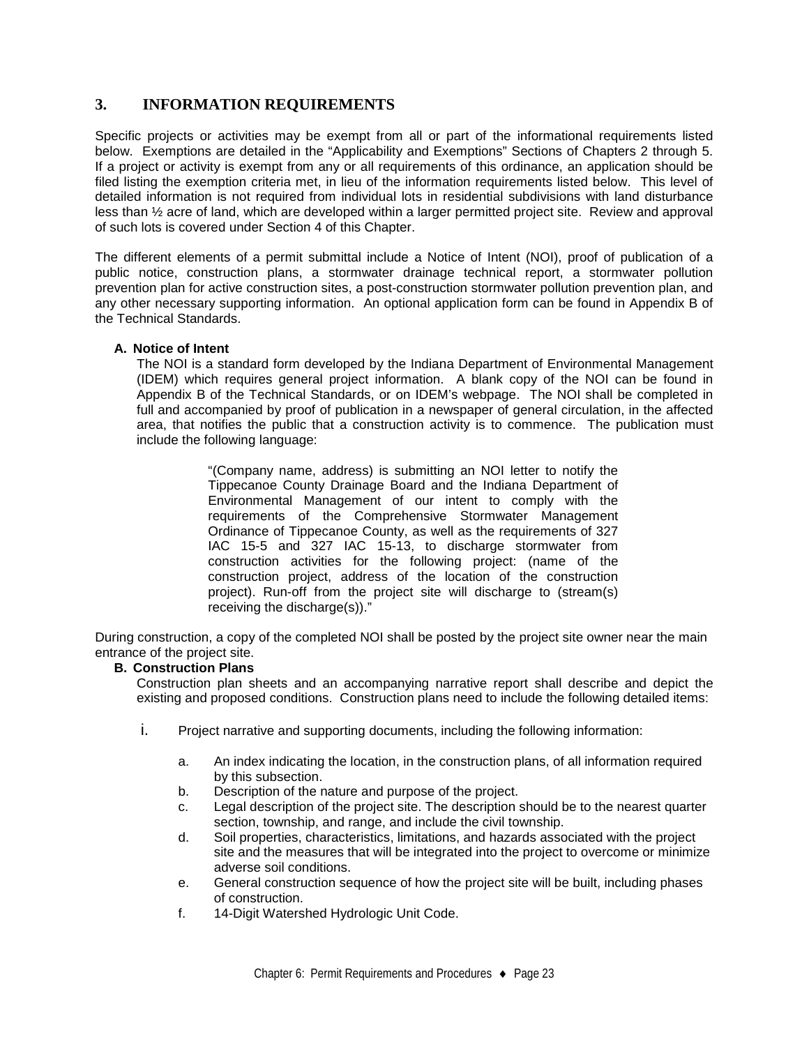## 3. INFORMATION REQUIREMENTS

Specific projects or activities may be exempt from all or part of the informational requirements listed below. Exemptions are detailed in the "Applicability and Exemptions" Sections of Chapters 2 through 5. If a project or activity is exempt from any or all requirements of this ordinance, an application should be filed listing the exemption criteria met, in lieu of the information requirements listed below. This level of detailed information is not required from individual lots in residential subdivisions with land disturbance less than ½ acre of land, which are developed within a larger permitted project site. Review and approval of such lots is covered under Section 4 of this Chapter.

The different elements of a permit submittal include a Notice of Intent (NOI), proof of publication of a public notice, construction plans, a stormwater drainage technical report, a stormwater pollution prevention plan for active construction sites, a post-construction stormwater pollution prevention plan, and any other necessary supporting information. An optional application form can be found in Appendix B of the Technical Standards.

**A. Notice of Intent**

The NOI is a standard form developed by the Indiana Department of Environmental Management (IDEM) which requires general project information. A blank copy of the NOI can be found in Appendix B of the Technical Standards, or on IDEM's webpage. The NOI shall be completed in full and accompanied by proof of publication in a newspaper of general circulation, in the affected area, that notifies the public that a construction activity is to commence. The publication must include the following language:

> "(Company name, address) is submitting an NOI letter to notify the Tippecanoe County Drainage Board and the Indiana Department of Environmental Management of our intent to comply with the requirements of the Comprehensive Stormwater Management Ordinance of Tippecanoe County, as well as the requirements of 327 IAC 15-5 and 327 IAC 15-13, to discharge stormwater from construction activities for the following project: (name of the construction project, address of the location of the construction project). Run-off from the project site will discharge to (stream(s) receiving the discharge(s))."

During construction, a copy of the completed NOI shall be posted by the project site owner near the main entrance of the project site.

**B. Construction Plans**

Construction plan sheets and an accompanying narrative report shall describe and depict the existing and proposed conditions. Construction plans need to include the following detailed items:

i. Project narrative and supporting documents, including the following information:

   a. An index indicating the location, in the construction plans, of all information required by this subsection.
   b. Description of the nature and purpose of the project.
   c. Legal description of the project site. The description should be to the nearest quarter section, township, and range, and include the civil township.
   d. Soil properties, characteristics, limitations, and hazards associated with the project site and the measures that will be integrated into the project to overcome or minimize adverse soil conditions.
   e. General construction sequence of how the project site will be built, including phases of construction.
   f. 14-Digit Watershed Hydrologic Unit Code.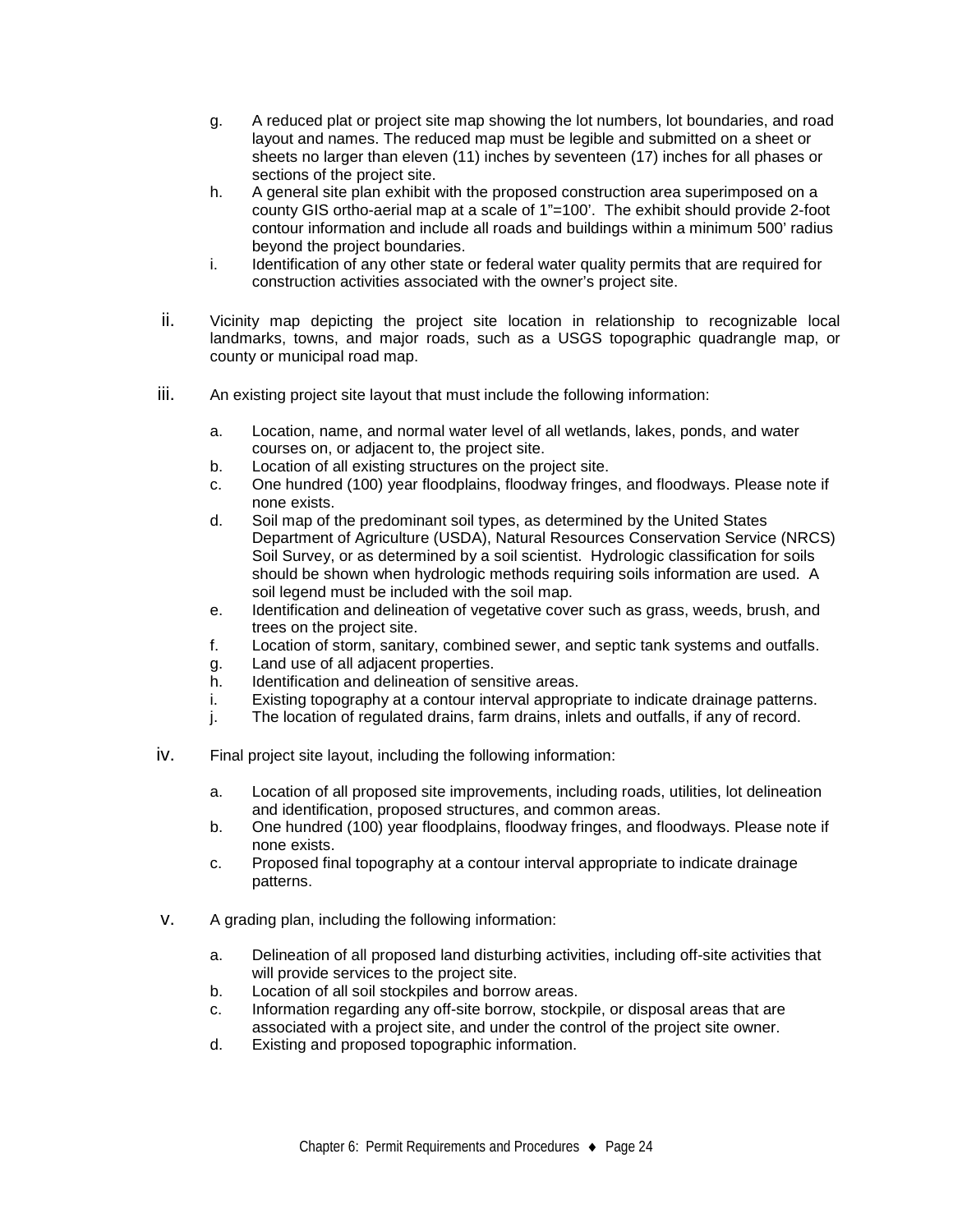g. A reduced plat or project site map showing the lot numbers, lot boundaries, and road layout and names. The reduced map must be legible and submitted on a sheet or sheets no larger than eleven (11) inches by seventeen (17) inches for all phases or sections of the project site.

h. A general site plan exhibit with the proposed construction area superimposed on a county GIS ortho-aerial map at a scale of 1"=100'. The exhibit should provide 2-foot contour information and include all roads and buildings within a minimum 500' radius beyond the project boundaries.

i. Identification of any other state or federal water quality permits that are required for construction activities associated with the owner's project site.

ii. Vicinity map depicting the project site location in relationship to recognizable local landmarks, towns, and major roads, such as a USGS topographic quadrangle map, or county or municipal road map.

iii. An existing project site layout that must include the following information:

a. Location, name, and normal water level of all wetlands, lakes, ponds, and water courses on, or adjacent to, the project site.
b. Location of all existing structures on the project site.
c. One hundred (100) year floodplains, floodway fringes, and floodways. Please note if none exists.
d. Soil map of the predominant soil types, as determined by the United States Department of Agriculture (USDA), Natural Resources Conservation Service (NRCS) Soil Survey, or as determined by a soil scientist. Hydrologic classification for soils should be shown when hydrologic methods requiring soils information are used. A soil legend must be included with the soil map.
e. Identification and delineation of vegetative cover such as grass, weeds, brush, and trees on the project site.
f. Location of storm, sanitary, combined sewer, and septic tank systems and outfalls.
g. Land use of all adjacent properties.
h. Identification and delineation of sensitive areas.
i. Existing topography at a contour interval appropriate to indicate drainage patterns.
j. The location of regulated drains, farm drains, inlets and outfalls, if any of record.

iv. Final project site layout, including the following information:

a. Location of all proposed site improvements, including roads, utilities, lot delineation and identification, proposed structures, and common areas.
b. One hundred (100) year floodplains, floodway fringes, and floodways. Please note if none exists.
c. Proposed final topography at a contour interval appropriate to indicate drainage patterns.

v. A grading plan, including the following information:

a. Delineation of all proposed land disturbing activities, including off-site activities that will provide services to the project site.
b. Location of all soil stockpiles and borrow areas.
c. Information regarding any off-site borrow, stockpile, or disposal areas that are associated with a project site, and under the control of the project site owner.
d. Existing and proposed topographic information.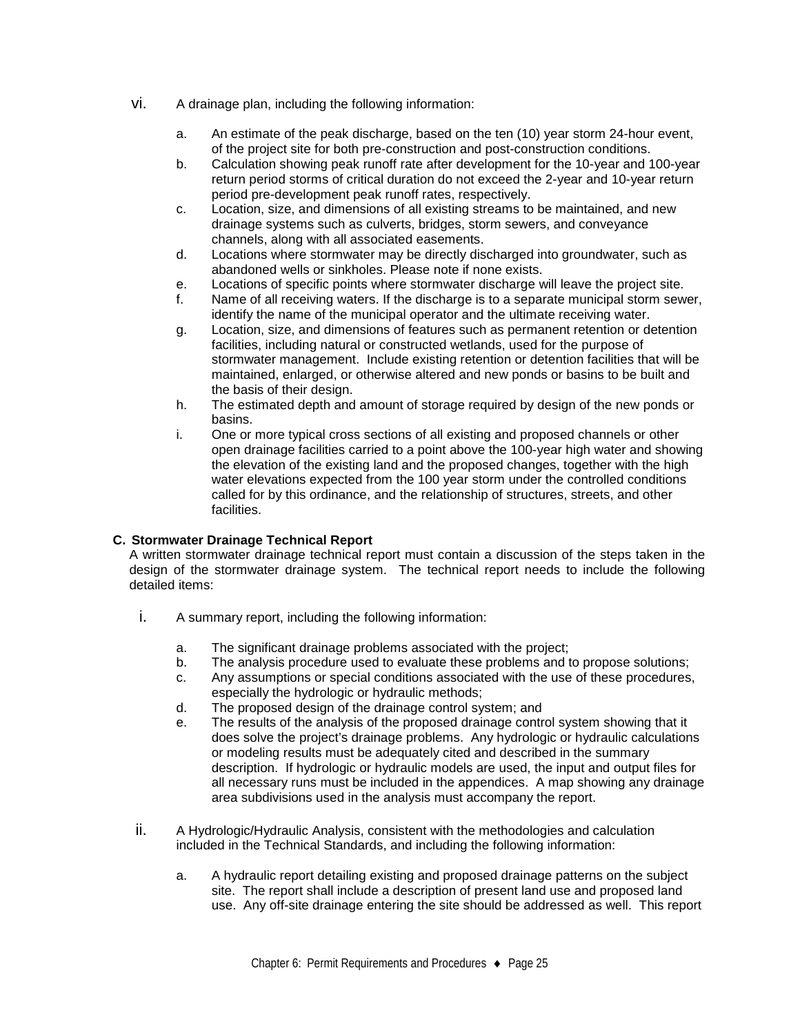vi. A drainage plan, including the following information:

   a. An estimate of the peak discharge, based on the ten (10) year storm 24-hour event, of the project site for both pre-construction and post-construction conditions.
   b. Calculation showing peak runoff rate after development for the 10-year and 100-year return period storms of critical duration do not exceed the 2-year and 10-year return period pre-development peak runoff rates, respectively.
   c. Location, size, and dimensions of all existing streams to be maintained, and new drainage systems such as culverts, bridges, storm sewers, and conveyance channels, along with all associated easements.
   d. Locations where stormwater may be directly discharged into groundwater, such as abandoned wells or sinkholes. Please note if none exists.
   e. Locations of specific points where stormwater discharge will leave the project site.
   f. Name of all receiving waters. If the discharge is to a separate municipal storm sewer, identify the name of the municipal operator and the ultimate receiving water.
   g. Location, size, and dimensions of features such as permanent retention or detention facilities, including natural or constructed wetlands, used for the purpose of stormwater management. Include existing retention or detention facilities that will be maintained, enlarged, or otherwise altered and new ponds or basins to be built and the basis of their design.
   h. The estimated depth and amount of storage required by design of the new ponds or basins.
   i. One or more typical cross sections of all existing and proposed channels or other open drainage facilities carried to a point above the 100-year high water and showing the elevation of the existing land and the proposed changes, together with the high water elevations expected from the 100 year storm under the controlled conditions called for by this ordinance, and the relationship of structures, streets, and other facilities.

**C. Stormwater Drainage Technical Report**

A written stormwater drainage technical report must contain a discussion of the steps taken in the design of the stormwater drainage system. The technical report needs to include the following detailed items:

i. A summary report, including the following information:

   a. The significant drainage problems associated with the project;
   b. The analysis procedure used to evaluate these problems and to propose solutions;
   c. Any assumptions or special conditions associated with the use of these procedures, especially the hydrologic or hydraulic methods;
   d. The proposed design of the drainage control system; and
   e. The results of the analysis of the proposed drainage control system showing that it does solve the project's drainage problems. Any hydrologic or hydraulic calculations or modeling results must be adequately cited and described in the summary description. If hydrologic or hydraulic models are used, the input and output files for all necessary runs must be included in the appendices. A map showing any drainage area subdivisions used in the analysis must accompany the report.

ii. A Hydrologic/Hydraulic Analysis, consistent with the methodologies and calculation included in the Technical Standards, and including the following information:

   a. A hydraulic report detailing existing and proposed drainage patterns on the subject site. The report shall include a description of present land use and proposed land use. Any off-site drainage entering the site should be addressed as well. This report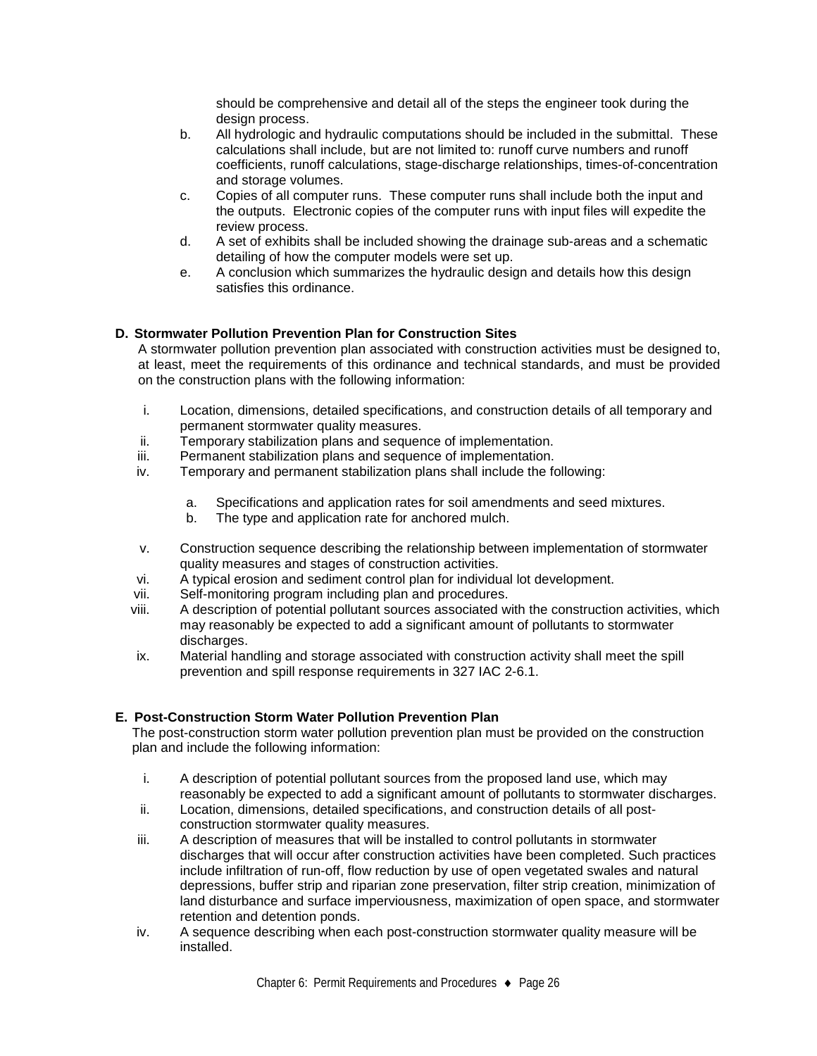should be comprehensive and detail all of the steps the engineer took during the design process.

b. All hydrologic and hydraulic computations should be included in the submittal. These calculations shall include, but are not limited to: runoff curve numbers and runoff coefficients, runoff calculations, stage-discharge relationships, times-of-concentration and storage volumes.

c. Copies of all computer runs. These computer runs shall include both the input and the outputs. Electronic copies of the computer runs with input files will expedite the review process.

d. A set of exhibits shall be included showing the drainage sub-areas and a schematic detailing of how the computer models were set up.

e. A conclusion which summarizes the hydraulic design and details how this design satisfies this ordinance.

**D. Stormwater Pollution Prevention Plan for Construction Sites**

A stormwater pollution prevention plan associated with construction activities must be designed to, at least, meet the requirements of this ordinance and technical standards, and must be provided on the construction plans with the following information:

i. Location, dimensions, detailed specifications, and construction details of all temporary and permanent stormwater quality measures.

ii. Temporary stabilization plans and sequence of implementation.

iii. Permanent stabilization plans and sequence of implementation.

iv. Temporary and permanent stabilization plans shall include the following:

   a. Specifications and application rates for soil amendments and seed mixtures.
   b. The type and application rate for anchored mulch.

v. Construction sequence describing the relationship between implementation of stormwater quality measures and stages of construction activities.

vi. A typical erosion and sediment control plan for individual lot development.

vii. Self-monitoring program including plan and procedures.

viii. A description of potential pollutant sources associated with the construction activities, which may reasonably be expected to add a significant amount of pollutants to stormwater discharges.

ix. Material handling and storage associated with construction activity shall meet the spill prevention and spill response requirements in 327 IAC 2-6.1.

**E. Post-Construction Storm Water Pollution Prevention Plan**

The post-construction storm water pollution prevention plan must be provided on the construction plan and include the following information:

i. A description of potential pollutant sources from the proposed land use, which may reasonably be expected to add a significant amount of pollutants to stormwater discharges.

ii. Location, dimensions, detailed specifications, and construction details of all post-construction stormwater quality measures.

iii. A description of measures that will be installed to control pollutants in stormwater discharges that will occur after construction activities have been completed. Such practices include infiltration of run-off, flow reduction by use of open vegetated swales and natural depressions, buffer strip and riparian zone preservation, filter strip creation, minimization of land disturbance and surface imperviousness, maximization of open space, and stormwater retention and detention ponds.

iv. A sequence describing when each post-construction stormwater quality measure will be installed.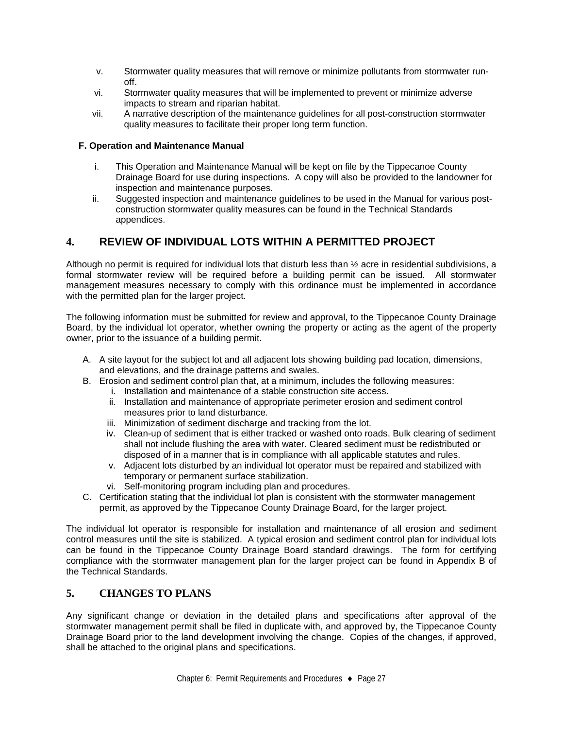v. Stormwater quality measures that will remove or minimize pollutants from stormwater run-off.
vi. Stormwater quality measures that will be implemented to prevent or minimize adverse impacts to stream and riparian habitat.
vii. A narrative description of the maintenance guidelines for all post-construction stormwater quality measures to facilitate their proper long term function.

**F. Operation and Maintenance Manual**

i. This Operation and Maintenance Manual will be kept on file by the Tippecanoe County Drainage Board for use during inspections. A copy will also be provided to the landowner for inspection and maintenance purposes.
ii. Suggested inspection and maintenance guidelines to be used in the Manual for various post-construction stormwater quality measures can be found in the Technical Standards appendices.

## 4. REVIEW OF INDIVIDUAL LOTS WITHIN A PERMITTED PROJECT

Although no permit is required for individual lots that disturb less than ½ acre in residential subdivisions, a formal stormwater review will be required before a building permit can be issued. All stormwater management measures necessary to comply with this ordinance must be implemented in accordance with the permitted plan for the larger project.

The following information must be submitted for review and approval, to the Tippecanoe County Drainage Board, by the individual lot operator, whether owning the property or acting as the agent of the property owner, prior to the issuance of a building permit.

A. A site layout for the subject lot and all adjacent lots showing building pad location, dimensions, and elevations, and the drainage patterns and swales.
B. Erosion and sediment control plan that, at a minimum, includes the following measures:
   i. Installation and maintenance of a stable construction site access.
   ii. Installation and maintenance of appropriate perimeter erosion and sediment control measures prior to land disturbance.
   iii. Minimization of sediment discharge and tracking from the lot.
   iv. Clean-up of sediment that is either tracked or washed onto roads. Bulk clearing of sediment shall not include flushing the area with water. Cleared sediment must be redistributed or disposed of in a manner that is in compliance with all applicable statutes and rules.
   v. Adjacent lots disturbed by an individual lot operator must be repaired and stabilized with temporary or permanent surface stabilization.
   vi. Self-monitoring program including plan and procedures.
C. Certification stating that the individual lot plan is consistent with the stormwater management permit, as approved by the Tippecanoe County Drainage Board, for the larger project.

The individual lot operator is responsible for installation and maintenance of all erosion and sediment control measures until the site is stabilized. A typical erosion and sediment control plan for individual lots can be found in the Tippecanoe County Drainage Board standard drawings. The form for certifying compliance with the stormwater management plan for the larger project can be found in Appendix B of the Technical Standards.

## 5. CHANGES TO PLANS

Any significant change or deviation in the detailed plans and specifications after approval of the stormwater management permit shall be filed in duplicate with, and approved by, the Tippecanoe County Drainage Board prior to the land development involving the change. Copies of the changes, if approved, shall be attached to the original plans and specifications.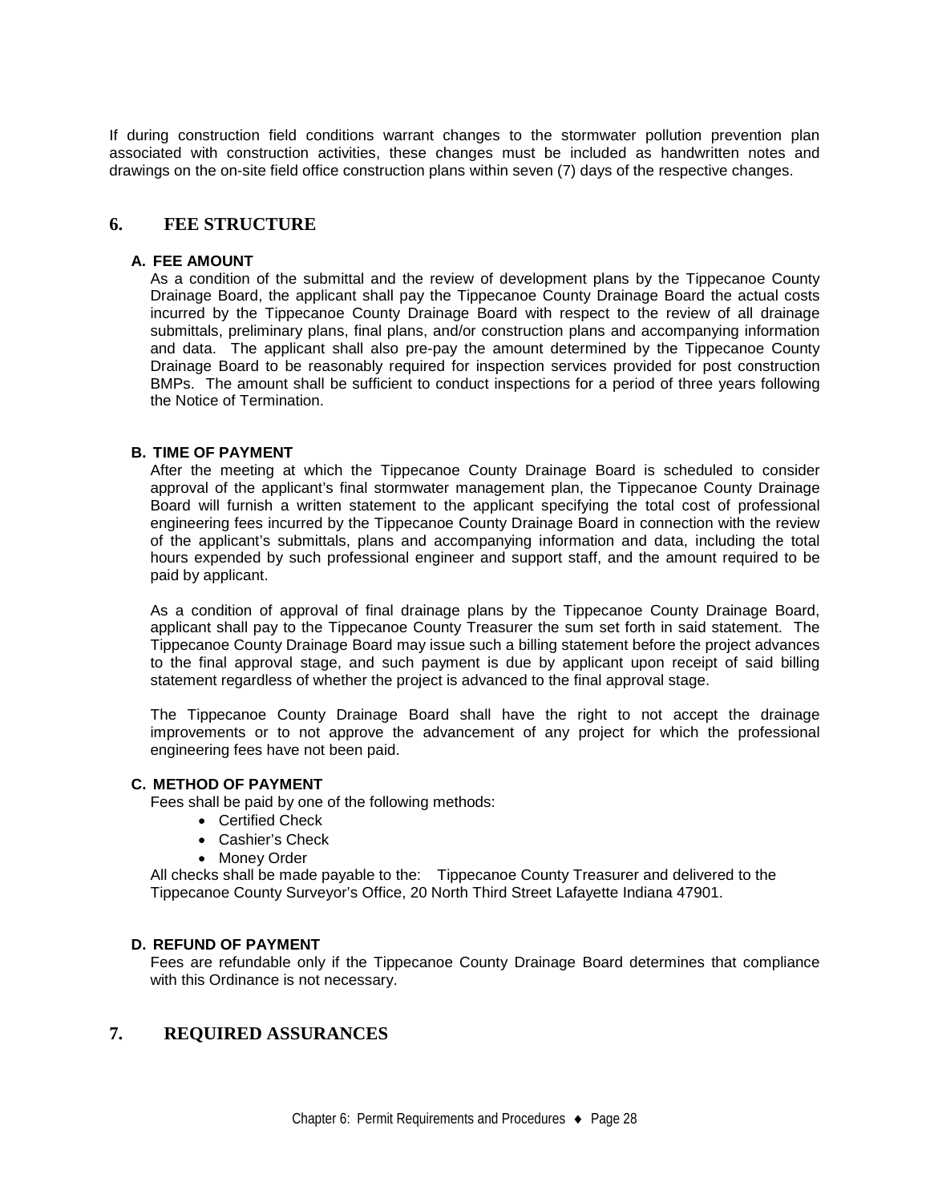If during construction field conditions warrant changes to the stormwater pollution prevention plan associated with construction activities, these changes must be included as handwritten notes and drawings on the on-site field office construction plans within seven (7) days of the respective changes.

## 6. FEE STRUCTURE

### A. FEE AMOUNT

As a condition of the submittal and the review of development plans by the Tippecanoe County Drainage Board, the applicant shall pay the Tippecanoe County Drainage Board the actual costs incurred by the Tippecanoe County Drainage Board with respect to the review of all drainage submittals, preliminary plans, final plans, and/or construction plans and accompanying information and data. The applicant shall also pre-pay the amount determined by the Tippecanoe County Drainage Board to be reasonably required for inspection services provided for post construction BMPs. The amount shall be sufficient to conduct inspections for a period of three years following the Notice of Termination.

### B. TIME OF PAYMENT

After the meeting at which the Tippecanoe County Drainage Board is scheduled to consider approval of the applicant's final stormwater management plan, the Tippecanoe County Drainage Board will furnish a written statement to the applicant specifying the total cost of professional engineering fees incurred by the Tippecanoe County Drainage Board in connection with the review of the applicant's submittals, plans and accompanying information and data, including the total hours expended by such professional engineer and support staff, and the amount required to be paid by applicant.

As a condition of approval of final drainage plans by the Tippecanoe County Drainage Board, applicant shall pay to the Tippecanoe County Treasurer the sum set forth in said statement. The Tippecanoe County Drainage Board may issue such a billing statement before the project advances to the final approval stage, and such payment is due by applicant upon receipt of said billing statement regardless of whether the project is advanced to the final approval stage.

The Tippecanoe County Drainage Board shall have the right to not accept the drainage improvements or to not approve the advancement of any project for which the professional engineering fees have not been paid.

### C. METHOD OF PAYMENT

Fees shall be paid by one of the following methods:

- Certified Check
- Cashier's Check
- Money Order

All checks shall be made payable to the: Tippecanoe County Treasurer and delivered to the Tippecanoe County Surveyor's Office, 20 North Third Street Lafayette Indiana 47901.

### D. REFUND OF PAYMENT

Fees are refundable only if the Tippecanoe County Drainage Board determines that compliance with this Ordinance is not necessary.

## 7. REQUIRED ASSURANCES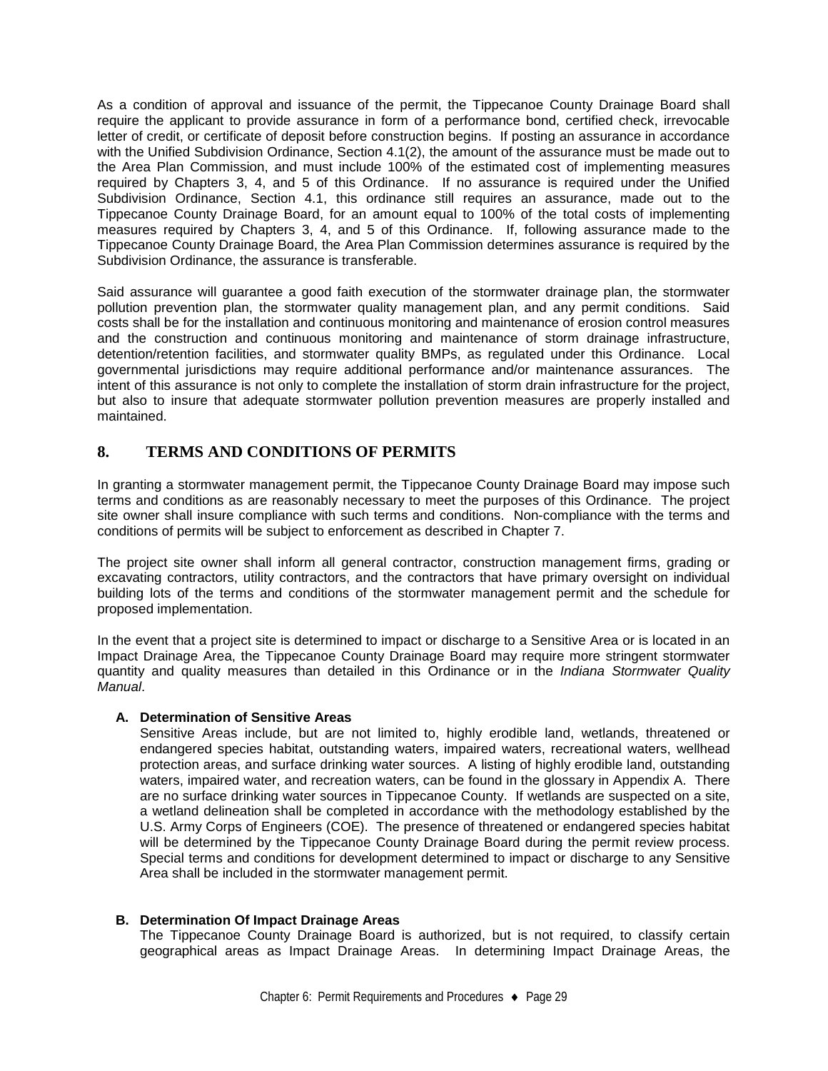As a condition of approval and issuance of the permit, the Tippecanoe County Drainage Board shall require the applicant to provide assurance in form of a performance bond, certified check, irrevocable letter of credit, or certificate of deposit before construction begins. If posting an assurance in accordance with the Unified Subdivision Ordinance, Section 4.1(2), the amount of the assurance must be made out to the Area Plan Commission, and must include 100% of the estimated cost of implementing measures required by Chapters 3, 4, and 5 of this Ordinance. If no assurance is required under the Unified Subdivision Ordinance, Section 4.1, this ordinance still requires an assurance, made out to the Tippecanoe County Drainage Board, for an amount equal to 100% of the total costs of implementing measures required by Chapters 3, 4, and 5 of this Ordinance. If, following assurance made to the Tippecanoe County Drainage Board, the Area Plan Commission determines assurance is required by the Subdivision Ordinance, the assurance is transferable.

Said assurance will guarantee a good faith execution of the stormwater drainage plan, the stormwater pollution prevention plan, the stormwater quality management plan, and any permit conditions. Said costs shall be for the installation and continuous monitoring and maintenance of erosion control measures and the construction and continuous monitoring and maintenance of storm drainage infrastructure, detention/retention facilities, and stormwater quality BMPs, as regulated under this Ordinance. Local governmental jurisdictions may require additional performance and/or maintenance assurances. The intent of this assurance is not only to complete the installation of storm drain infrastructure for the project, but also to insure that adequate stormwater pollution prevention measures are properly installed and maintained.

## 8. TERMS AND CONDITIONS OF PERMITS

In granting a stormwater management permit, the Tippecanoe County Drainage Board may impose such terms and conditions as are reasonably necessary to meet the purposes of this Ordinance. The project site owner shall insure compliance with such terms and conditions. Non-compliance with the terms and conditions of permits will be subject to enforcement as described in Chapter 7.

The project site owner shall inform all general contractor, construction management firms, grading or excavating contractors, utility contractors, and the contractors that have primary oversight on individual building lots of the terms and conditions of the stormwater management permit and the schedule for proposed implementation.

In the event that a project site is determined to impact or discharge to a Sensitive Area or is located in an Impact Drainage Area, the Tippecanoe County Drainage Board may require more stringent stormwater quantity and quality measures than detailed in this Ordinance or in the *Indiana Stormwater Quality Manual*.

### A. Determination of Sensitive Areas

Sensitive Areas include, but are not limited to, highly erodible land, wetlands, threatened or endangered species habitat, outstanding waters, impaired waters, recreational waters, wellhead protection areas, and surface drinking water sources. A listing of highly erodible land, outstanding waters, impaired water, and recreation waters, can be found in the glossary in Appendix A. There are no surface drinking water sources in Tippecanoe County. If wetlands are suspected on a site, a wetland delineation shall be completed in accordance with the methodology established by the U.S. Army Corps of Engineers (COE). The presence of threatened or endangered species habitat will be determined by the Tippecanoe County Drainage Board during the permit review process. Special terms and conditions for development determined to impact or discharge to any Sensitive Area shall be included in the stormwater management permit.

### B. Determination Of Impact Drainage Areas

The Tippecanoe County Drainage Board is authorized, but is not required, to classify certain geographical areas as Impact Drainage Areas. In determining Impact Drainage Areas, the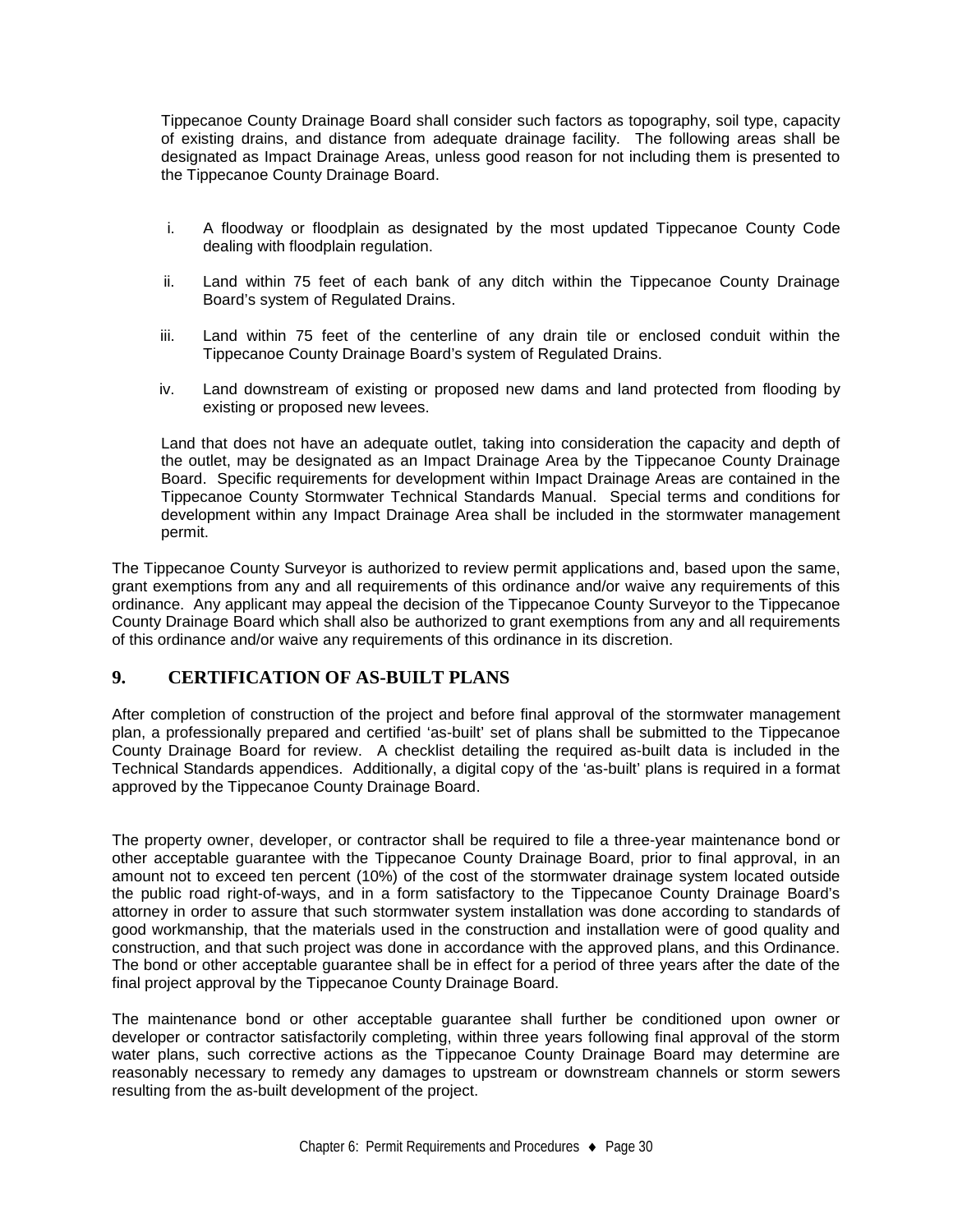Tippecanoe County Drainage Board shall consider such factors as topography, soil type, capacity of existing drains, and distance from adequate drainage facility. The following areas shall be designated as Impact Drainage Areas, unless good reason for not including them is presented to the Tippecanoe County Drainage Board.

i. A floodway or floodplain as designated by the most updated Tippecanoe County Code dealing with floodplain regulation.

ii. Land within 75 feet of each bank of any ditch within the Tippecanoe County Drainage Board's system of Regulated Drains.

iii. Land within 75 feet of the centerline of any drain tile or enclosed conduit within the Tippecanoe County Drainage Board's system of Regulated Drains.

iv. Land downstream of existing or proposed new dams and land protected from flooding by existing or proposed new levees.

Land that does not have an adequate outlet, taking into consideration the capacity and depth of the outlet, may be designated as an Impact Drainage Area by the Tippecanoe County Drainage Board. Specific requirements for development within Impact Drainage Areas are contained in the Tippecanoe County Stormwater Technical Standards Manual. Special terms and conditions for development within any Impact Drainage Area shall be included in the stormwater management permit.

The Tippecanoe County Surveyor is authorized to review permit applications and, based upon the same, grant exemptions from any and all requirements of this ordinance and/or waive any requirements of this ordinance. Any applicant may appeal the decision of the Tippecanoe County Surveyor to the Tippecanoe County Drainage Board which shall also be authorized to grant exemptions from any and all requirements of this ordinance and/or waive any requirements of this ordinance in its discretion.

## 9. CERTIFICATION OF AS-BUILT PLANS

After completion of construction of the project and before final approval of the stormwater management plan, a professionally prepared and certified 'as-built' set of plans shall be submitted to the Tippecanoe County Drainage Board for review. A checklist detailing the required as-built data is included in the Technical Standards appendices. Additionally, a digital copy of the 'as-built' plans is required in a format approved by the Tippecanoe County Drainage Board.

The property owner, developer, or contractor shall be required to file a three-year maintenance bond or other acceptable guarantee with the Tippecanoe County Drainage Board, prior to final approval, in an amount not to exceed ten percent (10%) of the cost of the stormwater drainage system located outside the public road right-of-ways, and in a form satisfactory to the Tippecanoe County Drainage Board's attorney in order to assure that such stormwater system installation was done according to standards of good workmanship, that the materials used in the construction and installation were of good quality and construction, and that such project was done in accordance with the approved plans, and this Ordinance. The bond or other acceptable guarantee shall be in effect for a period of three years after the date of the final project approval by the Tippecanoe County Drainage Board.

The maintenance bond or other acceptable guarantee shall further be conditioned upon owner or developer or contractor satisfactorily completing, within three years following final approval of the storm water plans, such corrective actions as the Tippecanoe County Drainage Board may determine are reasonably necessary to remedy any damages to upstream or downstream channels or storm sewers resulting from the as-built development of the project.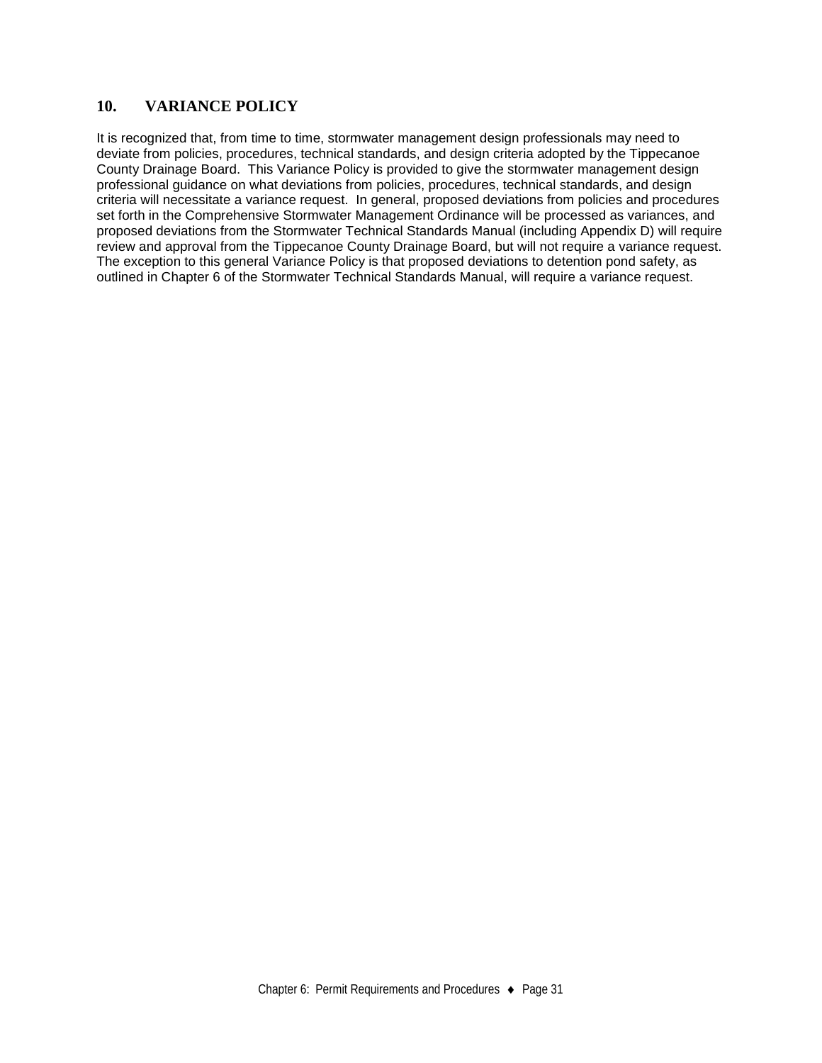## 10. VARIANCE POLICY

It is recognized that, from time to time, stormwater management design professionals may need to deviate from policies, procedures, technical standards, and design criteria adopted by the Tippecanoe County Drainage Board. This Variance Policy is provided to give the stormwater management design professional guidance on what deviations from policies, procedures, technical standards, and design criteria will necessitate a variance request. In general, proposed deviations from policies and procedures set forth in the Comprehensive Stormwater Management Ordinance will be processed as variances, and proposed deviations from the Stormwater Technical Standards Manual (including Appendix D) will require review and approval from the Tippecanoe County Drainage Board, but will not require a variance request. The exception to this general Variance Policy is that proposed deviations to detention pond safety, as outlined in Chapter 6 of the Stormwater Technical Standards Manual, will require a variance request.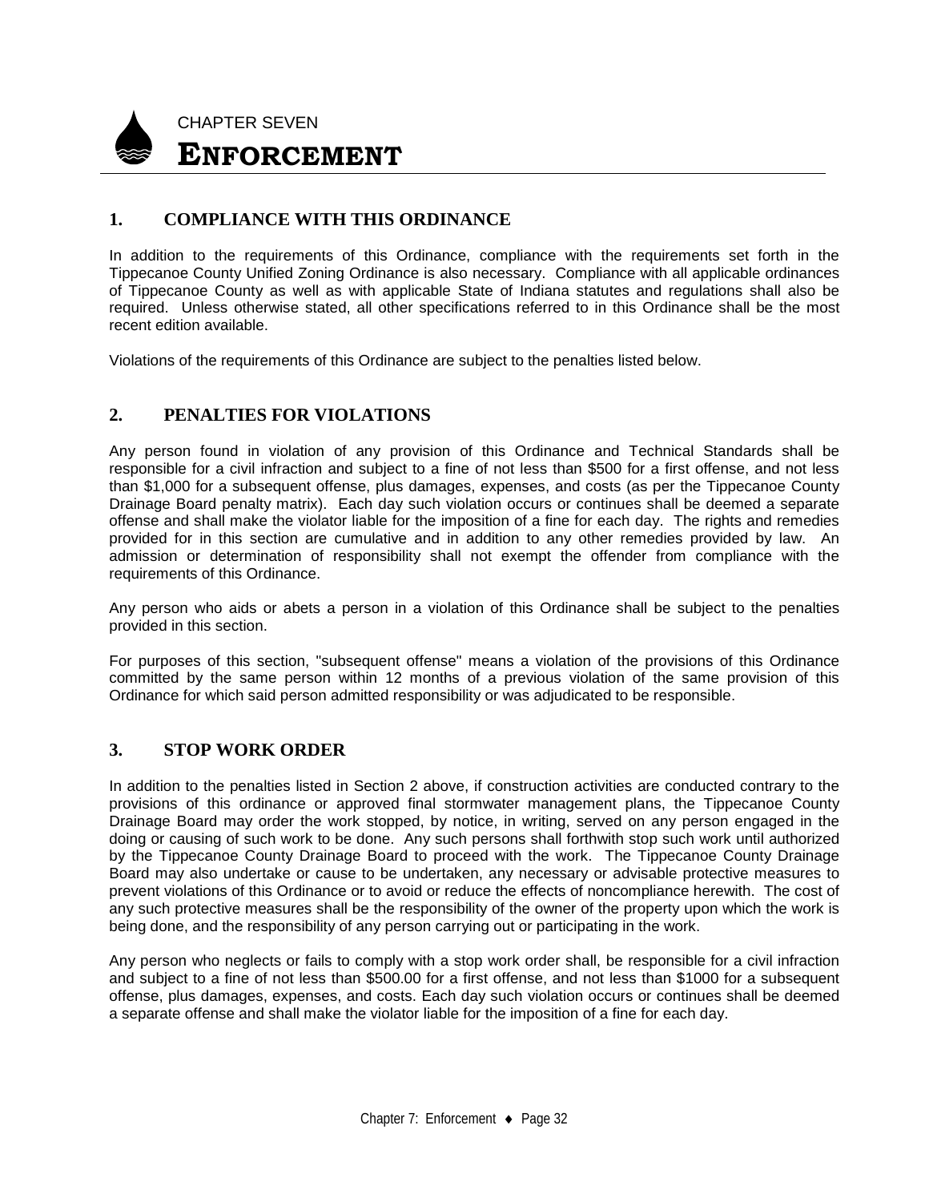# CHAPTER SEVEN

# ENFORCEMENT

## 1. COMPLIANCE WITH THIS ORDINANCE

In addition to the requirements of this Ordinance, compliance with the requirements set forth in the Tippecanoe County Unified Zoning Ordinance is also necessary. Compliance with all applicable ordinances of Tippecanoe County as well as with applicable State of Indiana statutes and regulations shall also be required. Unless otherwise stated, all other specifications referred to in this Ordinance shall be the most recent edition available.

Violations of the requirements of this Ordinance are subject to the penalties listed below.

## 2. PENALTIES FOR VIOLATIONS

Any person found in violation of any provision of this Ordinance and Technical Standards shall be responsible for a civil infraction and subject to a fine of not less than $500 for a first offense, and not less than $1,000 for a subsequent offense, plus damages, expenses, and costs (as per the Tippecanoe County Drainage Board penalty matrix). Each day such violation occurs or continues shall be deemed a separate offense and shall make the violator liable for the imposition of a fine for each day. The rights and remedies provided for in this section are cumulative and in addition to any other remedies provided by law. An admission or determination of responsibility shall not exempt the offender from compliance with the requirements of this Ordinance.

Any person who aids or abets a person in a violation of this Ordinance shall be subject to the penalties provided in this section.

For purposes of this section, "subsequent offense" means a violation of the provisions of this Ordinance committed by the same person within 12 months of a previous violation of the same provision of this Ordinance for which said person admitted responsibility or was adjudicated to be responsible.

## 3. STOP WORK ORDER

In addition to the penalties listed in Section 2 above, if construction activities are conducted contrary to the provisions of this ordinance or approved final stormwater management plans, the Tippecanoe County Drainage Board may order the work stopped, by notice, in writing, served on any person engaged in the doing or causing of such work to be done. Any such persons shall forthwith stop such work until authorized by the Tippecanoe County Drainage Board to proceed with the work. The Tippecanoe County Drainage Board may also undertake or cause to be undertaken, any necessary or advisable protective measures to prevent violations of this Ordinance or to avoid or reduce the effects of noncompliance herewith. The cost of any such protective measures shall be the responsibility of the owner of the property upon which the work is being done, and the responsibility of any person carrying out or participating in the work.

Any person who neglects or fails to comply with a stop work order shall, be responsible for a civil infraction and subject to a fine of not less than $500.00 for a first offense, and not less than $1000 for a subsequent offense, plus damages, expenses, and costs. Each day such violation occurs or continues shall be deemed a separate offense and shall make the violator liable for the imposition of a fine for each day.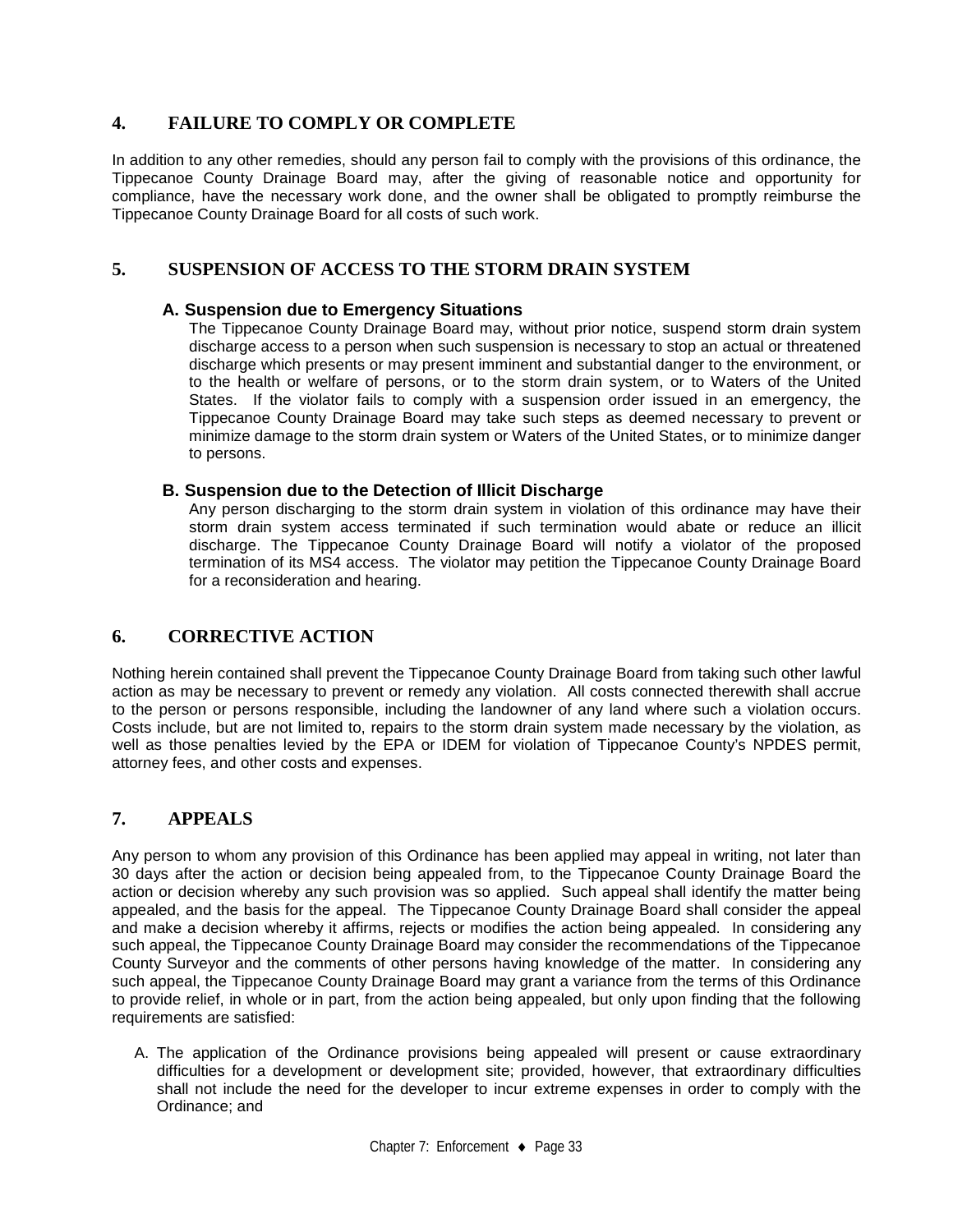## 4. FAILURE TO COMPLY OR COMPLETE

In addition to any other remedies, should any person fail to comply with the provisions of this ordinance, the Tippecanoe County Drainage Board may, after the giving of reasonable notice and opportunity for compliance, have the necessary work done, and the owner shall be obligated to promptly reimburse the Tippecanoe County Drainage Board for all costs of such work.

## 5. SUSPENSION OF ACCESS TO THE STORM DRAIN SYSTEM

### A. Suspension due to Emergency Situations

The Tippecanoe County Drainage Board may, without prior notice, suspend storm drain system discharge access to a person when such suspension is necessary to stop an actual or threatened discharge which presents or may present imminent and substantial danger to the environment, or to the health or welfare of persons, or to the storm drain system, or to Waters of the United States. If the violator fails to comply with a suspension order issued in an emergency, the Tippecanoe County Drainage Board may take such steps as deemed necessary to prevent or minimize damage to the storm drain system or Waters of the United States, or to minimize danger to persons.

### B. Suspension due to the Detection of Illicit Discharge

Any person discharging to the storm drain system in violation of this ordinance may have their storm drain system access terminated if such termination would abate or reduce an illicit discharge. The Tippecanoe County Drainage Board will notify a violator of the proposed termination of its MS4 access. The violator may petition the Tippecanoe County Drainage Board for a reconsideration and hearing.

## 6. CORRECTIVE ACTION

Nothing herein contained shall prevent the Tippecanoe County Drainage Board from taking such other lawful action as may be necessary to prevent or remedy any violation. All costs connected therewith shall accrue to the person or persons responsible, including the landowner of any land where such a violation occurs. Costs include, but are not limited to, repairs to the storm drain system made necessary by the violation, as well as those penalties levied by the EPA or IDEM for violation of Tippecanoe County's NPDES permit, attorney fees, and other costs and expenses.

## 7. APPEALS

Any person to whom any provision of this Ordinance has been applied may appeal in writing, not later than 30 days after the action or decision being appealed from, to the Tippecanoe County Drainage Board the action or decision whereby any such provision was so applied. Such appeal shall identify the matter being appealed, and the basis for the appeal. The Tippecanoe County Drainage Board shall consider the appeal and make a decision whereby it affirms, rejects or modifies the action being appealed. In considering any such appeal, the Tippecanoe County Drainage Board may consider the recommendations of the Tippecanoe County Surveyor and the comments of other persons having knowledge of the matter. In considering any such appeal, the Tippecanoe County Drainage Board may grant a variance from the terms of this Ordinance to provide relief, in whole or in part, from the action being appealed, but only upon finding that the following requirements are satisfied:

A. The application of the Ordinance provisions being appealed will present or cause extraordinary difficulties for a development or development site; provided, however, that extraordinary difficulties shall not include the need for the developer to incur extreme expenses in order to comply with the Ordinance; and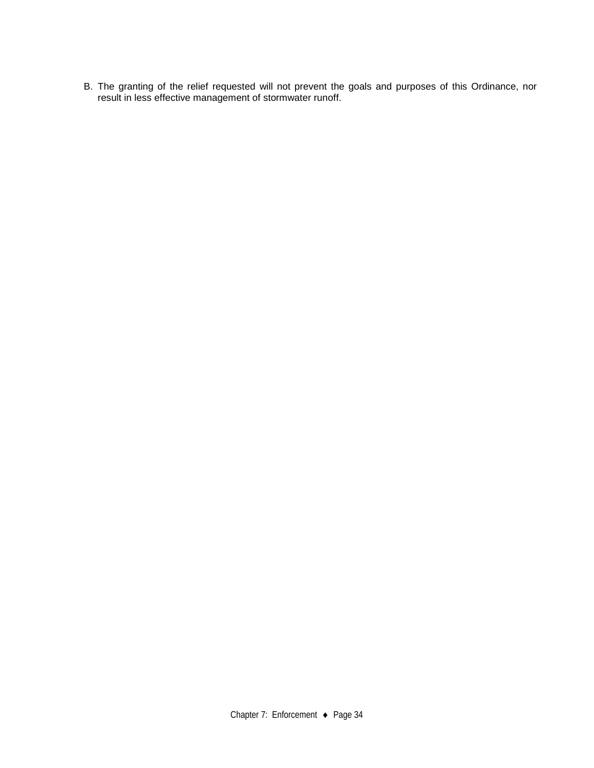B. The granting of the relief requested will not prevent the goals and purposes of this Ordinance, nor result in less effective management of stormwater runoff.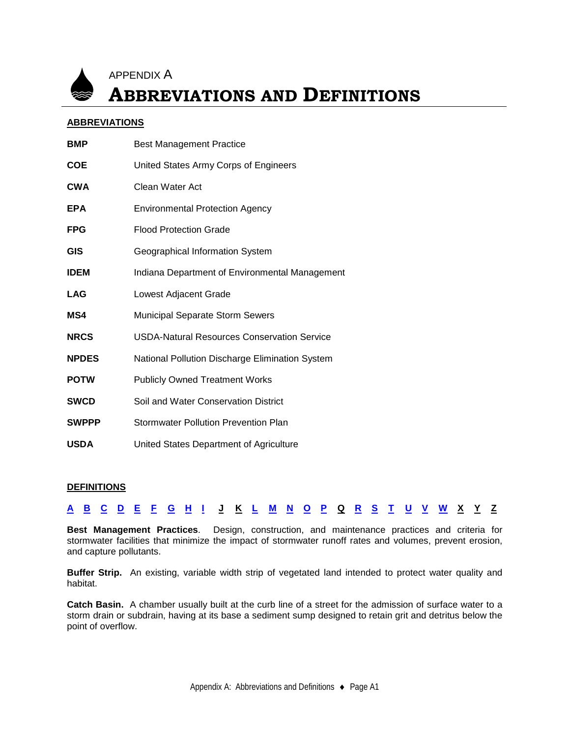APPENDIX A

# ABBREVIATIONS AND DEFINITIONS

## ABBREVIATIONS

| | |
|---|---|
| **BMP** | Best Management Practice |
| **COE** | United States Army Corps of Engineers |
| **CWA** | Clean Water Act |
| **EPA** | Environmental Protection Agency |
| **FPG** | Flood Protection Grade |
| **GIS** | Geographical Information System |
| **IDEM** | Indiana Department of Environmental Management |
| **LAG** | Lowest Adjacent Grade |
| **MS4** | Municipal Separate Storm Sewers |
| **NRCS** | USDA-Natural Resources Conservation Service |
| **NPDES** | National Pollution Discharge Elimination System |
| **POTW** | Publicly Owned Treatment Works |
| **SWCD** | Soil and Water Conservation District |
| **SWPPP** | Stormwater Pollution Prevention Plan |
| **USDA** | United States Department of Agriculture |

## DEFINITIONS

A B C D E F G H I J K L M N O P Q R S T U V W X Y Z

**Best Management Practices**. Design, construction, and maintenance practices and criteria for stormwater facilities that minimize the impact of stormwater runoff rates and volumes, prevent erosion, and capture pollutants.

**Buffer Strip.** An existing, variable width strip of vegetated land intended to protect water quality and habitat.

**Catch Basin.** A chamber usually built at the curb line of a street for the admission of surface water to a storm drain or subdrain, having at its base a sediment sump designed to retain grit and detritus below the point of overflow.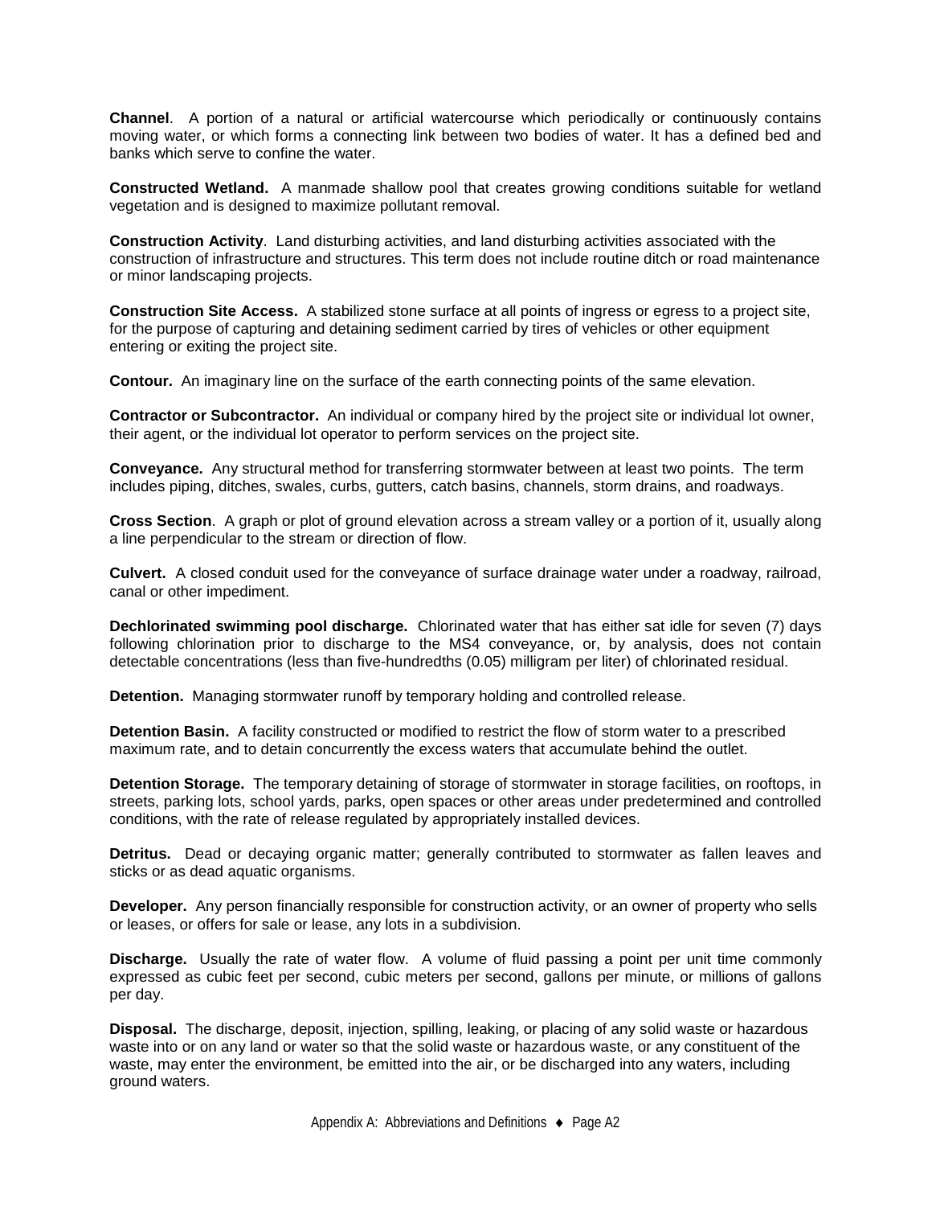**Channel**. A portion of a natural or artificial watercourse which periodically or continuously contains moving water, or which forms a connecting link between two bodies of water. It has a defined bed and banks which serve to confine the water.

**Constructed Wetland.** A manmade shallow pool that creates growing conditions suitable for wetland vegetation and is designed to maximize pollutant removal.

**Construction Activity**. Land disturbing activities, and land disturbing activities associated with the construction of infrastructure and structures. This term does not include routine ditch or road maintenance or minor landscaping projects.

**Construction Site Access.** A stabilized stone surface at all points of ingress or egress to a project site, for the purpose of capturing and detaining sediment carried by tires of vehicles or other equipment entering or exiting the project site.

**Contour.** An imaginary line on the surface of the earth connecting points of the same elevation.

**Contractor or Subcontractor.** An individual or company hired by the project site or individual lot owner, their agent, or the individual lot operator to perform services on the project site.

**Conveyance.** Any structural method for transferring stormwater between at least two points. The term includes piping, ditches, swales, curbs, gutters, catch basins, channels, storm drains, and roadways.

**Cross Section**. A graph or plot of ground elevation across a stream valley or a portion of it, usually along a line perpendicular to the stream or direction of flow.

**Culvert.** A closed conduit used for the conveyance of surface drainage water under a roadway, railroad, canal or other impediment.

**Dechlorinated swimming pool discharge.** Chlorinated water that has either sat idle for seven (7) days following chlorination prior to discharge to the MS4 conveyance, or, by analysis, does not contain detectable concentrations (less than five-hundredths (0.05) milligram per liter) of chlorinated residual.

**Detention.** Managing stormwater runoff by temporary holding and controlled release.

**Detention Basin.** A facility constructed or modified to restrict the flow of storm water to a prescribed maximum rate, and to detain concurrently the excess waters that accumulate behind the outlet.

**Detention Storage.** The temporary detaining of storage of stormwater in storage facilities, on rooftops, in streets, parking lots, school yards, parks, open spaces or other areas under predetermined and controlled conditions, with the rate of release regulated by appropriately installed devices.

**Detritus.** Dead or decaying organic matter; generally contributed to stormwater as fallen leaves and sticks or as dead aquatic organisms.

**Developer.** Any person financially responsible for construction activity, or an owner of property who sells or leases, or offers for sale or lease, any lots in a subdivision.

**Discharge.** Usually the rate of water flow. A volume of fluid passing a point per unit time commonly expressed as cubic feet per second, cubic meters per second, gallons per minute, or millions of gallons per day.

**Disposal.** The discharge, deposit, injection, spilling, leaking, or placing of any solid waste or hazardous waste into or on any land or water so that the solid waste or hazardous waste, or any constituent of the waste, may enter the environment, be emitted into the air, or be discharged into any waters, including ground waters.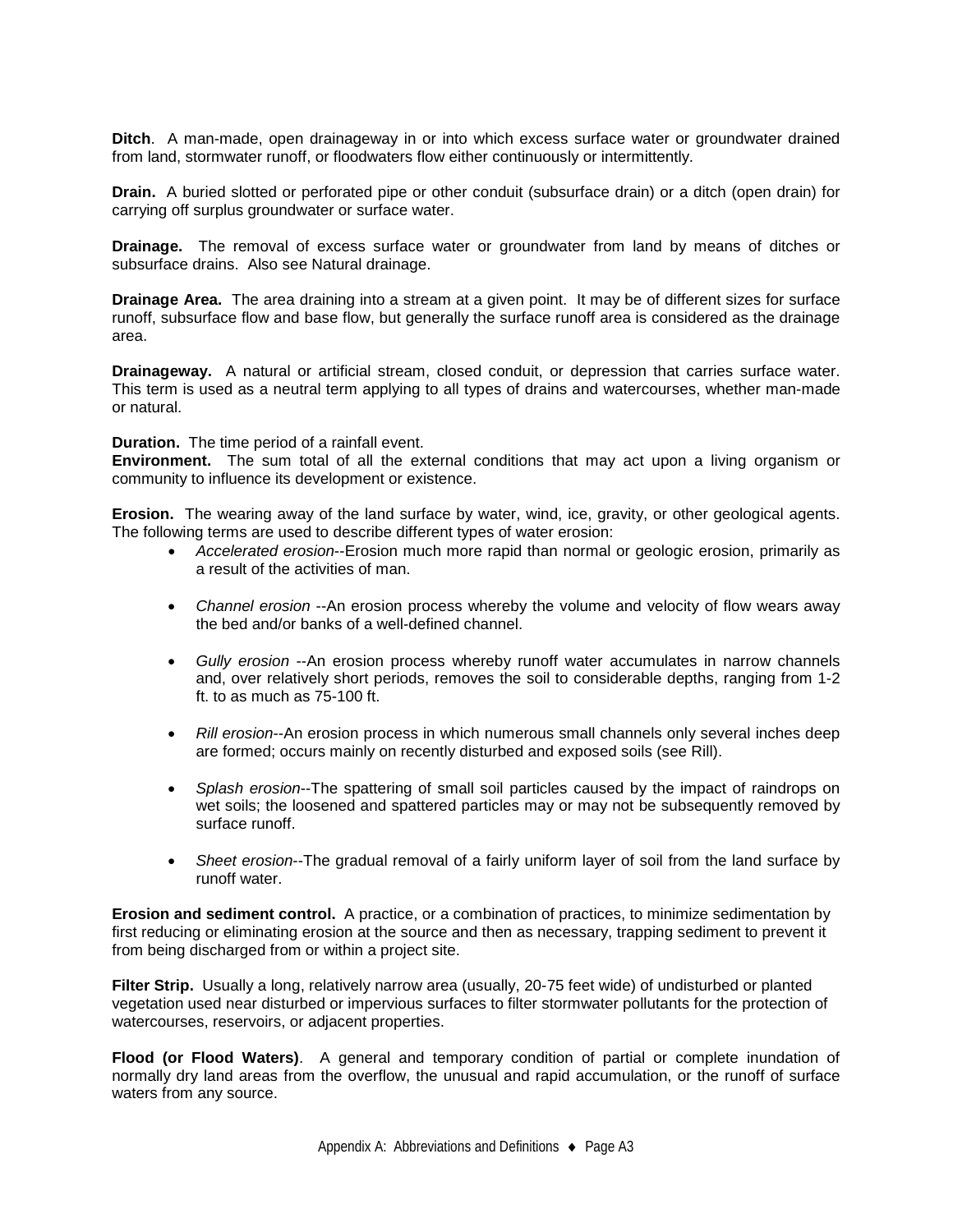**Ditch**. A man-made, open drainageway in or into which excess surface water or groundwater drained from land, stormwater runoff, or floodwaters flow either continuously or intermittently.

**Drain.** A buried slotted or perforated pipe or other conduit (subsurface drain) or a ditch (open drain) for carrying off surplus groundwater or surface water.

**Drainage.** The removal of excess surface water or groundwater from land by means of ditches or subsurface drains. Also see Natural drainage.

**Drainage Area.** The area draining into a stream at a given point. It may be of different sizes for surface runoff, subsurface flow and base flow, but generally the surface runoff area is considered as the drainage area.

**Drainageway.** A natural or artificial stream, closed conduit, or depression that carries surface water. This term is used as a neutral term applying to all types of drains and watercourses, whether man-made or natural.

**Duration.** The time period of a rainfall event.

**Environment.** The sum total of all the external conditions that may act upon a living organism or community to influence its development or existence.

**Erosion.** The wearing away of the land surface by water, wind, ice, gravity, or other geological agents. The following terms are used to describe different types of water erosion:

- *Accelerated erosion*--Erosion much more rapid than normal or geologic erosion, primarily as a result of the activities of man.
- *Channel erosion* --An erosion process whereby the volume and velocity of flow wears away the bed and/or banks of a well-defined channel.
- *Gully erosion* --An erosion process whereby runoff water accumulates in narrow channels and, over relatively short periods, removes the soil to considerable depths, ranging from 1-2 ft. to as much as 75-100 ft.
- *Rill erosion*--An erosion process in which numerous small channels only several inches deep are formed; occurs mainly on recently disturbed and exposed soils (see Rill).
- *Splash erosion*--The spattering of small soil particles caused by the impact of raindrops on wet soils; the loosened and spattered particles may or may not be subsequently removed by surface runoff.
- *Sheet erosion*--The gradual removal of a fairly uniform layer of soil from the land surface by runoff water.

**Erosion and sediment control.** A practice, or a combination of practices, to minimize sedimentation by first reducing or eliminating erosion at the source and then as necessary, trapping sediment to prevent it from being discharged from or within a project site.

**Filter Strip.** Usually a long, relatively narrow area (usually, 20-75 feet wide) of undisturbed or planted vegetation used near disturbed or impervious surfaces to filter stormwater pollutants for the protection of watercourses, reservoirs, or adjacent properties.

**Flood (or Flood Waters)**. A general and temporary condition of partial or complete inundation of normally dry land areas from the overflow, the unusual and rapid accumulation, or the runoff of surface waters from any source.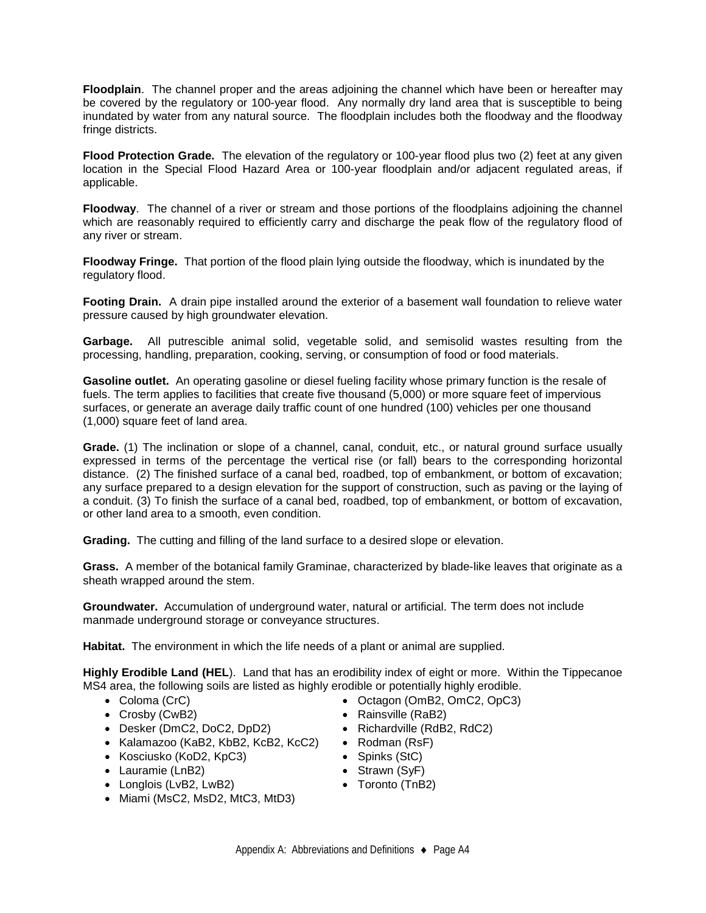**Floodplain**. The channel proper and the areas adjoining the channel which have been or hereafter may be covered by the regulatory or 100-year flood. Any normally dry land area that is susceptible to being inundated by water from any natural source. The floodplain includes both the floodway and the floodway fringe districts.

**Flood Protection Grade.** The elevation of the regulatory or 100-year flood plus two (2) feet at any given location in the Special Flood Hazard Area or 100-year floodplain and/or adjacent regulated areas, if applicable.

**Floodway**. The channel of a river or stream and those portions of the floodplains adjoining the channel which are reasonably required to efficiently carry and discharge the peak flow of the regulatory flood of any river or stream.

**Floodway Fringe.** That portion of the flood plain lying outside the floodway, which is inundated by the regulatory flood.

**Footing Drain.** A drain pipe installed around the exterior of a basement wall foundation to relieve water pressure caused by high groundwater elevation.

**Garbage.** All putrescible animal solid, vegetable solid, and semisolid wastes resulting from the processing, handling, preparation, cooking, serving, or consumption of food or food materials.

**Gasoline outlet.** An operating gasoline or diesel fueling facility whose primary function is the resale of fuels. The term applies to facilities that create five thousand (5,000) or more square feet of impervious surfaces, or generate an average daily traffic count of one hundred (100) vehicles per one thousand (1,000) square feet of land area.

**Grade.** (1) The inclination or slope of a channel, canal, conduit, etc., or natural ground surface usually expressed in terms of the percentage the vertical rise (or fall) bears to the corresponding horizontal distance. (2) The finished surface of a canal bed, roadbed, top of embankment, or bottom of excavation; any surface prepared to a design elevation for the support of construction, such as paving or the laying of a conduit. (3) To finish the surface of a canal bed, roadbed, top of embankment, or bottom of excavation, or other land area to a smooth, even condition.

**Grading.** The cutting and filling of the land surface to a desired slope or elevation.

**Grass.** A member of the botanical family Graminae, characterized by blade-like leaves that originate as a sheath wrapped around the stem.

**Groundwater.** Accumulation of underground water, natural or artificial. The term does not include manmade underground storage or conveyance structures.

**Habitat.** The environment in which the life needs of a plant or animal are supplied.

**Highly Erodible Land (HEL**). Land that has an erodibility index of eight or more. Within the Tippecanoe MS4 area, the following soils are listed as highly erodible or potentially highly erodible.

- Coloma (CrC)
- Crosby (CwB2)
- Desker (DmC2, DoC2, DpD2)
- Kalamazoo (KaB2, KbB2, KcB2, KcC2)
- Kosciusko (KoD2, KpC3)
- Lauramie (LnB2)
- Longlois (LvB2, LwB2)
- Miami (MsC2, MsD2, MtC3, MtD3)
- Octagon (OmB2, OmC2, OpC3)
- Rainsville (RaB2)
- Richardville (RdB2, RdC2)
- Rodman (RsF)
- Spinks (StC)
- Strawn (SyF)
- Toronto (TnB2)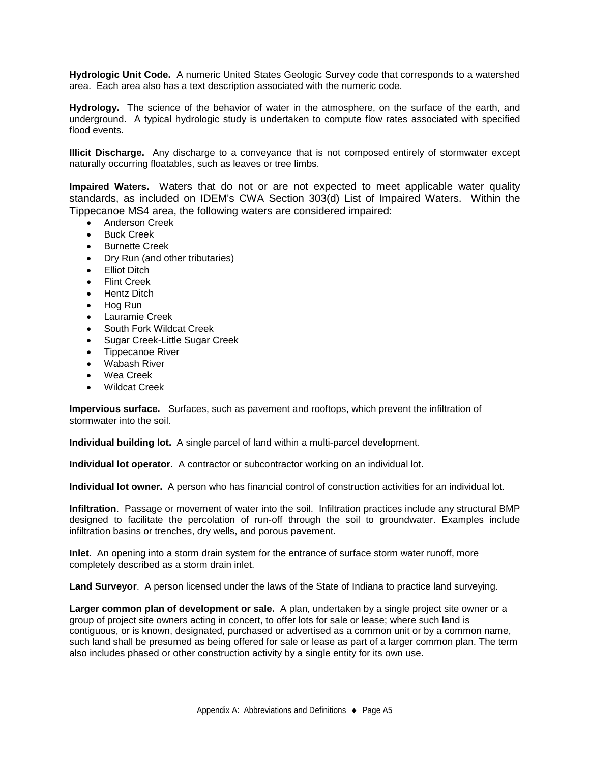**Hydrologic Unit Code.** A numeric United States Geologic Survey code that corresponds to a watershed area. Each area also has a text description associated with the numeric code.

**Hydrology.** The science of the behavior of water in the atmosphere, on the surface of the earth, and underground. A typical hydrologic study is undertaken to compute flow rates associated with specified flood events.

**Illicit Discharge.** Any discharge to a conveyance that is not composed entirely of stormwater except naturally occurring floatables, such as leaves or tree limbs.

**Impaired Waters.** Waters that do not or are not expected to meet applicable water quality standards, as included on IDEM's CWA Section 303(d) List of Impaired Waters. Within the Tippecanoe MS4 area, the following waters are considered impaired:

- Anderson Creek
- Buck Creek
- Burnette Creek
- Dry Run (and other tributaries)
- Elliot Ditch
- Flint Creek
- Hentz Ditch
- Hog Run
- Lauramie Creek
- South Fork Wildcat Creek
- Sugar Creek-Little Sugar Creek
- Tippecanoe River
- Wabash River
- Wea Creek
- Wildcat Creek

**Impervious surface.** Surfaces, such as pavement and rooftops, which prevent the infiltration of stormwater into the soil.

**Individual building lot.** A single parcel of land within a multi-parcel development.

**Individual lot operator.** A contractor or subcontractor working on an individual lot.

**Individual lot owner.** A person who has financial control of construction activities for an individual lot.

**Infiltration**. Passage or movement of water into the soil. Infiltration practices include any structural BMP designed to facilitate the percolation of run-off through the soil to groundwater. Examples include infiltration basins or trenches, dry wells, and porous pavement.

**Inlet.** An opening into a storm drain system for the entrance of surface storm water runoff, more completely described as a storm drain inlet.

**Land Surveyor**. A person licensed under the laws of the State of Indiana to practice land surveying.

**Larger common plan of development or sale.** A plan, undertaken by a single project site owner or a group of project site owners acting in concert, to offer lots for sale or lease; where such land is contiguous, or is known, designated, purchased or advertised as a common unit or by a common name, such land shall be presumed as being offered for sale or lease as part of a larger common plan. The term also includes phased or other construction activity by a single entity for its own use.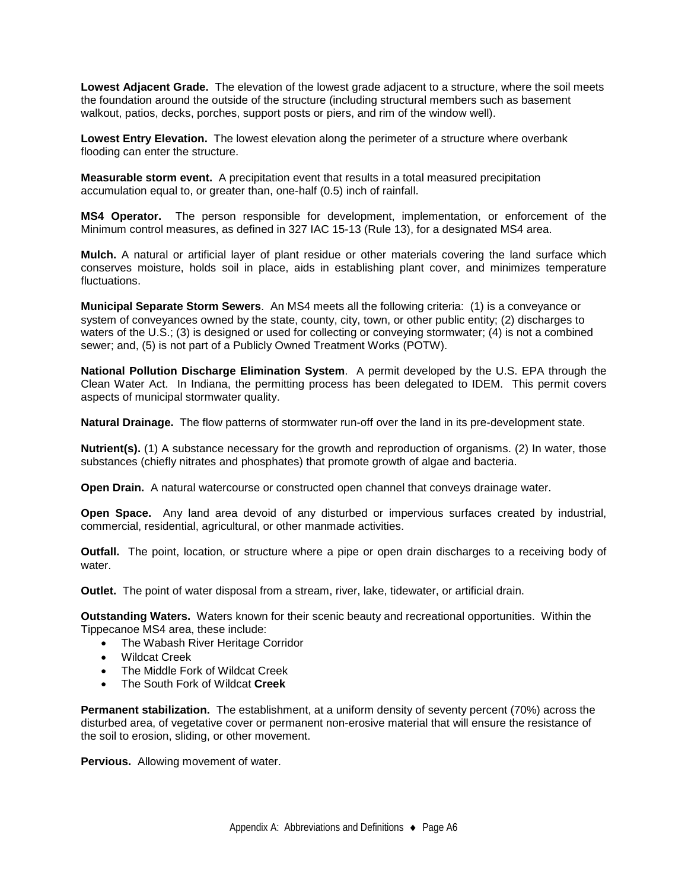**Lowest Adjacent Grade.** The elevation of the lowest grade adjacent to a structure, where the soil meets the foundation around the outside of the structure (including structural members such as basement walkout, patios, decks, porches, support posts or piers, and rim of the window well).

**Lowest Entry Elevation.** The lowest elevation along the perimeter of a structure where overbank flooding can enter the structure.

**Measurable storm event.** A precipitation event that results in a total measured precipitation accumulation equal to, or greater than, one-half (0.5) inch of rainfall.

**MS4 Operator.** The person responsible for development, implementation, or enforcement of the Minimum control measures, as defined in 327 IAC 15-13 (Rule 13), for a designated MS4 area.

**Mulch.** A natural or artificial layer of plant residue or other materials covering the land surface which conserves moisture, holds soil in place, aids in establishing plant cover, and minimizes temperature fluctuations.

**Municipal Separate Storm Sewers**. An MS4 meets all the following criteria: (1) is a conveyance or system of conveyances owned by the state, county, city, town, or other public entity; (2) discharges to waters of the U.S.; (3) is designed or used for collecting or conveying stormwater; (4) is not a combined sewer; and, (5) is not part of a Publicly Owned Treatment Works (POTW).

**National Pollution Discharge Elimination System**. A permit developed by the U.S. EPA through the Clean Water Act. In Indiana, the permitting process has been delegated to IDEM. This permit covers aspects of municipal stormwater quality.

**Natural Drainage.** The flow patterns of stormwater run-off over the land in its pre-development state.

**Nutrient(s).** (1) A substance necessary for the growth and reproduction of organisms. (2) In water, those substances (chiefly nitrates and phosphates) that promote growth of algae and bacteria.

**Open Drain.** A natural watercourse or constructed open channel that conveys drainage water.

**Open Space.** Any land area devoid of any disturbed or impervious surfaces created by industrial, commercial, residential, agricultural, or other manmade activities.

**Outfall.** The point, location, or structure where a pipe or open drain discharges to a receiving body of water.

**Outlet.** The point of water disposal from a stream, river, lake, tidewater, or artificial drain.

**Outstanding Waters.** Waters known for their scenic beauty and recreational opportunities. Within the Tippecanoe MS4 area, these include:

- The Wabash River Heritage Corridor
- Wildcat Creek
- The Middle Fork of Wildcat Creek
- The South Fork of Wildcat **Creek**

**Permanent stabilization.** The establishment, at a uniform density of seventy percent (70%) across the disturbed area, of vegetative cover or permanent non-erosive material that will ensure the resistance of the soil to erosion, sliding, or other movement.

**Pervious.** Allowing movement of water.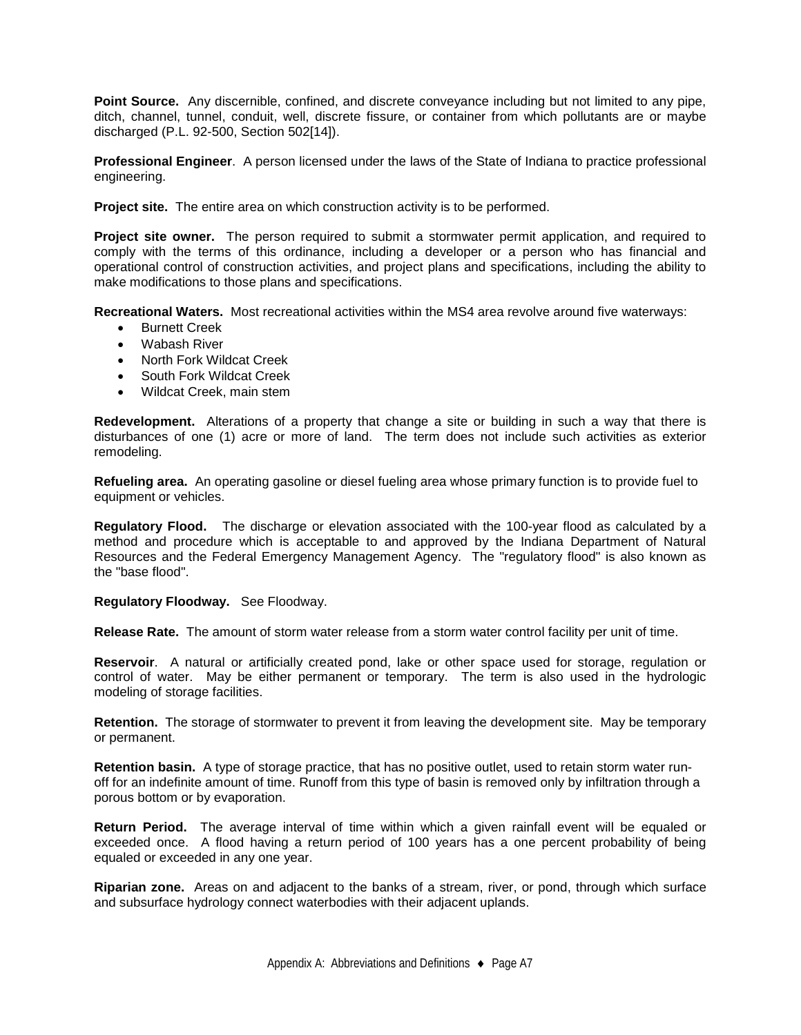**Point Source.** Any discernible, confined, and discrete conveyance including but not limited to any pipe, ditch, channel, tunnel, conduit, well, discrete fissure, or container from which pollutants are or maybe discharged (P.L. 92-500, Section 502[14]).

**Professional Engineer**. A person licensed under the laws of the State of Indiana to practice professional engineering.

**Project site.** The entire area on which construction activity is to be performed.

**Project site owner.** The person required to submit a stormwater permit application, and required to comply with the terms of this ordinance, including a developer or a person who has financial and operational control of construction activities, and project plans and specifications, including the ability to make modifications to those plans and specifications.

**Recreational Waters.** Most recreational activities within the MS4 area revolve around five waterways:

- Burnett Creek
- Wabash River
- North Fork Wildcat Creek
- South Fork Wildcat Creek
- Wildcat Creek, main stem

**Redevelopment.** Alterations of a property that change a site or building in such a way that there is disturbances of one (1) acre or more of land. The term does not include such activities as exterior remodeling.

**Refueling area.** An operating gasoline or diesel fueling area whose primary function is to provide fuel to equipment or vehicles.

**Regulatory Flood.** The discharge or elevation associated with the 100-year flood as calculated by a method and procedure which is acceptable to and approved by the Indiana Department of Natural Resources and the Federal Emergency Management Agency. The "regulatory flood" is also known as the "base flood".

**Regulatory Floodway.** See Floodway.

**Release Rate.** The amount of storm water release from a storm water control facility per unit of time.

**Reservoir**. A natural or artificially created pond, lake or other space used for storage, regulation or control of water. May be either permanent or temporary. The term is also used in the hydrologic modeling of storage facilities.

**Retention.** The storage of stormwater to prevent it from leaving the development site. May be temporary or permanent.

**Retention basin.** A type of storage practice, that has no positive outlet, used to retain storm water run-off for an indefinite amount of time. Runoff from this type of basin is removed only by infiltration through a porous bottom or by evaporation.

**Return Period.** The average interval of time within which a given rainfall event will be equaled or exceeded once. A flood having a return period of 100 years has a one percent probability of being equaled or exceeded in any one year.

**Riparian zone.** Areas on and adjacent to the banks of a stream, river, or pond, through which surface and subsurface hydrology connect waterbodies with their adjacent uplands.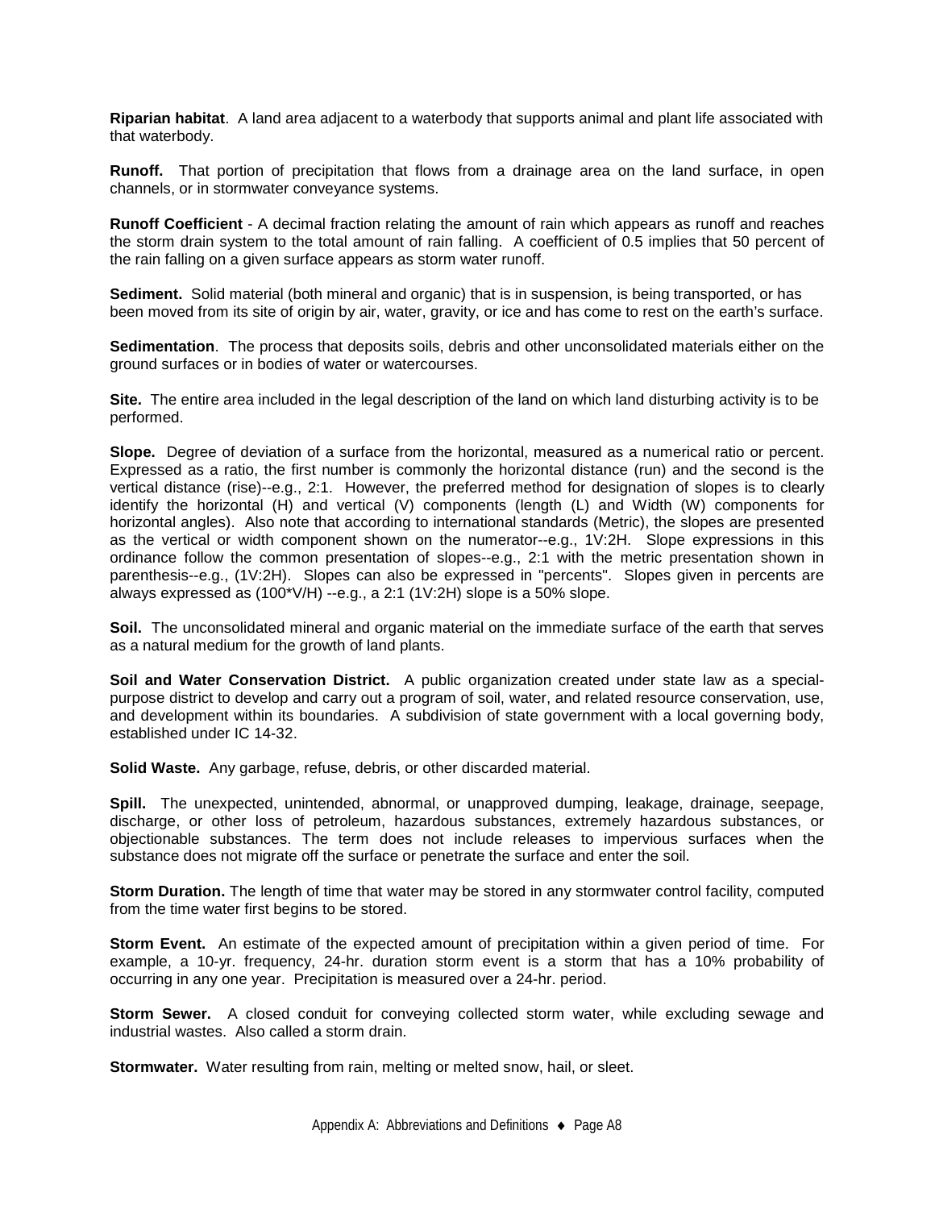**Riparian habitat**. A land area adjacent to a waterbody that supports animal and plant life associated with that waterbody.

**Runoff.** That portion of precipitation that flows from a drainage area on the land surface, in open channels, or in stormwater conveyance systems.

**Runoff Coefficient** - A decimal fraction relating the amount of rain which appears as runoff and reaches the storm drain system to the total amount of rain falling. A coefficient of 0.5 implies that 50 percent of the rain falling on a given surface appears as storm water runoff.

**Sediment.** Solid material (both mineral and organic) that is in suspension, is being transported, or has been moved from its site of origin by air, water, gravity, or ice and has come to rest on the earth's surface.

**Sedimentation**. The process that deposits soils, debris and other unconsolidated materials either on the ground surfaces or in bodies of water or watercourses.

**Site.** The entire area included in the legal description of the land on which land disturbing activity is to be performed.

**Slope.** Degree of deviation of a surface from the horizontal, measured as a numerical ratio or percent. Expressed as a ratio, the first number is commonly the horizontal distance (run) and the second is the vertical distance (rise)--e.g., 2:1. However, the preferred method for designation of slopes is to clearly identify the horizontal (H) and vertical (V) components (length (L) and Width (W) components for horizontal angles). Also note that according to international standards (Metric), the slopes are presented as the vertical or width component shown on the numerator--e.g., 1V:2H. Slope expressions in this ordinance follow the common presentation of slopes--e.g., 2:1 with the metric presentation shown in parenthesis--e.g., (1V:2H). Slopes can also be expressed in "percents". Slopes given in percents are always expressed as (100*V/H) --e.g., a 2:1 (1V:2H) slope is a 50% slope.

**Soil.** The unconsolidated mineral and organic material on the immediate surface of the earth that serves as a natural medium for the growth of land plants.

**Soil and Water Conservation District.** A public organization created under state law as a special-purpose district to develop and carry out a program of soil, water, and related resource conservation, use, and development within its boundaries. A subdivision of state government with a local governing body, established under IC 14-32.

**Solid Waste.** Any garbage, refuse, debris, or other discarded material.

**Spill.** The unexpected, unintended, abnormal, or unapproved dumping, leakage, drainage, seepage, discharge, or other loss of petroleum, hazardous substances, extremely hazardous substances, or objectionable substances. The term does not include releases to impervious surfaces when the substance does not migrate off the surface or penetrate the surface and enter the soil.

**Storm Duration.** The length of time that water may be stored in any stormwater control facility, computed from the time water first begins to be stored.

**Storm Event.** An estimate of the expected amount of precipitation within a given period of time. For example, a 10-yr. frequency, 24-hr. duration storm event is a storm that has a 10% probability of occurring in any one year. Precipitation is measured over a 24-hr. period.

**Storm Sewer.** A closed conduit for conveying collected storm water, while excluding sewage and industrial wastes. Also called a storm drain.

**Stormwater.** Water resulting from rain, melting or melted snow, hail, or sleet.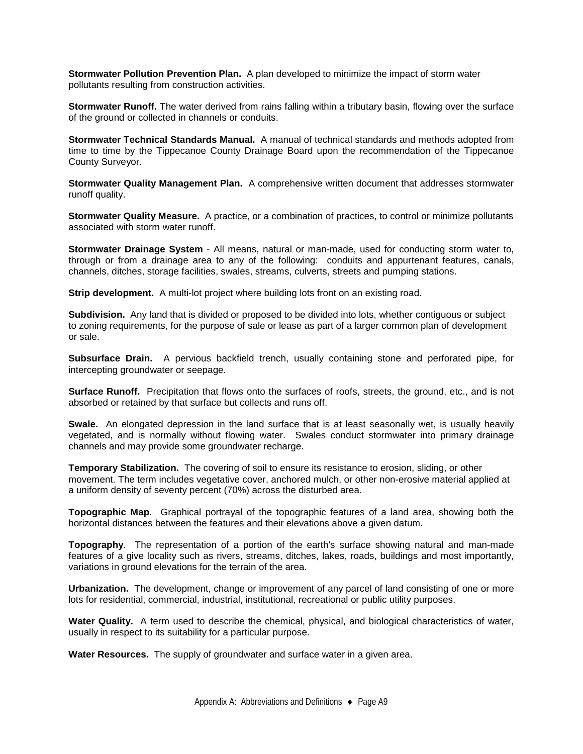**Stormwater Pollution Prevention Plan.** A plan developed to minimize the impact of storm water pollutants resulting from construction activities.

**Stormwater Runoff.** The water derived from rains falling within a tributary basin, flowing over the surface of the ground or collected in channels or conduits.

**Stormwater Technical Standards Manual.** A manual of technical standards and methods adopted from time to time by the Tippecanoe County Drainage Board upon the recommendation of the Tippecanoe County Surveyor.

**Stormwater Quality Management Plan.** A comprehensive written document that addresses stormwater runoff quality.

**Stormwater Quality Measure.** A practice, or a combination of practices, to control or minimize pollutants associated with storm water runoff.

**Stormwater Drainage System** - All means, natural or man-made, used for conducting storm water to, through or from a drainage area to any of the following: conduits and appurtenant features, canals, channels, ditches, storage facilities, swales, streams, culverts, streets and pumping stations.

**Strip development.** A multi-lot project where building lots front on an existing road.

**Subdivision.** Any land that is divided or proposed to be divided into lots, whether contiguous or subject to zoning requirements, for the purpose of sale or lease as part of a larger common plan of development or sale.

**Subsurface Drain.** A pervious backfield trench, usually containing stone and perforated pipe, for intercepting groundwater or seepage.

**Surface Runoff.** Precipitation that flows onto the surfaces of roofs, streets, the ground, etc., and is not absorbed or retained by that surface but collects and runs off.

**Swale.** An elongated depression in the land surface that is at least seasonally wet, is usually heavily vegetated, and is normally without flowing water. Swales conduct stormwater into primary drainage channels and may provide some groundwater recharge.

**Temporary Stabilization.** The covering of soil to ensure its resistance to erosion, sliding, or other movement. The term includes vegetative cover, anchored mulch, or other non-erosive material applied at a uniform density of seventy percent (70%) across the disturbed area.

**Topographic Map**. Graphical portrayal of the topographic features of a land area, showing both the horizontal distances between the features and their elevations above a given datum.

**Topography**. The representation of a portion of the earth's surface showing natural and man-made features of a give locality such as rivers, streams, ditches, lakes, roads, buildings and most importantly, variations in ground elevations for the terrain of the area.

**Urbanization.** The development, change or improvement of any parcel of land consisting of one or more lots for residential, commercial, industrial, institutional, recreational or public utility purposes.

**Water Quality.** A term used to describe the chemical, physical, and biological characteristics of water, usually in respect to its suitability for a particular purpose.

**Water Resources.** The supply of groundwater and surface water in a given area.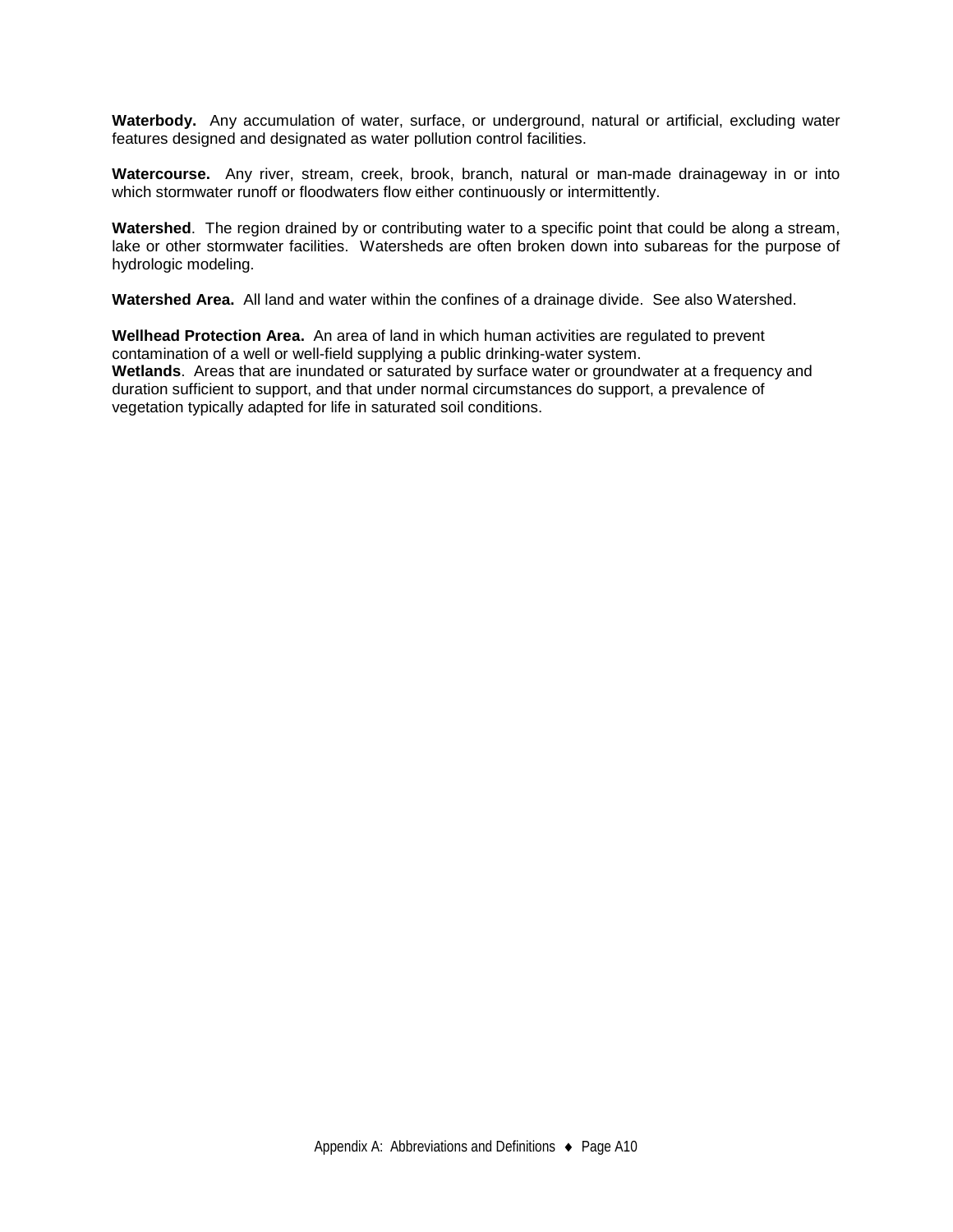**Waterbody.** Any accumulation of water, surface, or underground, natural or artificial, excluding water features designed and designated as water pollution control facilities.

**Watercourse.** Any river, stream, creek, brook, branch, natural or man-made drainageway in or into which stormwater runoff or floodwaters flow either continuously or intermittently.

**Watershed**. The region drained by or contributing water to a specific point that could be along a stream, lake or other stormwater facilities. Watersheds are often broken down into subareas for the purpose of hydrologic modeling.

**Watershed Area.** All land and water within the confines of a drainage divide. See also Watershed.

**Wellhead Protection Area.** An area of land in which human activities are regulated to prevent contamination of a well or well-field supplying a public drinking-water system.

**Wetlands**. Areas that are inundated or saturated by surface water or groundwater at a frequency and duration sufficient to support, and that under normal circumstances do support, a prevalence of vegetation typically adapted for life in saturated soil conditions.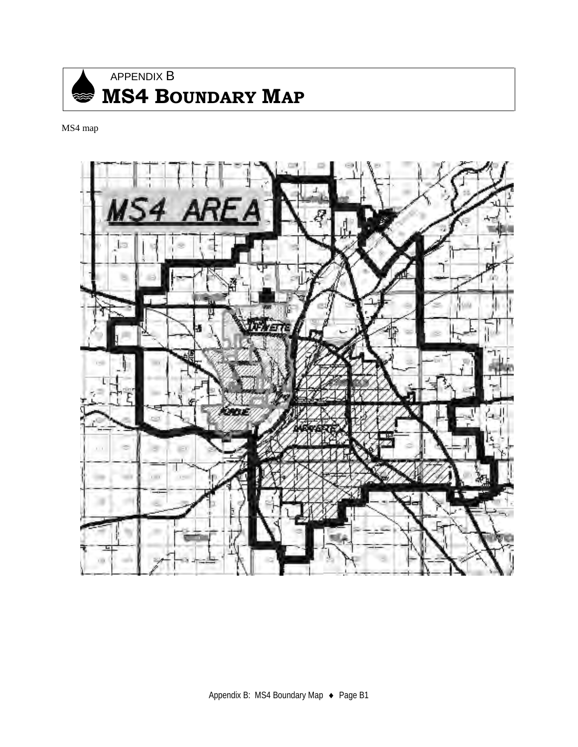# APPENDIX B
# MS4 BOUNDARY MAP

MS4 map

MS4 AREA

LAFAYETTE

PURDUE

LAFAYETTE